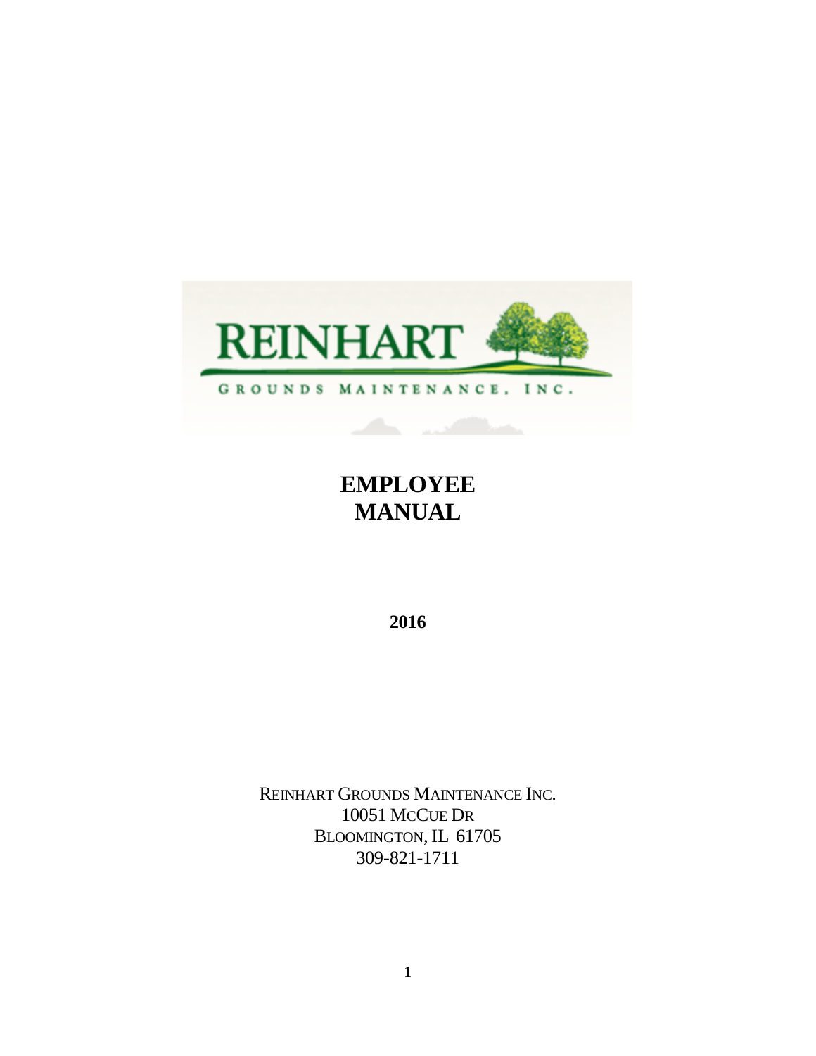REINHART

GROUNDS MAINTENANCE, INC.

# EMPLOYEE MANUAL

**2016**

REINHART GROUNDS MAINTENANCE INC.
10051 MCCUE DR
BLOOMINGTON, IL 61705
309-821-1711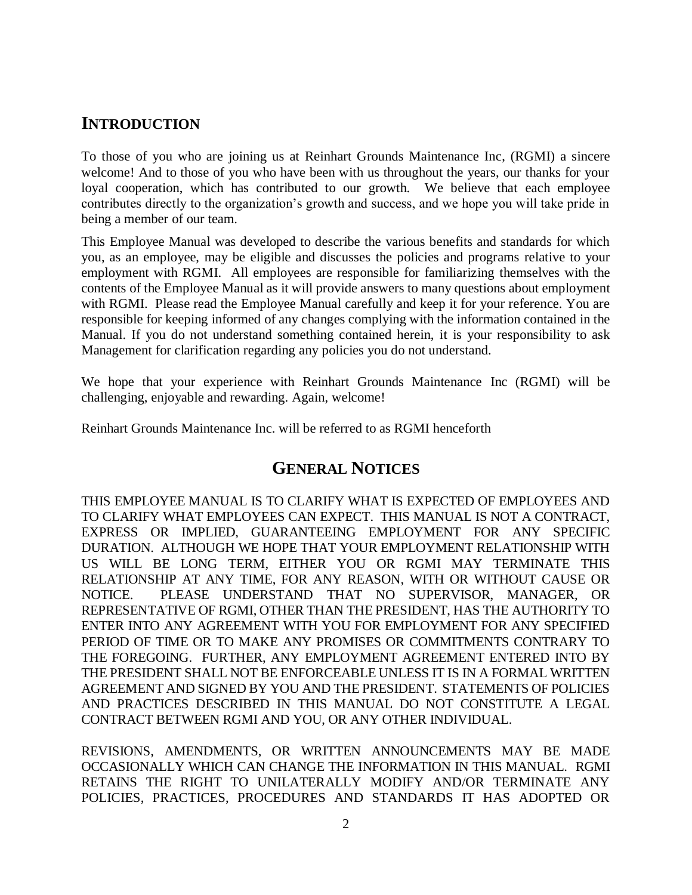## INTRODUCTION

To those of you who are joining us at Reinhart Grounds Maintenance Inc, (RGMI) a sincere welcome! And to those of you who have been with us throughout the years, our thanks for your loyal cooperation, which has contributed to our growth. We believe that each employee contributes directly to the organization's growth and success, and we hope you will take pride in being a member of our team.

This Employee Manual was developed to describe the various benefits and standards for which you, as an employee, may be eligible and discusses the policies and programs relative to your employment with RGMI. All employees are responsible for familiarizing themselves with the contents of the Employee Manual as it will provide answers to many questions about employment with RGMI. Please read the Employee Manual carefully and keep it for your reference. You are responsible for keeping informed of any changes complying with the information contained in the Manual. If you do not understand something contained herein, it is your responsibility to ask Management for clarification regarding any policies you do not understand.

We hope that your experience with Reinhart Grounds Maintenance Inc (RGMI) will be challenging, enjoyable and rewarding. Again, welcome!

Reinhart Grounds Maintenance Inc. will be referred to as RGMI henceforth

## GENERAL NOTICES

THIS EMPLOYEE MANUAL IS TO CLARIFY WHAT IS EXPECTED OF EMPLOYEES AND TO CLARIFY WHAT EMPLOYEES CAN EXPECT. THIS MANUAL IS NOT A CONTRACT, EXPRESS OR IMPLIED, GUARANTEEING EMPLOYMENT FOR ANY SPECIFIC DURATION. ALTHOUGH WE HOPE THAT YOUR EMPLOYMENT RELATIONSHIP WITH US WILL BE LONG TERM, EITHER YOU OR RGMI MAY TERMINATE THIS RELATIONSHIP AT ANY TIME, FOR ANY REASON, WITH OR WITHOUT CAUSE OR NOTICE. PLEASE UNDERSTAND THAT NO SUPERVISOR, MANAGER, OR REPRESENTATIVE OF RGMI, OTHER THAN THE PRESIDENT, HAS THE AUTHORITY TO ENTER INTO ANY AGREEMENT WITH YOU FOR EMPLOYMENT FOR ANY SPECIFIED PERIOD OF TIME OR TO MAKE ANY PROMISES OR COMMITMENTS CONTRARY TO THE FOREGOING. FURTHER, ANY EMPLOYMENT AGREEMENT ENTERED INTO BY THE PRESIDENT SHALL NOT BE ENFORCEABLE UNLESS IT IS IN A FORMAL WRITTEN AGREEMENT AND SIGNED BY YOU AND THE PRESIDENT. STATEMENTS OF POLICIES AND PRACTICES DESCRIBED IN THIS MANUAL DO NOT CONSTITUTE A LEGAL CONTRACT BETWEEN RGMI AND YOU, OR ANY OTHER INDIVIDUAL.

REVISIONS, AMENDMENTS, OR WRITTEN ANNOUNCEMENTS MAY BE MADE OCCASIONALLY WHICH CAN CHANGE THE INFORMATION IN THIS MANUAL. RGMI RETAINS THE RIGHT TO UNILATERALLY MODIFY AND/OR TERMINATE ANY POLICIES, PRACTICES, PROCEDURES AND STANDARDS IT HAS ADOPTED OR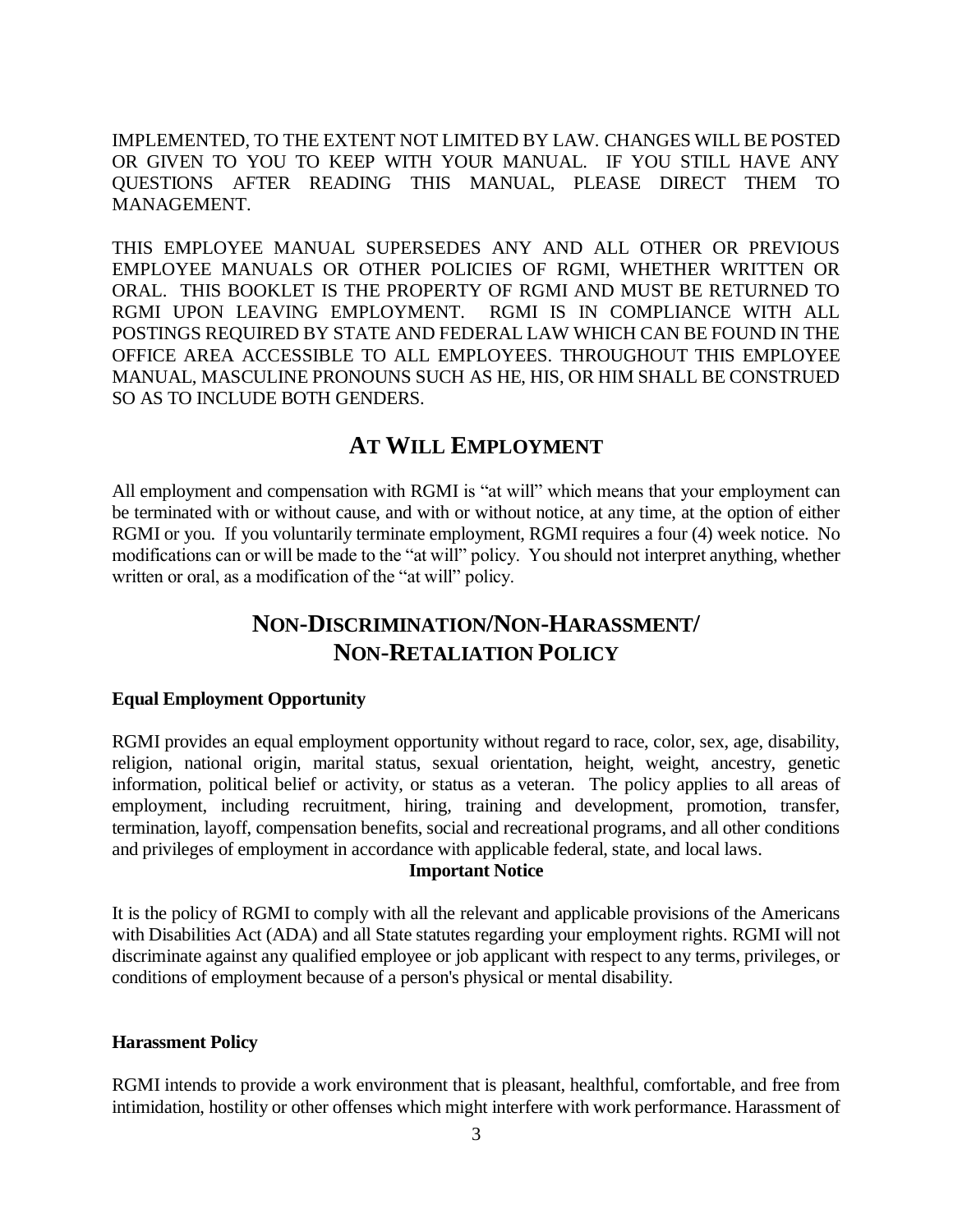IMPLEMENTED, TO THE EXTENT NOT LIMITED BY LAW. CHANGES WILL BE POSTED OR GIVEN TO YOU TO KEEP WITH YOUR MANUAL. IF YOU STILL HAVE ANY QUESTIONS AFTER READING THIS MANUAL, PLEASE DIRECT THEM TO MANAGEMENT.

THIS EMPLOYEE MANUAL SUPERSEDES ANY AND ALL OTHER OR PREVIOUS EMPLOYEE MANUALS OR OTHER POLICIES OF RGMI, WHETHER WRITTEN OR ORAL. THIS BOOKLET IS THE PROPERTY OF RGMI AND MUST BE RETURNED TO RGMI UPON LEAVING EMPLOYMENT. RGMI IS IN COMPLIANCE WITH ALL POSTINGS REQUIRED BY STATE AND FEDERAL LAW WHICH CAN BE FOUND IN THE OFFICE AREA ACCESSIBLE TO ALL EMPLOYEES. THROUGHOUT THIS EMPLOYEE MANUAL, MASCULINE PRONOUNS SUCH AS HE, HIS, OR HIM SHALL BE CONSTRUED SO AS TO INCLUDE BOTH GENDERS.

## AT WILL EMPLOYMENT

All employment and compensation with RGMI is "at will" which means that your employment can be terminated with or without cause, and with or without notice, at any time, at the option of either RGMI or you. If you voluntarily terminate employment, RGMI requires a four (4) week notice. No modifications can or will be made to the "at will" policy. You should not interpret anything, whether written or oral, as a modification of the "at will" policy.

## NON-DISCRIMINATION/NON-HARASSMENT/ NON-RETALIATION POLICY

**Equal Employment Opportunity**

RGMI provides an equal employment opportunity without regard to race, color, sex, age, disability, religion, national origin, marital status, sexual orientation, height, weight, ancestry, genetic information, political belief or activity, or status as a veteran. The policy applies to all areas of employment, including recruitment, hiring, training and development, promotion, transfer, termination, layoff, compensation benefits, social and recreational programs, and all other conditions and privileges of employment in accordance with applicable federal, state, and local laws.

**Important Notice**

It is the policy of RGMI to comply with all the relevant and applicable provisions of the Americans with Disabilities Act (ADA) and all State statutes regarding your employment rights. RGMI will not discriminate against any qualified employee or job applicant with respect to any terms, privileges, or conditions of employment because of a person's physical or mental disability.

**Harassment Policy**

RGMI intends to provide a work environment that is pleasant, healthful, comfortable, and free from intimidation, hostility or other offenses which might interfere with work performance. Harassment of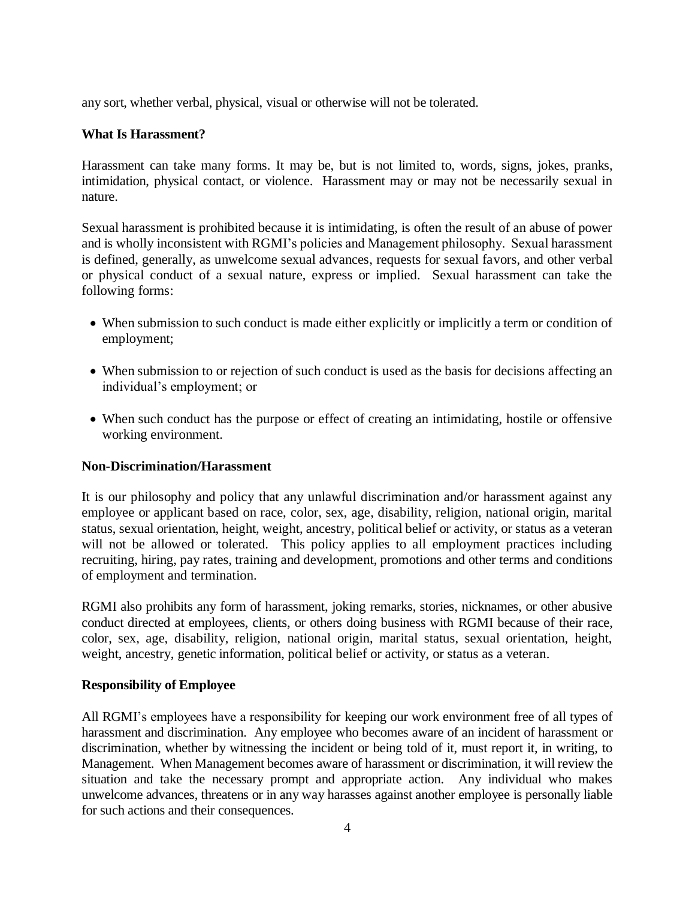any sort, whether verbal, physical, visual or otherwise will not be tolerated.

**What Is Harassment?**

Harassment can take many forms. It may be, but is not limited to, words, signs, jokes, pranks, intimidation, physical contact, or violence. Harassment may or may not be necessarily sexual in nature.

Sexual harassment is prohibited because it is intimidating, is often the result of an abuse of power and is wholly inconsistent with RGMI's policies and Management philosophy. Sexual harassment is defined, generally, as unwelcome sexual advances, requests for sexual favors, and other verbal or physical conduct of a sexual nature, express or implied. Sexual harassment can take the following forms:

- When submission to such conduct is made either explicitly or implicitly a term or condition of employment;
- When submission to or rejection of such conduct is used as the basis for decisions affecting an individual's employment; or
- When such conduct has the purpose or effect of creating an intimidating, hostile or offensive working environment.

**Non-Discrimination/Harassment**

It is our philosophy and policy that any unlawful discrimination and/or harassment against any employee or applicant based on race, color, sex, age, disability, religion, national origin, marital status, sexual orientation, height, weight, ancestry, political belief or activity, or status as a veteran will not be allowed or tolerated. This policy applies to all employment practices including recruiting, hiring, pay rates, training and development, promotions and other terms and conditions of employment and termination.

RGMI also prohibits any form of harassment, joking remarks, stories, nicknames, or other abusive conduct directed at employees, clients, or others doing business with RGMI because of their race, color, sex, age, disability, religion, national origin, marital status, sexual orientation, height, weight, ancestry, genetic information, political belief or activity, or status as a veteran.

**Responsibility of Employee**

All RGMI's employees have a responsibility for keeping our work environment free of all types of harassment and discrimination. Any employee who becomes aware of an incident of harassment or discrimination, whether by witnessing the incident or being told of it, must report it, in writing, to Management. When Management becomes aware of harassment or discrimination, it will review the situation and take the necessary prompt and appropriate action. Any individual who makes unwelcome advances, threatens or in any way harasses against another employee is personally liable for such actions and their consequences.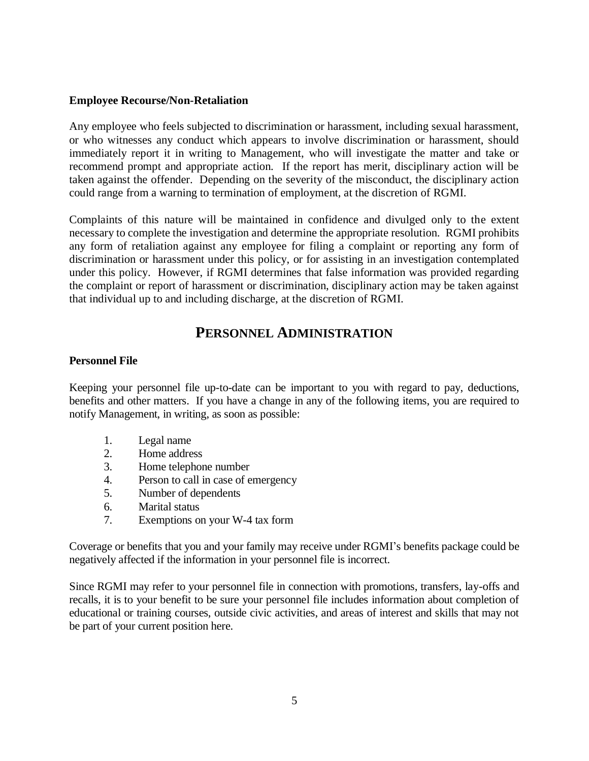**Employee Recourse/Non-Retaliation**

Any employee who feels subjected to discrimination or harassment, including sexual harassment, or who witnesses any conduct which appears to involve discrimination or harassment, should immediately report it in writing to Management, who will investigate the matter and take or recommend prompt and appropriate action. If the report has merit, disciplinary action will be taken against the offender. Depending on the severity of the misconduct, the disciplinary action could range from a warning to termination of employment, at the discretion of RGMI.

Complaints of this nature will be maintained in confidence and divulged only to the extent necessary to complete the investigation and determine the appropriate resolution. RGMI prohibits any form of retaliation against any employee for filing a complaint or reporting any form of discrimination or harassment under this policy, or for assisting in an investigation contemplated under this policy. However, if RGMI determines that false information was provided regarding the complaint or report of harassment or discrimination, disciplinary action may be taken against that individual up to and including discharge, at the discretion of RGMI.

## PERSONNEL ADMINISTRATION

**Personnel File**

Keeping your personnel file up-to-date can be important to you with regard to pay, deductions, benefits and other matters. If you have a change in any of the following items, you are required to notify Management, in writing, as soon as possible:

1. Legal name
2. Home address
3. Home telephone number
4. Person to call in case of emergency
5. Number of dependents
6. Marital status
7. Exemptions on your W-4 tax form

Coverage or benefits that you and your family may receive under RGMI's benefits package could be negatively affected if the information in your personnel file is incorrect.

Since RGMI may refer to your personnel file in connection with promotions, transfers, lay-offs and recalls, it is to your benefit to be sure your personnel file includes information about completion of educational or training courses, outside civic activities, and areas of interest and skills that may not be part of your current position here.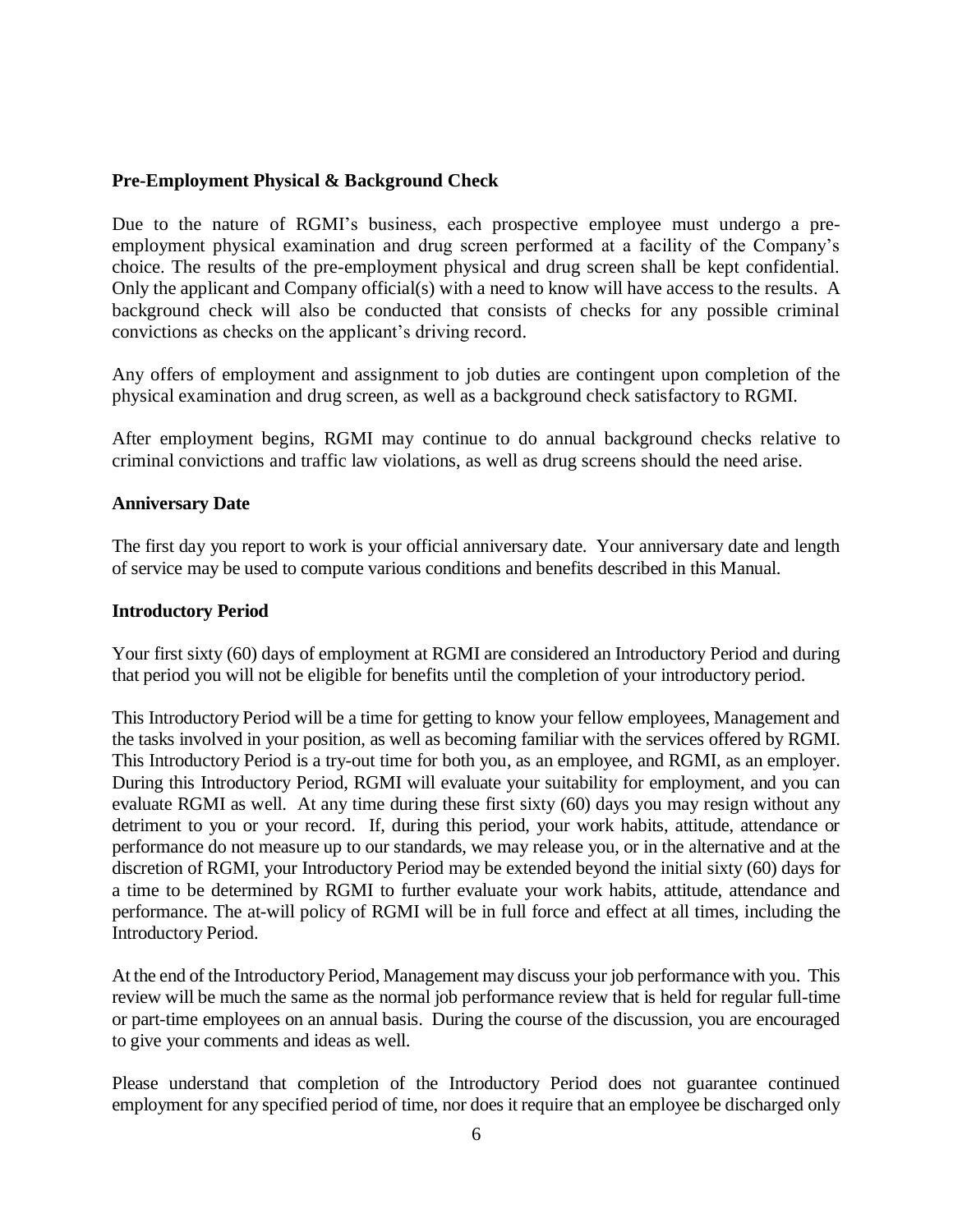**Pre-Employment Physical & Background Check**

Due to the nature of RGMI's business, each prospective employee must undergo a pre-employment physical examination and drug screen performed at a facility of the Company's choice. The results of the pre-employment physical and drug screen shall be kept confidential. Only the applicant and Company official(s) with a need to know will have access to the results. A background check will also be conducted that consists of checks for any possible criminal convictions as checks on the applicant's driving record.

Any offers of employment and assignment to job duties are contingent upon completion of the physical examination and drug screen, as well as a background check satisfactory to RGMI.

After employment begins, RGMI may continue to do annual background checks relative to criminal convictions and traffic law violations, as well as drug screens should the need arise.

**Anniversary Date**

The first day you report to work is your official anniversary date. Your anniversary date and length of service may be used to compute various conditions and benefits described in this Manual.

**Introductory Period**

Your first sixty (60) days of employment at RGMI are considered an Introductory Period and during that period you will not be eligible for benefits until the completion of your introductory period.

This Introductory Period will be a time for getting to know your fellow employees, Management and the tasks involved in your position, as well as becoming familiar with the services offered by RGMI. This Introductory Period is a try-out time for both you, as an employee, and RGMI, as an employer. During this Introductory Period, RGMI will evaluate your suitability for employment, and you can evaluate RGMI as well. At any time during these first sixty (60) days you may resign without any detriment to you or your record. If, during this period, your work habits, attitude, attendance or performance do not measure up to our standards, we may release you, or in the alternative and at the discretion of RGMI, your Introductory Period may be extended beyond the initial sixty (60) days for a time to be determined by RGMI to further evaluate your work habits, attitude, attendance and performance. The at-will policy of RGMI will be in full force and effect at all times, including the Introductory Period.

At the end of the Introductory Period, Management may discuss your job performance with you. This review will be much the same as the normal job performance review that is held for regular full-time or part-time employees on an annual basis. During the course of the discussion, you are encouraged to give your comments and ideas as well.

Please understand that completion of the Introductory Period does not guarantee continued employment for any specified period of time, nor does it require that an employee be discharged only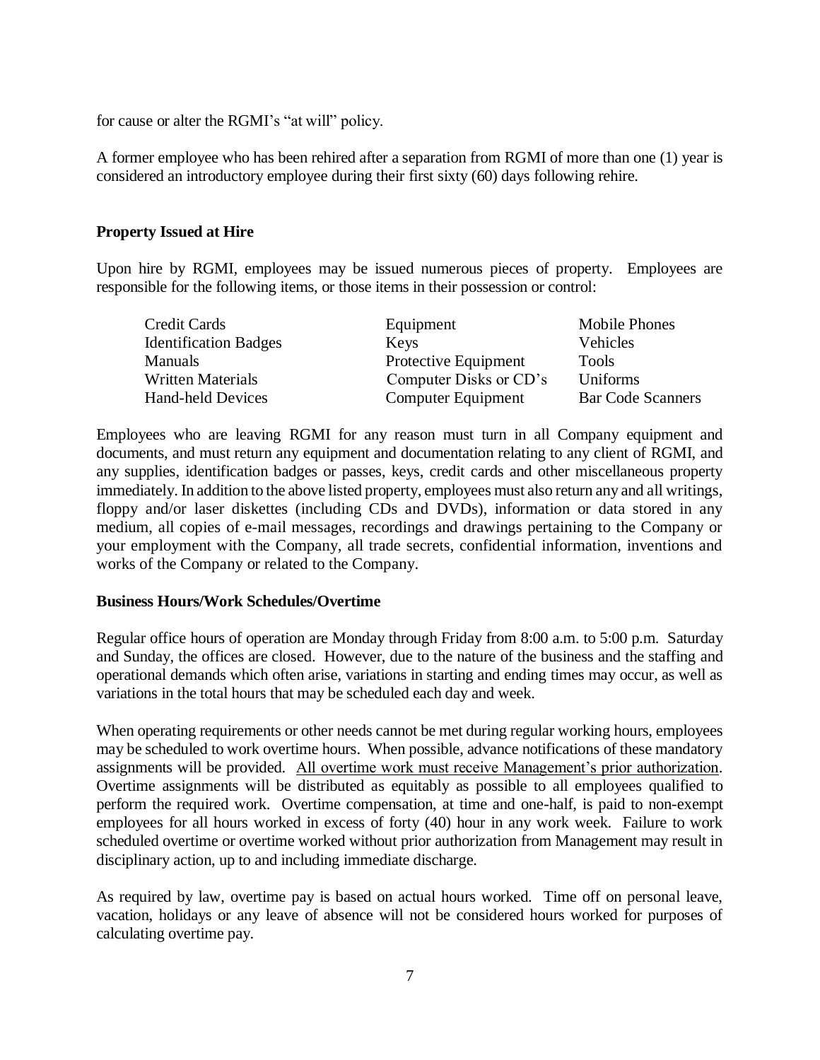for cause or alter the RGMI's "at will" policy.

A former employee who has been rehired after a separation from RGMI of more than one (1) year is considered an introductory employee during their first sixty (60) days following rehire.

**Property Issued at Hire**

Upon hire by RGMI, employees may be issued numerous pieces of property. Employees are responsible for the following items, or those items in their possession or control:

| | | |
|---|---|---|
| Credit Cards | Equipment | Mobile Phones |
| Identification Badges | Keys | Vehicles |
| Manuals | Protective Equipment | Tools |
| Written Materials | Computer Disks or CD's | Uniforms |
| Hand-held Devices | Computer Equipment | Bar Code Scanners |

Employees who are leaving RGMI for any reason must turn in all Company equipment and documents, and must return any equipment and documentation relating to any client of RGMI, and any supplies, identification badges or passes, keys, credit cards and other miscellaneous property immediately. In addition to the above listed property, employees must also return any and all writings, floppy and/or laser diskettes (including CDs and DVDs), information or data stored in any medium, all copies of e-mail messages, recordings and drawings pertaining to the Company or your employment with the Company, all trade secrets, confidential information, inventions and works of the Company or related to the Company.

**Business Hours/Work Schedules/Overtime**

Regular office hours of operation are Monday through Friday from 8:00 a.m. to 5:00 p.m. Saturday and Sunday, the offices are closed. However, due to the nature of the business and the staffing and operational demands which often arise, variations in starting and ending times may occur, as well as variations in the total hours that may be scheduled each day and week.

When operating requirements or other needs cannot be met during regular working hours, employees may be scheduled to work overtime hours. When possible, advance notifications of these mandatory assignments will be provided. <u>All overtime work must receive Management's prior authorization</u>. Overtime assignments will be distributed as equitably as possible to all employees qualified to perform the required work. Overtime compensation, at time and one-half, is paid to non-exempt employees for all hours worked in excess of forty (40) hour in any work week. Failure to work scheduled overtime or overtime worked without prior authorization from Management may result in disciplinary action, up to and including immediate discharge.

As required by law, overtime pay is based on actual hours worked. Time off on personal leave, vacation, holidays or any leave of absence will not be considered hours worked for purposes of calculating overtime pay.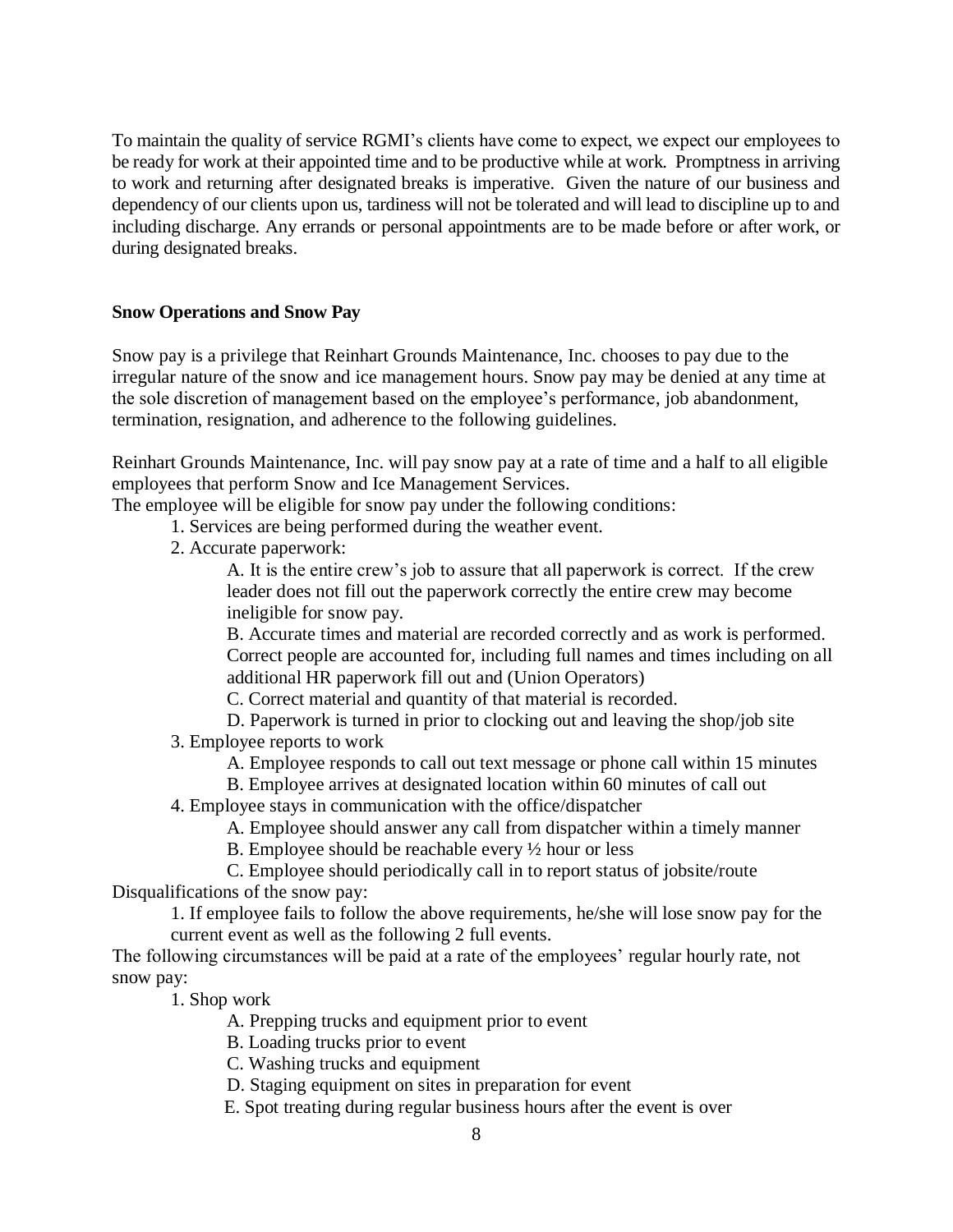To maintain the quality of service RGMI's clients have come to expect, we expect our employees to be ready for work at their appointed time and to be productive while at work. Promptness in arriving to work and returning after designated breaks is imperative. Given the nature of our business and dependency of our clients upon us, tardiness will not be tolerated and will lead to discipline up to and including discharge. Any errands or personal appointments are to be made before or after work, or during designated breaks.

**Snow Operations and Snow Pay**

Snow pay is a privilege that Reinhart Grounds Maintenance, Inc. chooses to pay due to the irregular nature of the snow and ice management hours. Snow pay may be denied at any time at the sole discretion of management based on the employee's performance, job abandonment, termination, resignation, and adherence to the following guidelines.

Reinhart Grounds Maintenance, Inc. will pay snow pay at a rate of time and a half to all eligible employees that perform Snow and Ice Management Services.

The employee will be eligible for snow pay under the following conditions:

1. Services are being performed during the weather event.
2. Accurate paperwork:
   - A. It is the entire crew's job to assure that all paperwork is correct. If the crew leader does not fill out the paperwork correctly the entire crew may become ineligible for snow pay.
   - B. Accurate times and material are recorded correctly and as work is performed. Correct people are accounted for, including full names and times including on all additional HR paperwork fill out and (Union Operators)
   - C. Correct material and quantity of that material is recorded.
   - D. Paperwork is turned in prior to clocking out and leaving the shop/job site
3. Employee reports to work
   - A. Employee responds to call out text message or phone call within 15 minutes
   - B. Employee arrives at designated location within 60 minutes of call out
4. Employee stays in communication with the office/dispatcher
   - A. Employee should answer any call from dispatcher within a timely manner
   - B. Employee should be reachable every ½ hour or less
   - C. Employee should periodically call in to report status of jobsite/route

Disqualifications of the snow pay:

1. If employee fails to follow the above requirements, he/she will lose snow pay for the current event as well as the following 2 full events.

The following circumstances will be paid at a rate of the employees' regular hourly rate, not snow pay:

1. Shop work
   - A. Prepping trucks and equipment prior to event
   - B. Loading trucks prior to event
   - C. Washing trucks and equipment
   - D. Staging equipment on sites in preparation for event
   - E. Spot treating during regular business hours after the event is over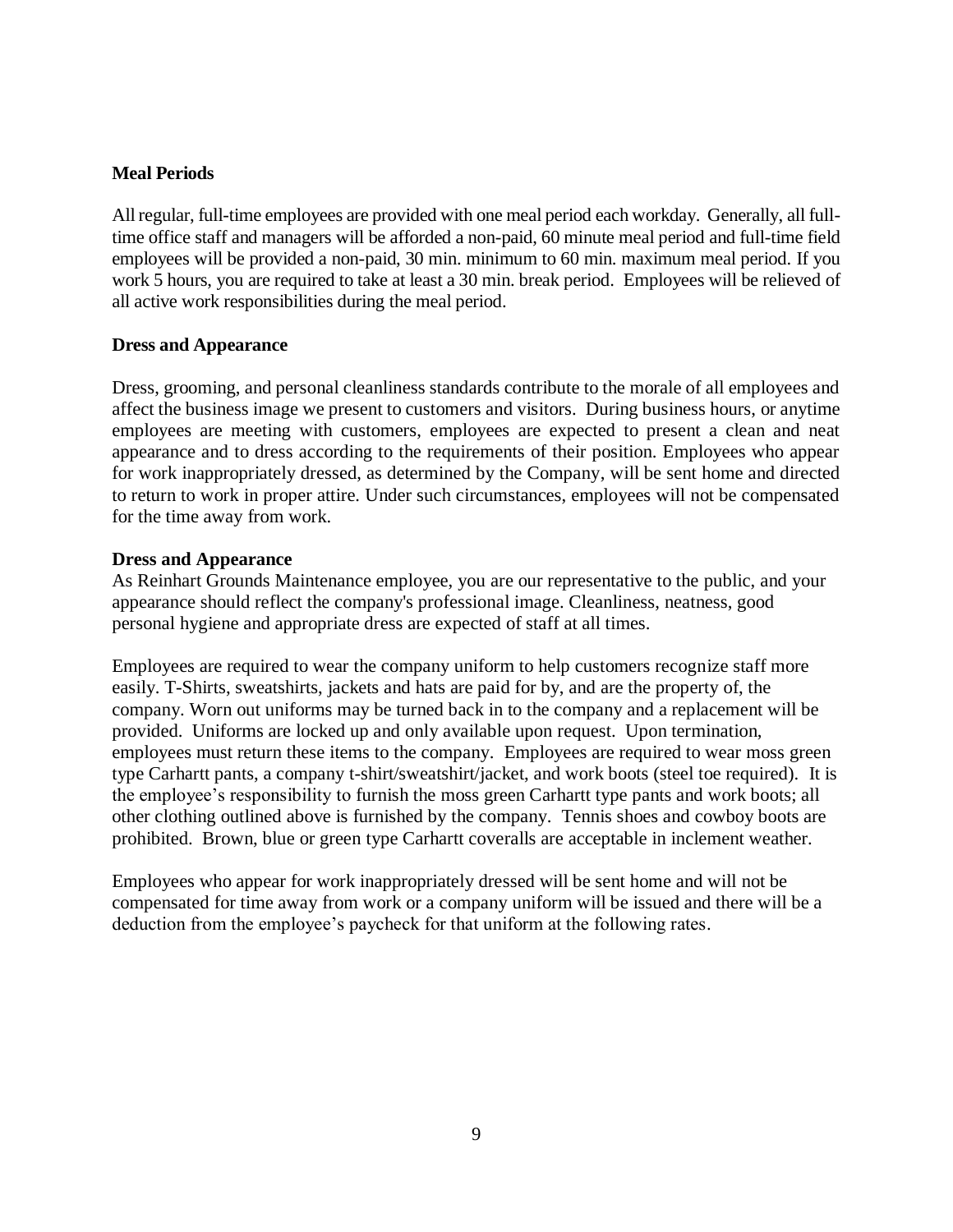**Meal Periods**

All regular, full-time employees are provided with one meal period each workday. Generally, all full-time office staff and managers will be afforded a non-paid, 60 minute meal period and full-time field employees will be provided a non-paid, 30 min. minimum to 60 min. maximum meal period. If you work 5 hours, you are required to take at least a 30 min. break period. Employees will be relieved of all active work responsibilities during the meal period.

**Dress and Appearance**

Dress, grooming, and personal cleanliness standards contribute to the morale of all employees and affect the business image we present to customers and visitors. During business hours, or anytime employees are meeting with customers, employees are expected to present a clean and neat appearance and to dress according to the requirements of their position. Employees who appear for work inappropriately dressed, as determined by the Company, will be sent home and directed to return to work in proper attire. Under such circumstances, employees will not be compensated for the time away from work.

**Dress and Appearance**

As Reinhart Grounds Maintenance employee, you are our representative to the public, and your appearance should reflect the company's professional image. Cleanliness, neatness, good personal hygiene and appropriate dress are expected of staff at all times.

Employees are required to wear the company uniform to help customers recognize staff more easily. T-Shirts, sweatshirts, jackets and hats are paid for by, and are the property of, the company. Worn out uniforms may be turned back in to the company and a replacement will be provided. Uniforms are locked up and only available upon request. Upon termination, employees must return these items to the company. Employees are required to wear moss green type Carhartt pants, a company t-shirt/sweatshirt/jacket, and work boots (steel toe required). It is the employee's responsibility to furnish the moss green Carhartt type pants and work boots; all other clothing outlined above is furnished by the company. Tennis shoes and cowboy boots are prohibited. Brown, blue or green type Carhartt coveralls are acceptable in inclement weather.

Employees who appear for work inappropriately dressed will be sent home and will not be compensated for time away from work or a company uniform will be issued and there will be a deduction from the employee's paycheck for that uniform at the following rates.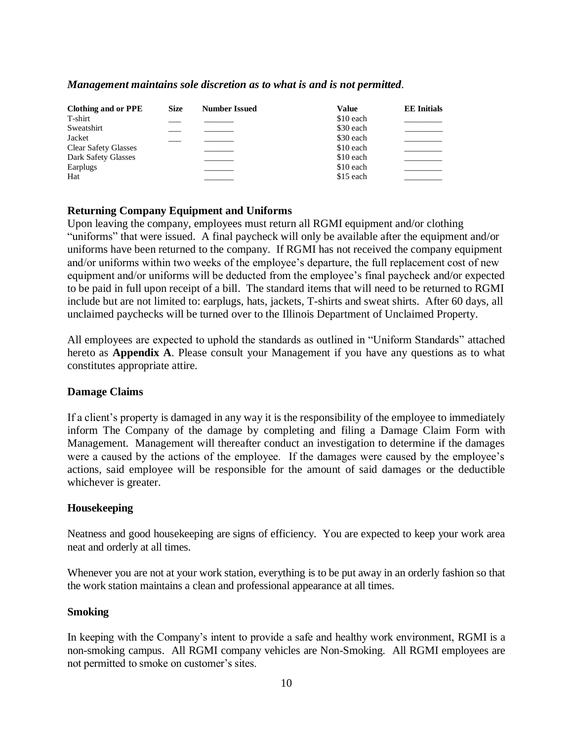***Management maintains sole discretion as to what is and is not permitted*.**

| Clothing and or PPE | Size | Number Issued | Value | EE Initials |
| --- | --- | --- | --- | --- |
| T-shirt | ___ | _______ | $10 each | _________ |
| Sweatshirt | ___ | _______ | $30 each | _________ |
| Jacket | ___ | _______ | $30 each | _________ |
| Clear Safety Glasses | | _______ | $10 each | _________ |
| Dark Safety Glasses | | _______ | $10 each | _________ |
| Earplugs | | _______ | $10 each | _________ |
| Hat | | _______ | $15 each | _________ |

### Returning Company Equipment and Uniforms

Upon leaving the company, employees must return all RGMI equipment and/or clothing "uniforms" that were issued. A final paycheck will only be available after the equipment and/or uniforms have been returned to the company. If RGMI has not received the company equipment and/or uniforms within two weeks of the employee's departure, the full replacement cost of new equipment and/or uniforms will be deducted from the employee's final paycheck and/or expected to be paid in full upon receipt of a bill. The standard items that will need to be returned to RGMI include but are not limited to: earplugs, hats, jackets, T-shirts and sweat shirts. After 60 days, all unclaimed paychecks will be turned over to the Illinois Department of Unclaimed Property.

All employees are expected to uphold the standards as outlined in "Uniform Standards" attached hereto as **Appendix A**. Please consult your Management if you have any questions as to what constitutes appropriate attire.

### Damage Claims

If a client's property is damaged in any way it is the responsibility of the employee to immediately inform The Company of the damage by completing and filing a Damage Claim Form with Management. Management will thereafter conduct an investigation to determine if the damages were a caused by the actions of the employee. If the damages were caused by the employee's actions, said employee will be responsible for the amount of said damages or the deductible whichever is greater.

### Housekeeping

Neatness and good housekeeping are signs of efficiency. You are expected to keep your work area neat and orderly at all times.

Whenever you are not at your work station, everything is to be put away in an orderly fashion so that the work station maintains a clean and professional appearance at all times.

### Smoking

In keeping with the Company's intent to provide a safe and healthy work environment, RGMI is a non-smoking campus. All RGMI company vehicles are Non-Smoking. All RGMI employees are not permitted to smoke on customer's sites.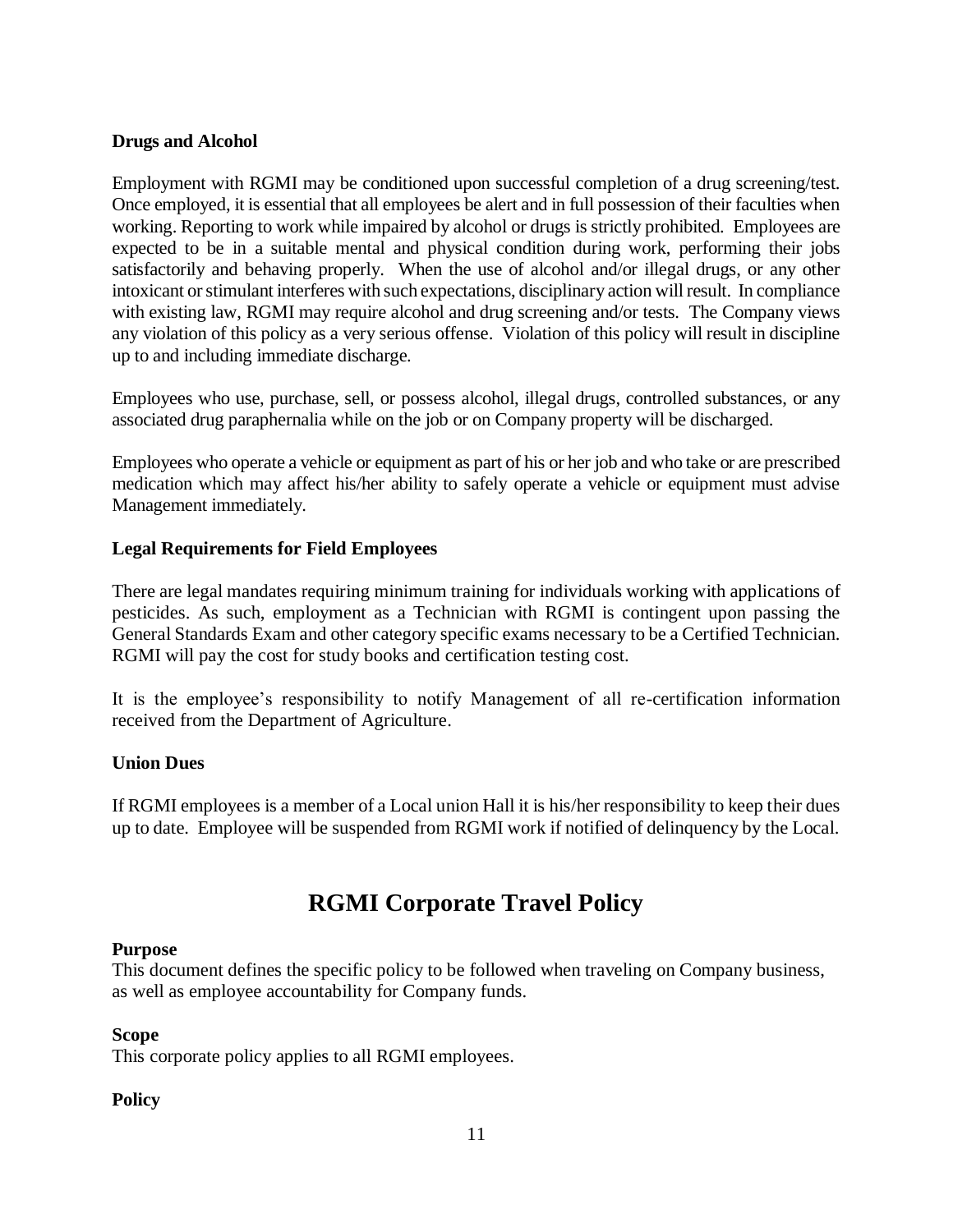**Drugs and Alcohol**

Employment with RGMI may be conditioned upon successful completion of a drug screening/test. Once employed, it is essential that all employees be alert and in full possession of their faculties when working. Reporting to work while impaired by alcohol or drugs is strictly prohibited. Employees are expected to be in a suitable mental and physical condition during work, performing their jobs satisfactorily and behaving properly. When the use of alcohol and/or illegal drugs, or any other intoxicant or stimulant interferes with such expectations, disciplinary action will result. In compliance with existing law, RGMI may require alcohol and drug screening and/or tests. The Company views any violation of this policy as a very serious offense. Violation of this policy will result in discipline up to and including immediate discharge.

Employees who use, purchase, sell, or possess alcohol, illegal drugs, controlled substances, or any associated drug paraphernalia while on the job or on Company property will be discharged.

Employees who operate a vehicle or equipment as part of his or her job and who take or are prescribed medication which may affect his/her ability to safely operate a vehicle or equipment must advise Management immediately.

**Legal Requirements for Field Employees**

There are legal mandates requiring minimum training for individuals working with applications of pesticides. As such, employment as a Technician with RGMI is contingent upon passing the General Standards Exam and other category specific exams necessary to be a Certified Technician. RGMI will pay the cost for study books and certification testing cost.

It is the employee's responsibility to notify Management of all re-certification information received from the Department of Agriculture.

**Union Dues**

If RGMI employees is a member of a Local union Hall it is his/her responsibility to keep their dues up to date. Employee will be suspended from RGMI work if notified of delinquency by the Local.

# RGMI Corporate Travel Policy

**Purpose**
This document defines the specific policy to be followed when traveling on Company business, as well as employee accountability for Company funds.

**Scope**
This corporate policy applies to all RGMI employees.

**Policy**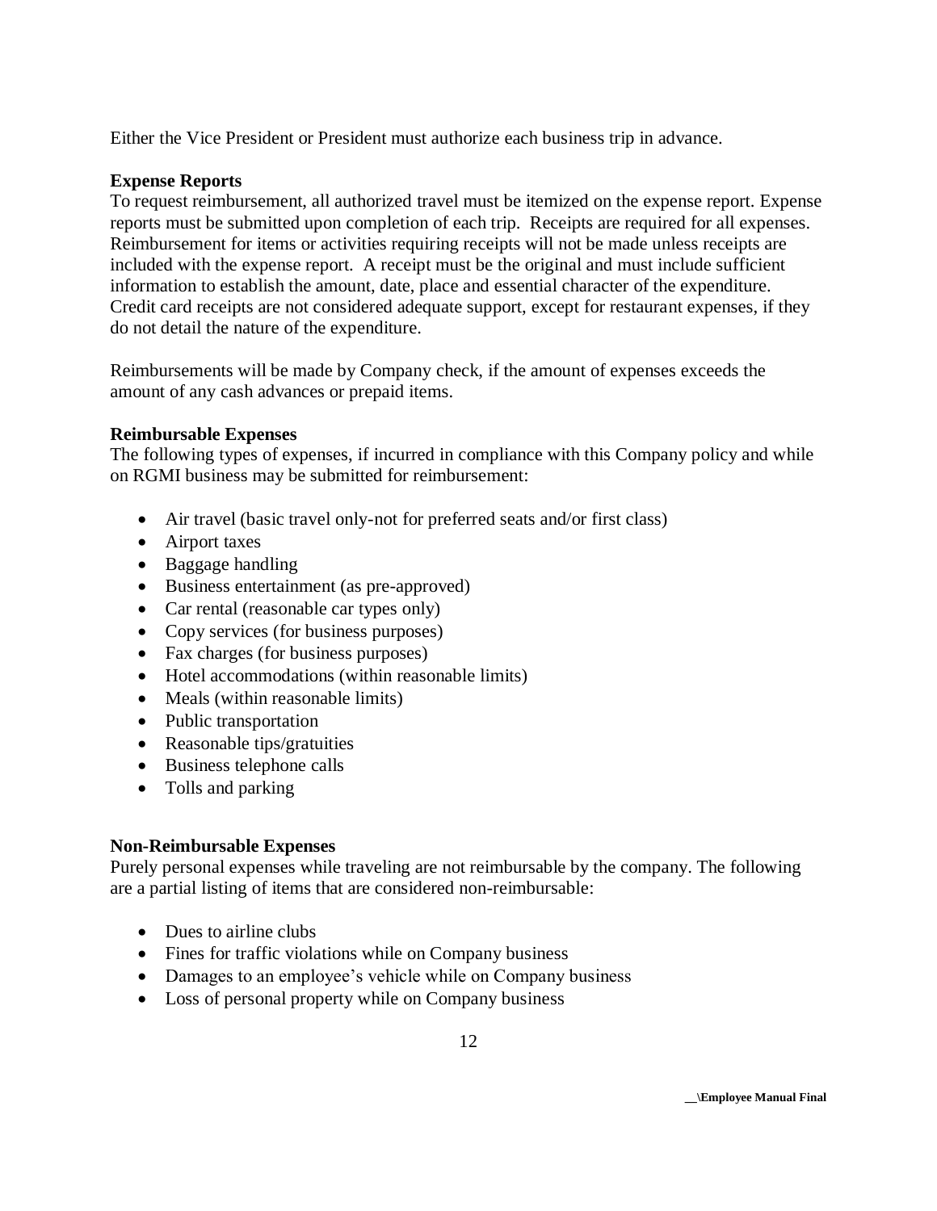Either the Vice President or President must authorize each business trip in advance.

**Expense Reports**
To request reimbursement, all authorized travel must be itemized on the expense report. Expense reports must be submitted upon completion of each trip. Receipts are required for all expenses. Reimbursement for items or activities requiring receipts will not be made unless receipts are included with the expense report. A receipt must be the original and must include sufficient information to establish the amount, date, place and essential character of the expenditure. Credit card receipts are not considered adequate support, except for restaurant expenses, if they do not detail the nature of the expenditure.

Reimbursements will be made by Company check, if the amount of expenses exceeds the amount of any cash advances or prepaid items.

**Reimbursable Expenses**
The following types of expenses, if incurred in compliance with this Company policy and while on RGMI business may be submitted for reimbursement:

- Air travel (basic travel only-not for preferred seats and/or first class)
- Airport taxes
- Baggage handling
- Business entertainment (as pre-approved)
- Car rental (reasonable car types only)
- Copy services (for business purposes)
- Fax charges (for business purposes)
- Hotel accommodations (within reasonable limits)
- Meals (within reasonable limits)
- Public transportation
- Reasonable tips/gratuities
- Business telephone calls
- Tolls and parking

**Non-Reimbursable Expenses**
Purely personal expenses while traveling are not reimbursable by the company. The following are a partial listing of items that are considered non-reimbursable:

- Dues to airline clubs
- Fines for traffic violations while on Company business
- Damages to an employee's vehicle while on Company business
- Loss of personal property while on Company business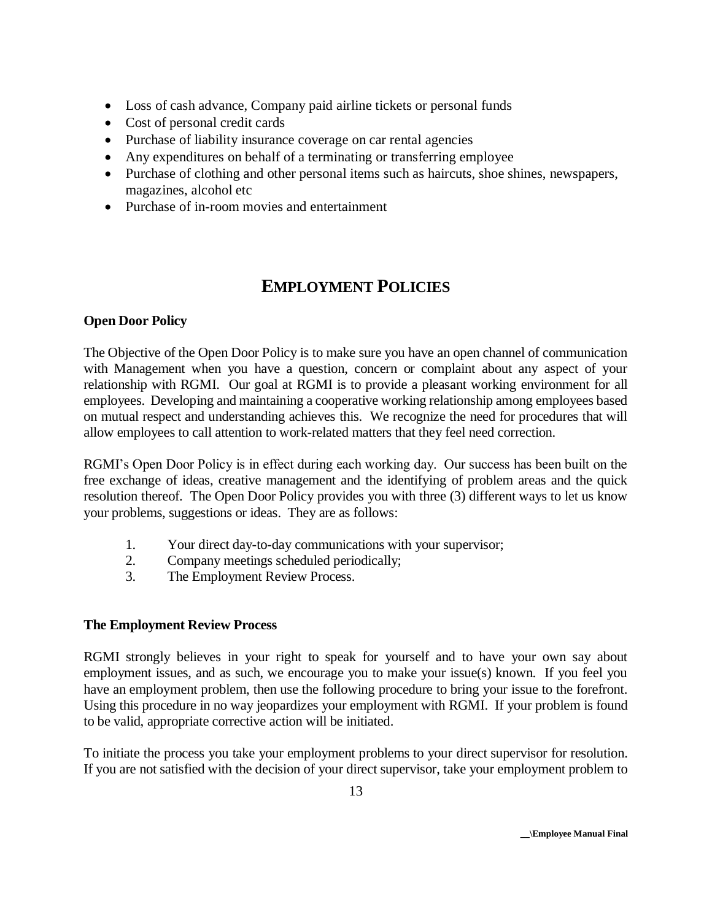- Loss of cash advance, Company paid airline tickets or personal funds
- Cost of personal credit cards
- Purchase of liability insurance coverage on car rental agencies
- Any expenditures on behalf of a terminating or transferring employee
- Purchase of clothing and other personal items such as haircuts, shoe shines, newspapers, magazines, alcohol etc
- Purchase of in-room movies and entertainment

# EMPLOYMENT POLICIES

**Open Door Policy**

The Objective of the Open Door Policy is to make sure you have an open channel of communication with Management when you have a question, concern or complaint about any aspect of your relationship with RGMI. Our goal at RGMI is to provide a pleasant working environment for all employees. Developing and maintaining a cooperative working relationship among employees based on mutual respect and understanding achieves this. We recognize the need for procedures that will allow employees to call attention to work-related matters that they feel need correction.

RGMI's Open Door Policy is in effect during each working day. Our success has been built on the free exchange of ideas, creative management and the identifying of problem areas and the quick resolution thereof. The Open Door Policy provides you with three (3) different ways to let us know your problems, suggestions or ideas. They are as follows:

1. Your direct day-to-day communications with your supervisor;
2. Company meetings scheduled periodically;
3. The Employment Review Process.

**The Employment Review Process**

RGMI strongly believes in your right to speak for yourself and to have your own say about employment issues, and as such, we encourage you to make your issue(s) known. If you feel you have an employment problem, then use the following procedure to bring your issue to the forefront. Using this procedure in no way jeopardizes your employment with RGMI. If your problem is found to be valid, appropriate corrective action will be initiated.

To initiate the process you take your employment problems to your direct supervisor for resolution. If you are not satisfied with the decision of your direct supervisor, take your employment problem to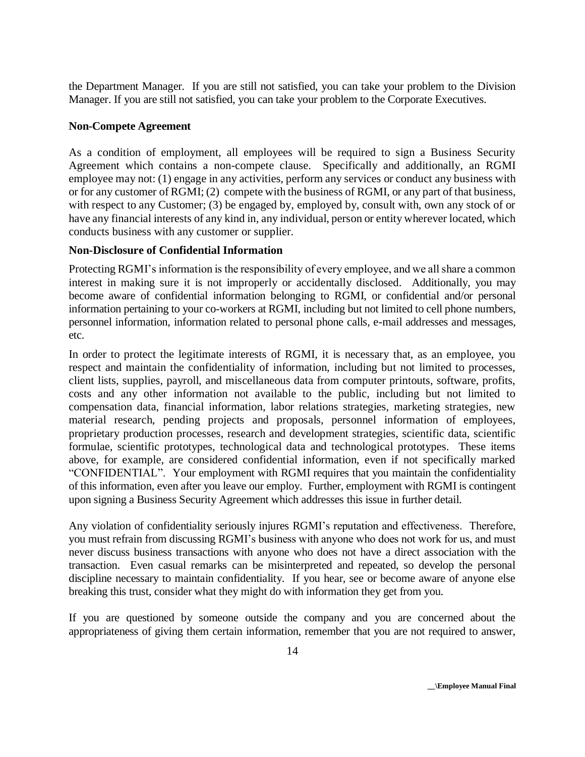the Department Manager. If you are still not satisfied, you can take your problem to the Division Manager. If you are still not satisfied, you can take your problem to the Corporate Executives.

**Non-Compete Agreement**

As a condition of employment, all employees will be required to sign a Business Security Agreement which contains a non-compete clause. Specifically and additionally, an RGMI employee may not: (1) engage in any activities, perform any services or conduct any business with or for any customer of RGMI; (2) compete with the business of RGMI, or any part of that business, with respect to any Customer; (3) be engaged by, employed by, consult with, own any stock of or have any financial interests of any kind in, any individual, person or entity wherever located, which conducts business with any customer or supplier.

**Non-Disclosure of Confidential Information**

Protecting RGMI's information is the responsibility of every employee, and we all share a common interest in making sure it is not improperly or accidentally disclosed. Additionally, you may become aware of confidential information belonging to RGMI, or confidential and/or personal information pertaining to your co-workers at RGMI, including but not limited to cell phone numbers, personnel information, information related to personal phone calls, e-mail addresses and messages, etc.

In order to protect the legitimate interests of RGMI, it is necessary that, as an employee, you respect and maintain the confidentiality of information, including but not limited to processes, client lists, supplies, payroll, and miscellaneous data from computer printouts, software, profits, costs and any other information not available to the public, including but not limited to compensation data, financial information, labor relations strategies, marketing strategies, new material research, pending projects and proposals, personnel information of employees, proprietary production processes, research and development strategies, scientific data, scientific formulae, scientific prototypes, technological data and technological prototypes. These items above, for example, are considered confidential information, even if not specifically marked "CONFIDENTIAL". Your employment with RGMI requires that you maintain the confidentiality of this information, even after you leave our employ. Further, employment with RGMI is contingent upon signing a Business Security Agreement which addresses this issue in further detail.

Any violation of confidentiality seriously injures RGMI's reputation and effectiveness. Therefore, you must refrain from discussing RGMI's business with anyone who does not work for us, and must never discuss business transactions with anyone who does not have a direct association with the transaction. Even casual remarks can be misinterpreted and repeated, so develop the personal discipline necessary to maintain confidentiality. If you hear, see or become aware of anyone else breaking this trust, consider what they might do with information they get from you.

If you are questioned by someone outside the company and you are concerned about the appropriateness of giving them certain information, remember that you are not required to answer,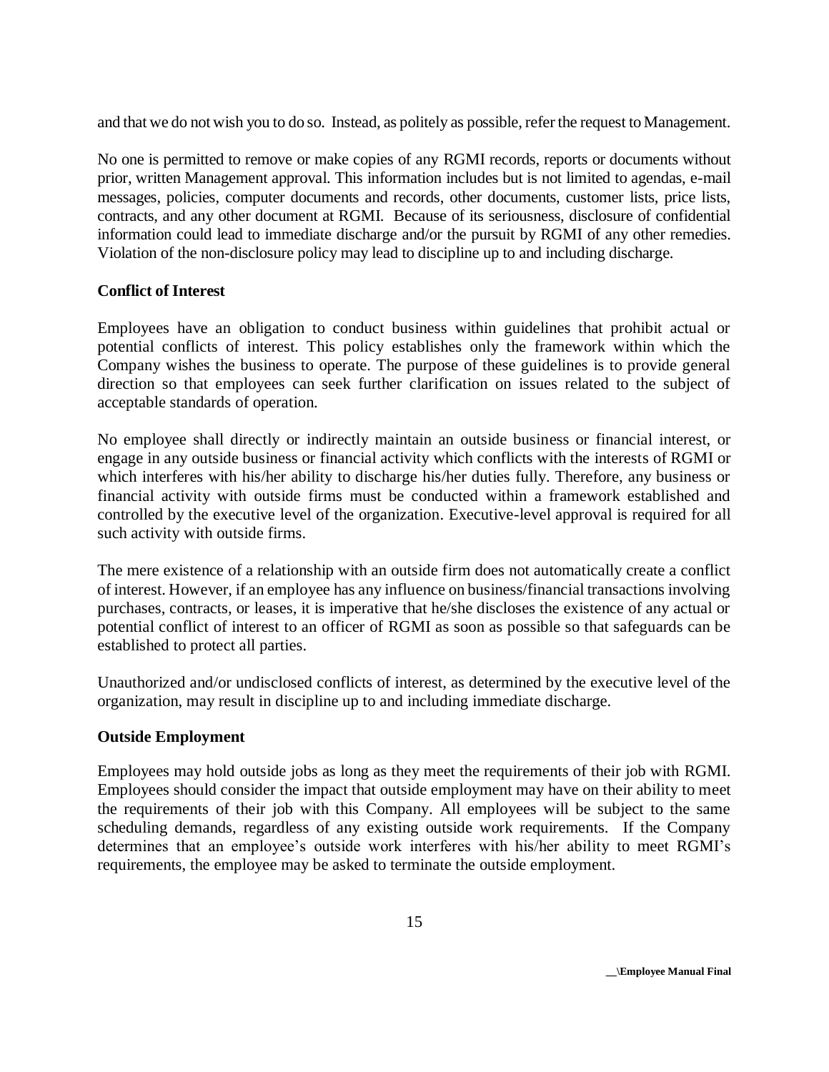and that we do not wish you to do so. Instead, as politely as possible, refer the request to Management.

No one is permitted to remove or make copies of any RGMI records, reports or documents without prior, written Management approval. This information includes but is not limited to agendas, e-mail messages, policies, computer documents and records, other documents, customer lists, price lists, contracts, and any other document at RGMI. Because of its seriousness, disclosure of confidential information could lead to immediate discharge and/or the pursuit by RGMI of any other remedies. Violation of the non-disclosure policy may lead to discipline up to and including discharge.

**Conflict of Interest**

Employees have an obligation to conduct business within guidelines that prohibit actual or potential conflicts of interest. This policy establishes only the framework within which the Company wishes the business to operate. The purpose of these guidelines is to provide general direction so that employees can seek further clarification on issues related to the subject of acceptable standards of operation.

No employee shall directly or indirectly maintain an outside business or financial interest, or engage in any outside business or financial activity which conflicts with the interests of RGMI or which interferes with his/her ability to discharge his/her duties fully. Therefore, any business or financial activity with outside firms must be conducted within a framework established and controlled by the executive level of the organization. Executive-level approval is required for all such activity with outside firms.

The mere existence of a relationship with an outside firm does not automatically create a conflict of interest. However, if an employee has any influence on business/financial transactions involving purchases, contracts, or leases, it is imperative that he/she discloses the existence of any actual or potential conflict of interest to an officer of RGMI as soon as possible so that safeguards can be established to protect all parties.

Unauthorized and/or undisclosed conflicts of interest, as determined by the executive level of the organization, may result in discipline up to and including immediate discharge.

**Outside Employment**

Employees may hold outside jobs as long as they meet the requirements of their job with RGMI. Employees should consider the impact that outside employment may have on their ability to meet the requirements of their job with this Company. All employees will be subject to the same scheduling demands, regardless of any existing outside work requirements. If the Company determines that an employee's outside work interferes with his/her ability to meet RGMI's requirements, the employee may be asked to terminate the outside employment.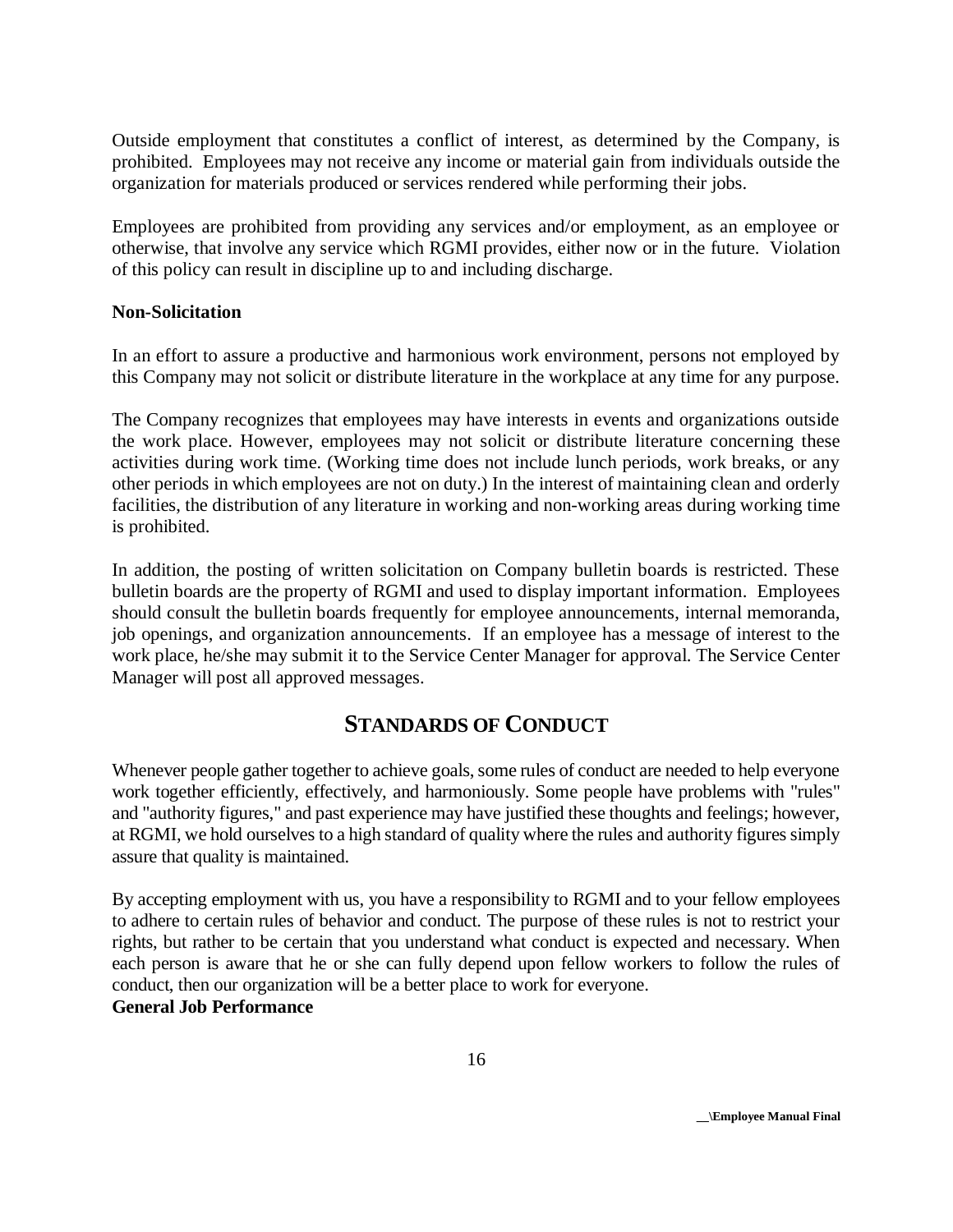Outside employment that constitutes a conflict of interest, as determined by the Company, is prohibited. Employees may not receive any income or material gain from individuals outside the organization for materials produced or services rendered while performing their jobs.

Employees are prohibited from providing any services and/or employment, as an employee or otherwise, that involve any service which RGMI provides, either now or in the future. Violation of this policy can result in discipline up to and including discharge.

**Non-Solicitation**

In an effort to assure a productive and harmonious work environment, persons not employed by this Company may not solicit or distribute literature in the workplace at any time for any purpose.

The Company recognizes that employees may have interests in events and organizations outside the work place. However, employees may not solicit or distribute literature concerning these activities during work time. (Working time does not include lunch periods, work breaks, or any other periods in which employees are not on duty.) In the interest of maintaining clean and orderly facilities, the distribution of any literature in working and non-working areas during working time is prohibited.

In addition, the posting of written solicitation on Company bulletin boards is restricted. These bulletin boards are the property of RGMI and used to display important information. Employees should consult the bulletin boards frequently for employee announcements, internal memoranda, job openings, and organization announcements. If an employee has a message of interest to the work place, he/she may submit it to the Service Center Manager for approval. The Service Center Manager will post all approved messages.

## STANDARDS OF CONDUCT

Whenever people gather together to achieve goals, some rules of conduct are needed to help everyone work together efficiently, effectively, and harmoniously. Some people have problems with "rules" and "authority figures," and past experience may have justified these thoughts and feelings; however, at RGMI, we hold ourselves to a high standard of quality where the rules and authority figures simply assure that quality is maintained.

By accepting employment with us, you have a responsibility to RGMI and to your fellow employees to adhere to certain rules of behavior and conduct. The purpose of these rules is not to restrict your rights, but rather to be certain that you understand what conduct is expected and necessary. When each person is aware that he or she can fully depend upon fellow workers to follow the rules of conduct, then our organization will be a better place to work for everyone.

**General Job Performance**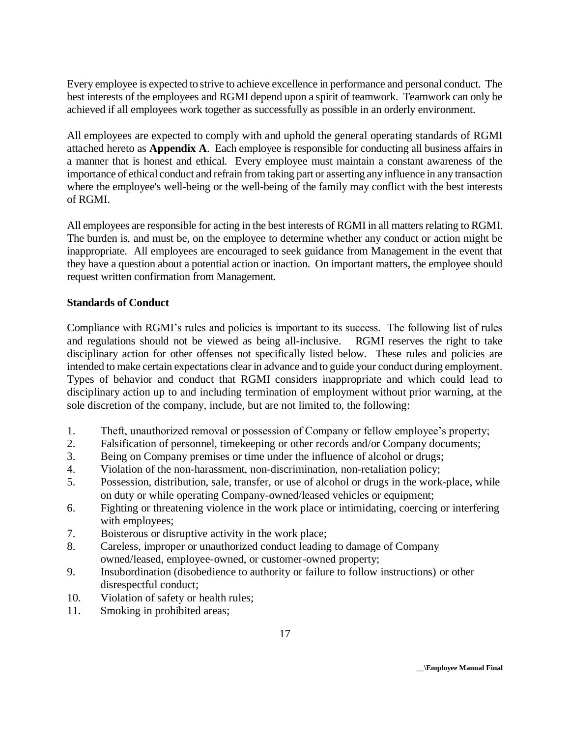Every employee is expected to strive to achieve excellence in performance and personal conduct. The best interests of the employees and RGMI depend upon a spirit of teamwork. Teamwork can only be achieved if all employees work together as successfully as possible in an orderly environment.

All employees are expected to comply with and uphold the general operating standards of RGMI attached hereto as **Appendix A**. Each employee is responsible for conducting all business affairs in a manner that is honest and ethical. Every employee must maintain a constant awareness of the importance of ethical conduct and refrain from taking part or asserting any influence in any transaction where the employee's well-being or the well-being of the family may conflict with the best interests of RGMI.

All employees are responsible for acting in the best interests of RGMI in all matters relating to RGMI. The burden is, and must be, on the employee to determine whether any conduct or action might be inappropriate. All employees are encouraged to seek guidance from Management in the event that they have a question about a potential action or inaction. On important matters, the employee should request written confirmation from Management.

**Standards of Conduct**

Compliance with RGMI's rules and policies is important to its success. The following list of rules and regulations should not be viewed as being all-inclusive. RGMI reserves the right to take disciplinary action for other offenses not specifically listed below. These rules and policies are intended to make certain expectations clear in advance and to guide your conduct during employment. Types of behavior and conduct that RGMI considers inappropriate and which could lead to disciplinary action up to and including termination of employment without prior warning, at the sole discretion of the company, include, but are not limited to, the following:

1. Theft, unauthorized removal or possession of Company or fellow employee's property;
2. Falsification of personnel, timekeeping or other records and/or Company documents;
3. Being on Company premises or time under the influence of alcohol or drugs;
4. Violation of the non-harassment, non-discrimination, non-retaliation policy;
5. Possession, distribution, sale, transfer, or use of alcohol or drugs in the work-place, while on duty or while operating Company-owned/leased vehicles or equipment;
6. Fighting or threatening violence in the work place or intimidating, coercing or interfering with employees;
7. Boisterous or disruptive activity in the work place;
8. Careless, improper or unauthorized conduct leading to damage of Company owned/leased, employee-owned, or customer-owned property;
9. Insubordination (disobedience to authority or failure to follow instructions) or other disrespectful conduct;
10. Violation of safety or health rules;
11. Smoking in prohibited areas;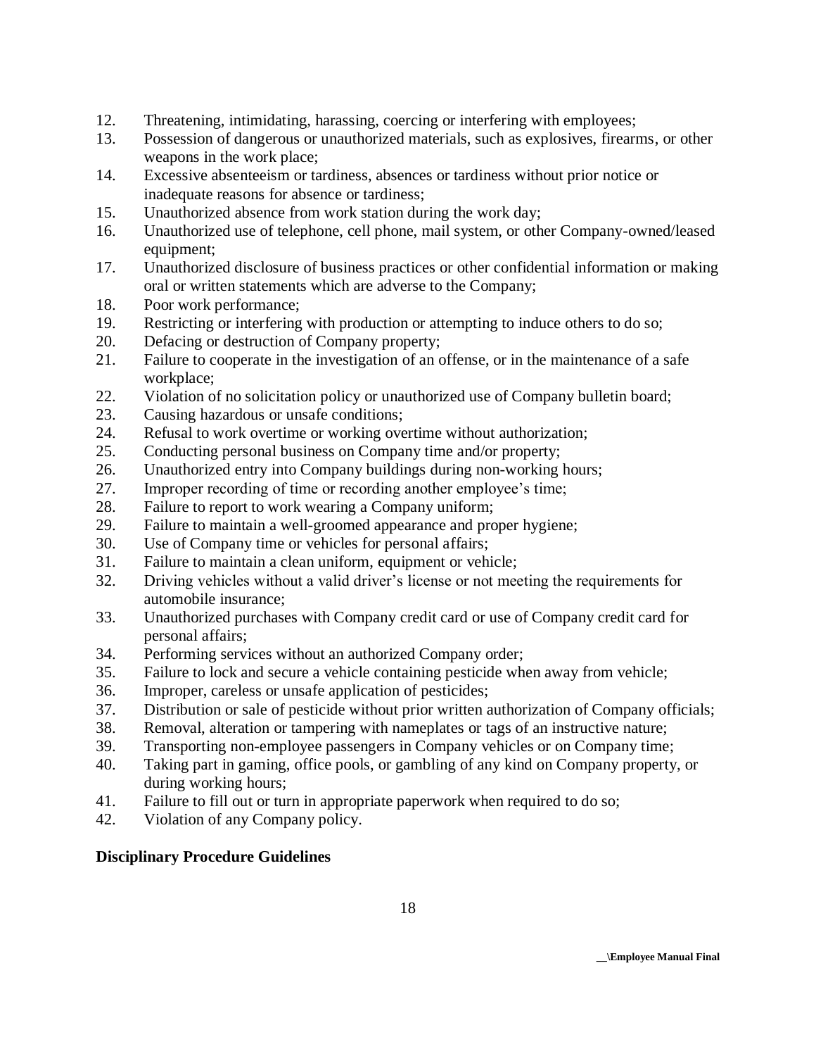12. Threatening, intimidating, harassing, coercing or interfering with employees;
13. Possession of dangerous or unauthorized materials, such as explosives, firearms, or other weapons in the work place;
14. Excessive absenteeism or tardiness, absences or tardiness without prior notice or inadequate reasons for absence or tardiness;
15. Unauthorized absence from work station during the work day;
16. Unauthorized use of telephone, cell phone, mail system, or other Company-owned/leased equipment;
17. Unauthorized disclosure of business practices or other confidential information or making oral or written statements which are adverse to the Company;
18. Poor work performance;
19. Restricting or interfering with production or attempting to induce others to do so;
20. Defacing or destruction of Company property;
21. Failure to cooperate in the investigation of an offense, or in the maintenance of a safe workplace;
22. Violation of no solicitation policy or unauthorized use of Company bulletin board;
23. Causing hazardous or unsafe conditions;
24. Refusal to work overtime or working overtime without authorization;
25. Conducting personal business on Company time and/or property;
26. Unauthorized entry into Company buildings during non-working hours;
27. Improper recording of time or recording another employee's time;
28. Failure to report to work wearing a Company uniform;
29. Failure to maintain a well-groomed appearance and proper hygiene;
30. Use of Company time or vehicles for personal affairs;
31. Failure to maintain a clean uniform, equipment or vehicle;
32. Driving vehicles without a valid driver's license or not meeting the requirements for automobile insurance;
33. Unauthorized purchases with Company credit card or use of Company credit card for personal affairs;
34. Performing services without an authorized Company order;
35. Failure to lock and secure a vehicle containing pesticide when away from vehicle;
36. Improper, careless or unsafe application of pesticides;
37. Distribution or sale of pesticide without prior written authorization of Company officials;
38. Removal, alteration or tampering with nameplates or tags of an instructive nature;
39. Transporting non-employee passengers in Company vehicles or on Company time;
40. Taking part in gaming, office pools, or gambling of any kind on Company property, or during working hours;
41. Failure to fill out or turn in appropriate paperwork when required to do so;
42. Violation of any Company policy.

**Disciplinary Procedure Guidelines**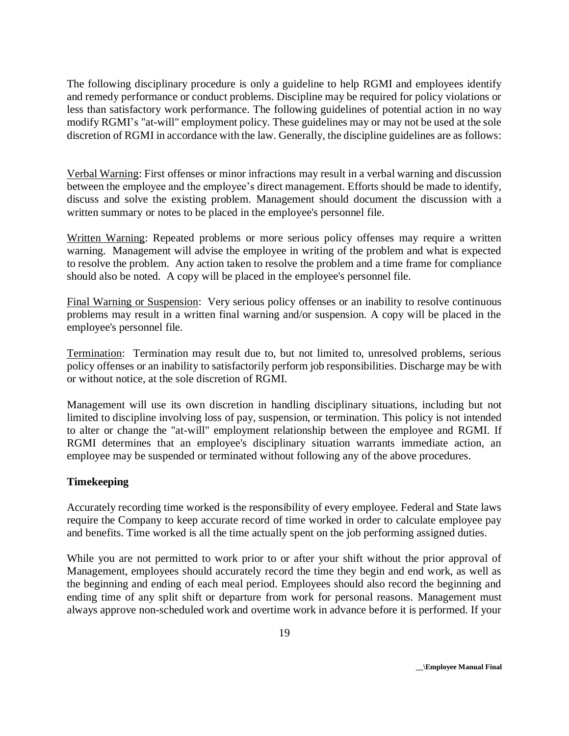The following disciplinary procedure is only a guideline to help RGMI and employees identify and remedy performance or conduct problems. Discipline may be required for policy violations or less than satisfactory work performance. The following guidelines of potential action in no way modify RGMI's "at-will" employment policy. These guidelines may or may not be used at the sole discretion of RGMI in accordance with the law. Generally, the discipline guidelines are as follows:

Verbal Warning: First offenses or minor infractions may result in a verbal warning and discussion between the employee and the employee's direct management. Efforts should be made to identify, discuss and solve the existing problem. Management should document the discussion with a written summary or notes to be placed in the employee's personnel file.

Written Warning: Repeated problems or more serious policy offenses may require a written warning. Management will advise the employee in writing of the problem and what is expected to resolve the problem. Any action taken to resolve the problem and a time frame for compliance should also be noted. A copy will be placed in the employee's personnel file.

Final Warning or Suspension: Very serious policy offenses or an inability to resolve continuous problems may result in a written final warning and/or suspension. A copy will be placed in the employee's personnel file.

Termination: Termination may result due to, but not limited to, unresolved problems, serious policy offenses or an inability to satisfactorily perform job responsibilities. Discharge may be with or without notice, at the sole discretion of RGMI.

Management will use its own discretion in handling disciplinary situations, including but not limited to discipline involving loss of pay, suspension, or termination. This policy is not intended to alter or change the "at-will" employment relationship between the employee and RGMI. If RGMI determines that an employee's disciplinary situation warrants immediate action, an employee may be suspended or terminated without following any of the above procedures.

**Timekeeping**

Accurately recording time worked is the responsibility of every employee. Federal and State laws require the Company to keep accurate record of time worked in order to calculate employee pay and benefits. Time worked is all the time actually spent on the job performing assigned duties.

While you are not permitted to work prior to or after your shift without the prior approval of Management, employees should accurately record the time they begin and end work, as well as the beginning and ending of each meal period. Employees should also record the beginning and ending time of any split shift or departure from work for personal reasons. Management must always approve non-scheduled work and overtime work in advance before it is performed. If your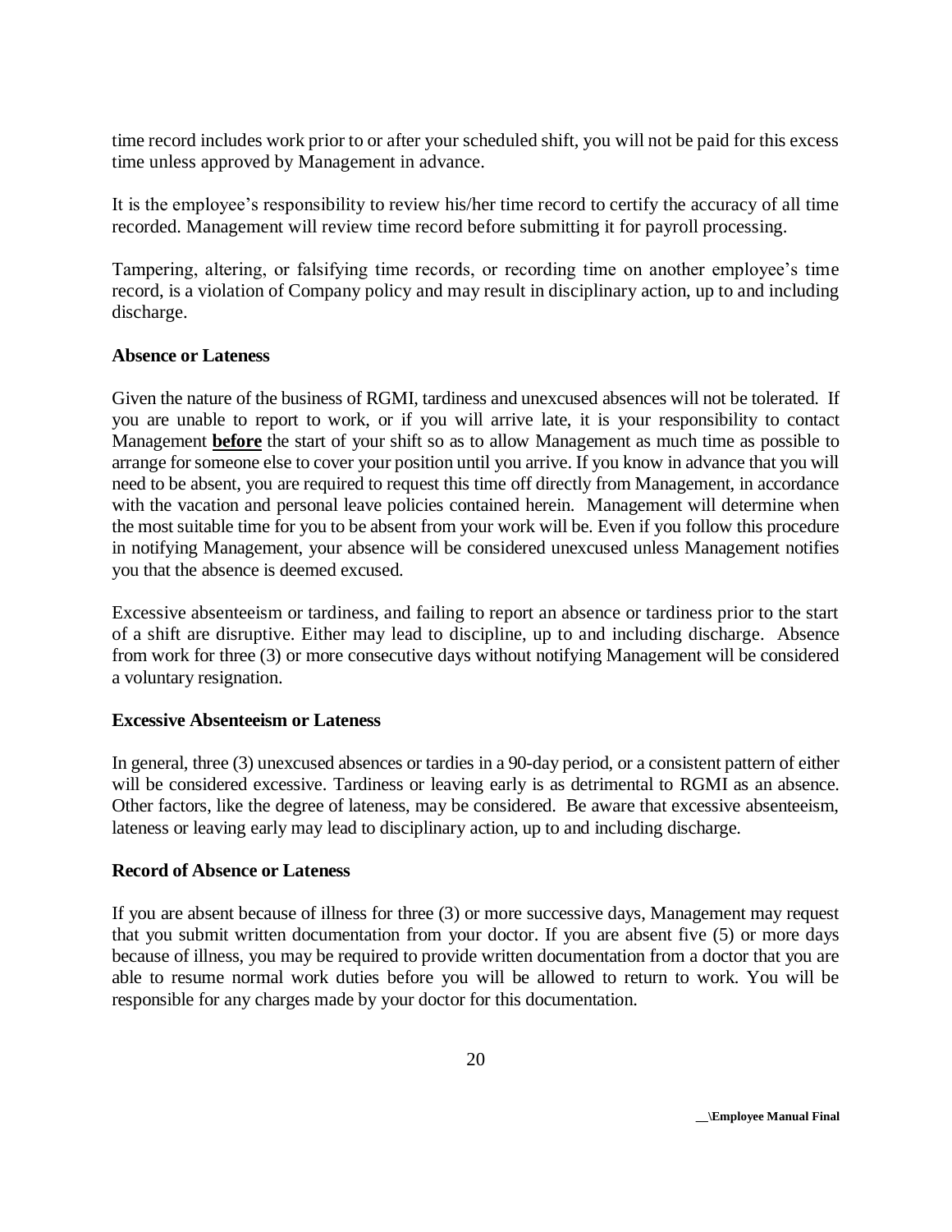time record includes work prior to or after your scheduled shift, you will not be paid for this excess time unless approved by Management in advance.

It is the employee's responsibility to review his/her time record to certify the accuracy of all time recorded. Management will review time record before submitting it for payroll processing.

Tampering, altering, or falsifying time records, or recording time on another employee's time record, is a violation of Company policy and may result in disciplinary action, up to and including discharge.

**Absence or Lateness**

Given the nature of the business of RGMI, tardiness and unexcused absences will not be tolerated. If you are unable to report to work, or if you will arrive late, it is your responsibility to contact Management **<u>before</u>** the start of your shift so as to allow Management as much time as possible to arrange for someone else to cover your position until you arrive. If you know in advance that you will need to be absent, you are required to request this time off directly from Management, in accordance with the vacation and personal leave policies contained herein. Management will determine when the most suitable time for you to be absent from your work will be. Even if you follow this procedure in notifying Management, your absence will be considered unexcused unless Management notifies you that the absence is deemed excused.

Excessive absenteeism or tardiness, and failing to report an absence or tardiness prior to the start of a shift are disruptive. Either may lead to discipline, up to and including discharge. Absence from work for three (3) or more consecutive days without notifying Management will be considered a voluntary resignation.

**Excessive Absenteeism or Lateness**

In general, three (3) unexcused absences or tardies in a 90-day period, or a consistent pattern of either will be considered excessive. Tardiness or leaving early is as detrimental to RGMI as an absence. Other factors, like the degree of lateness, may be considered. Be aware that excessive absenteeism, lateness or leaving early may lead to disciplinary action, up to and including discharge.

**Record of Absence or Lateness**

If you are absent because of illness for three (3) or more successive days, Management may request that you submit written documentation from your doctor. If you are absent five (5) or more days because of illness, you may be required to provide written documentation from a doctor that you are able to resume normal work duties before you will be allowed to return to work. You will be responsible for any charges made by your doctor for this documentation.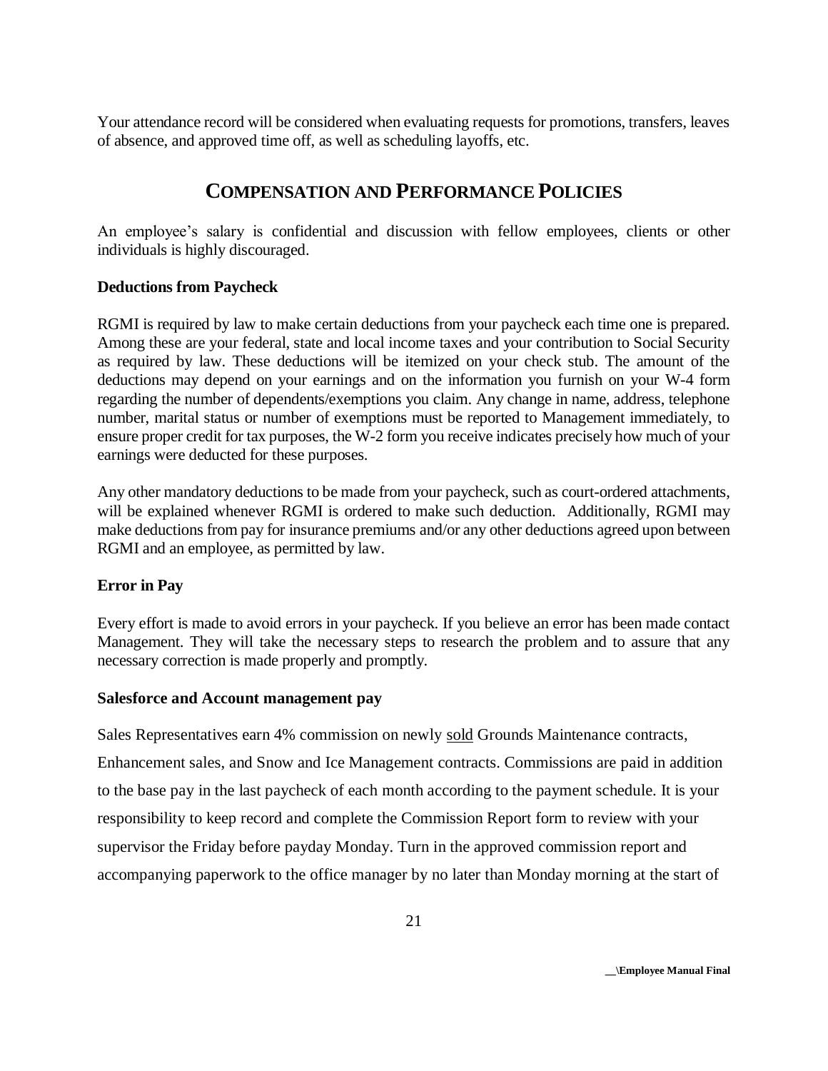Your attendance record will be considered when evaluating requests for promotions, transfers, leaves of absence, and approved time off, as well as scheduling layoffs, etc.

## COMPENSATION AND PERFORMANCE POLICIES

An employee's salary is confidential and discussion with fellow employees, clients or other individuals is highly discouraged.

**Deductions from Paycheck**

RGMI is required by law to make certain deductions from your paycheck each time one is prepared. Among these are your federal, state and local income taxes and your contribution to Social Security as required by law. These deductions will be itemized on your check stub. The amount of the deductions may depend on your earnings and on the information you furnish on your W-4 form regarding the number of dependents/exemptions you claim. Any change in name, address, telephone number, marital status or number of exemptions must be reported to Management immediately, to ensure proper credit for tax purposes, the W-2 form you receive indicates precisely how much of your earnings were deducted for these purposes.

Any other mandatory deductions to be made from your paycheck, such as court-ordered attachments, will be explained whenever RGMI is ordered to make such deduction. Additionally, RGMI may make deductions from pay for insurance premiums and/or any other deductions agreed upon between RGMI and an employee, as permitted by law.

**Error in Pay**

Every effort is made to avoid errors in your paycheck. If you believe an error has been made contact Management. They will take the necessary steps to research the problem and to assure that any necessary correction is made properly and promptly.

**Salesforce and Account management pay**

Sales Representatives earn 4% commission on newly <u>sold</u> Grounds Maintenance contracts, Enhancement sales, and Snow and Ice Management contracts. Commissions are paid in addition to the base pay in the last paycheck of each month according to the payment schedule. It is your responsibility to keep record and complete the Commission Report form to review with your supervisor the Friday before payday Monday. Turn in the approved commission report and accompanying paperwork to the office manager by no later than Monday morning at the start of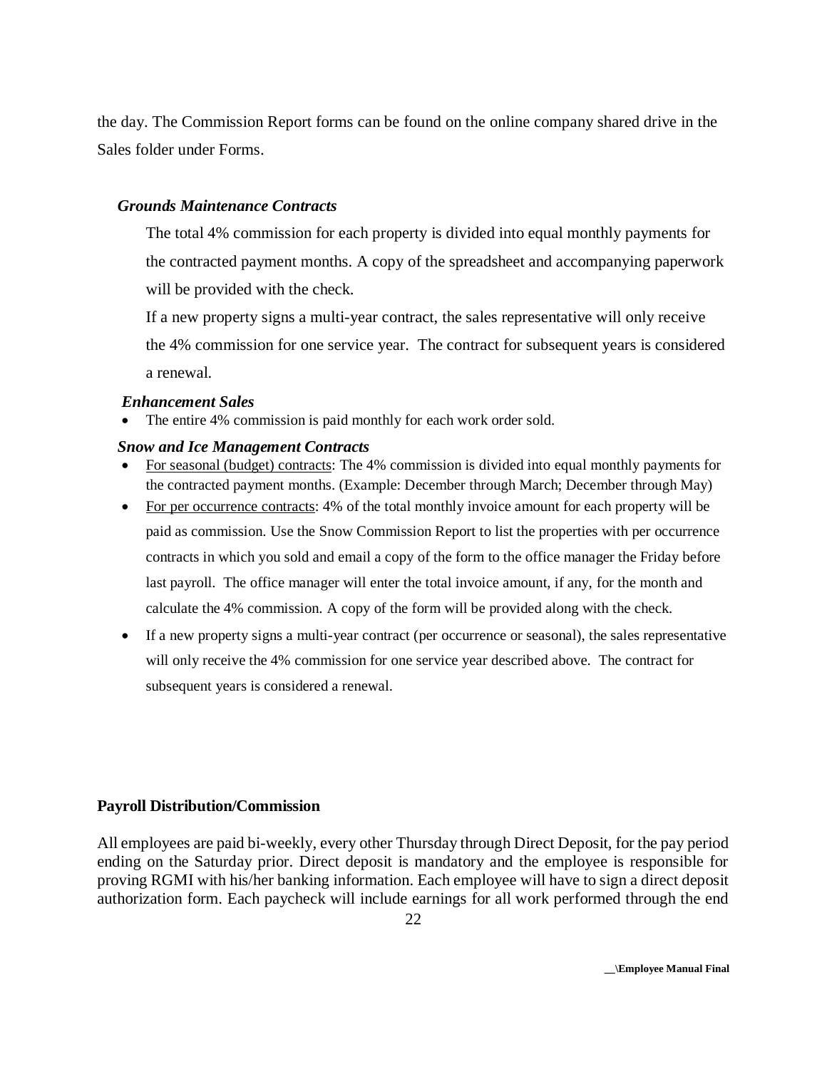the day. The Commission Report forms can be found on the online company shared drive in the Sales folder under Forms.

***Grounds Maintenance Contracts***

The total 4% commission for each property is divided into equal monthly payments for the contracted payment months. A copy of the spreadsheet and accompanying paperwork will be provided with the check.

If a new property signs a multi-year contract, the sales representative will only receive the 4% commission for one service year. The contract for subsequent years is considered a renewal.

***Enhancement Sales***

- The entire 4% commission is paid monthly for each work order sold.

***Snow and Ice Management Contracts***

- For seasonal (budget) contracts: The 4% commission is divided into equal monthly payments for the contracted payment months. (Example: December through March; December through May)
- For per occurrence contracts: 4% of the total monthly invoice amount for each property will be paid as commission. Use the Snow Commission Report to list the properties with per occurrence contracts in which you sold and email a copy of the form to the office manager the Friday before last payroll. The office manager will enter the total invoice amount, if any, for the month and calculate the 4% commission. A copy of the form will be provided along with the check.
- If a new property signs a multi-year contract (per occurrence or seasonal), the sales representative will only receive the 4% commission for one service year described above. The contract for subsequent years is considered a renewal.

**Payroll Distribution/Commission**

All employees are paid bi-weekly, every other Thursday through Direct Deposit, for the pay period ending on the Saturday prior. Direct deposit is mandatory and the employee is responsible for proving RGMI with his/her banking information. Each employee will have to sign a direct deposit authorization form. Each paycheck will include earnings for all work performed through the end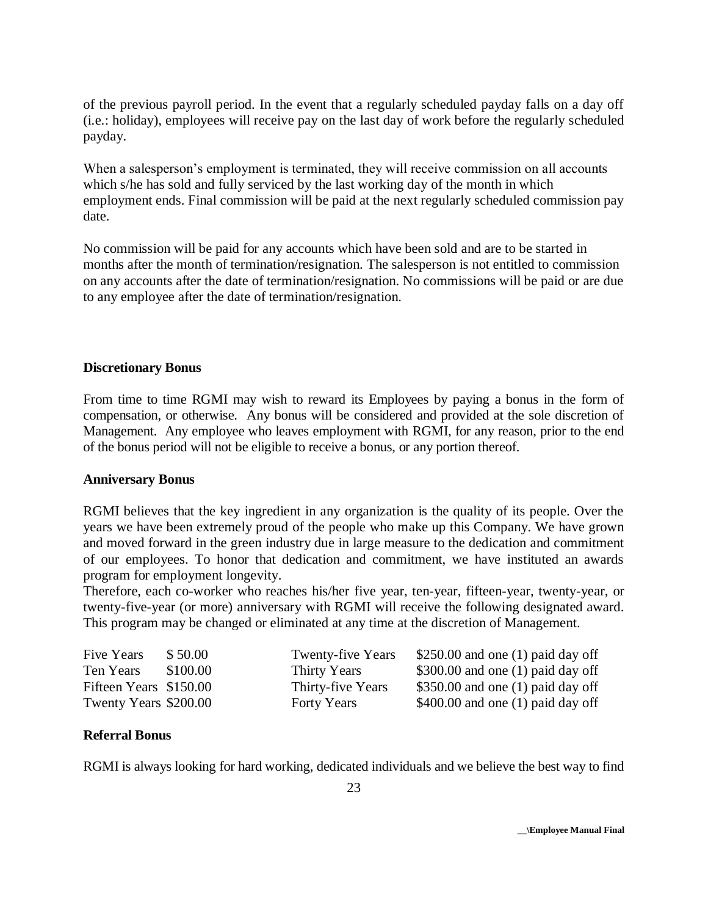of the previous payroll period. In the event that a regularly scheduled payday falls on a day off (i.e.: holiday), employees will receive pay on the last day of work before the regularly scheduled payday.

When a salesperson's employment is terminated, they will receive commission on all accounts which s/he has sold and fully serviced by the last working day of the month in which employment ends. Final commission will be paid at the next regularly scheduled commission pay date.

No commission will be paid for any accounts which have been sold and are to be started in months after the month of termination/resignation. The salesperson is not entitled to commission on any accounts after the date of termination/resignation. No commissions will be paid or are due to any employee after the date of termination/resignation.

**Discretionary Bonus**

From time to time RGMI may wish to reward its Employees by paying a bonus in the form of compensation, or otherwise. Any bonus will be considered and provided at the sole discretion of Management. Any employee who leaves employment with RGMI, for any reason, prior to the end of the bonus period will not be eligible to receive a bonus, or any portion thereof.

**Anniversary Bonus**

RGMI believes that the key ingredient in any organization is the quality of its people. Over the years we have been extremely proud of the people who make up this Company. We have grown and moved forward in the green industry due in large measure to the dedication and commitment of our employees. To honor that dedication and commitment, we have instituted an awards program for employment longevity.
Therefore, each co-worker who reaches his/her five year, ten-year, fifteen-year, twenty-year, or twenty-five-year (or more) anniversary with RGMI will receive the following designated award. This program may be changed or eliminated at any time at the discretion of Management.

| | | | |
|---|---|---|---|
| Five Years | $ 50.00 | Twenty-five Years | $250.00 and one (1) paid day off |
| Ten Years | $100.00 | Thirty Years | $300.00 and one (1) paid day off |
| Fifteen Years | $150.00 | Thirty-five Years | $350.00 and one (1) paid day off |
| Twenty Years | $200.00 | Forty Years | $400.00 and one (1) paid day off |

**Referral Bonus**

RGMI is always looking for hard working, dedicated individuals and we believe the best way to find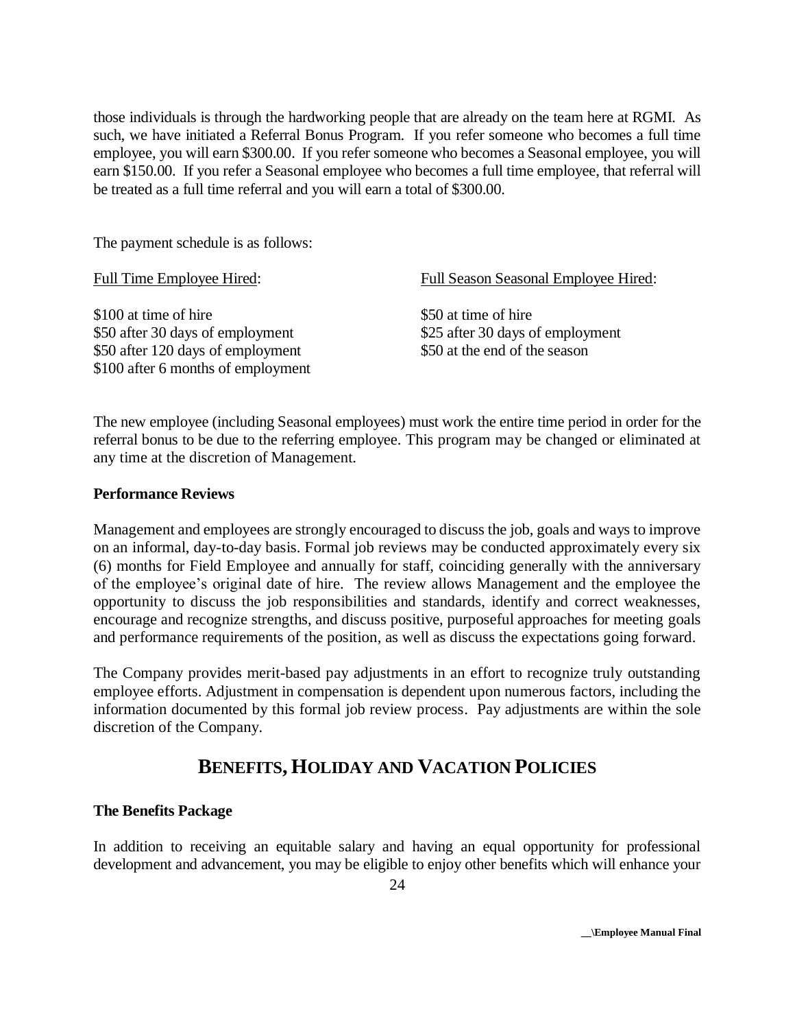those individuals is through the hardworking people that are already on the team here at RGMI. As such, we have initiated a Referral Bonus Program. If you refer someone who becomes a full time employee, you will earn $300.00. If you refer someone who becomes a Seasonal employee, you will earn $150.00. If you refer a Seasonal employee who becomes a full time employee, that referral will be treated as a full time referral and you will earn a total of $300.00.

The payment schedule is as follows:

| Full Time Employee Hired: | Full Season Seasonal Employee Hired: |
| --- | --- |
| $100 at time of hire | $50 at time of hire |
| $50 after 30 days of employment | $25 after 30 days of employment |
| $50 after 120 days of employment | $50 at the end of the season |
| $100 after 6 months of employment | |

The new employee (including Seasonal employees) must work the entire time period in order for the referral bonus to be due to the referring employee. This program may be changed or eliminated at any time at the discretion of Management.

### Performance Reviews

Management and employees are strongly encouraged to discuss the job, goals and ways to improve on an informal, day-to-day basis. Formal job reviews may be conducted approximately every six (6) months for Field Employee and annually for staff, coinciding generally with the anniversary of the employee's original date of hire. The review allows Management and the employee the opportunity to discuss the job responsibilities and standards, identify and correct weaknesses, encourage and recognize strengths, and discuss positive, purposeful approaches for meeting goals and performance requirements of the position, as well as discuss the expectations going forward.

The Company provides merit-based pay adjustments in an effort to recognize truly outstanding employee efforts. Adjustment in compensation is dependent upon numerous factors, including the information documented by this formal job review process. Pay adjustments are within the sole discretion of the Company.

## BENEFITS, HOLIDAY AND VACATION POLICIES

### The Benefits Package

In addition to receiving an equitable salary and having an equal opportunity for professional development and advancement, you may be eligible to enjoy other benefits which will enhance your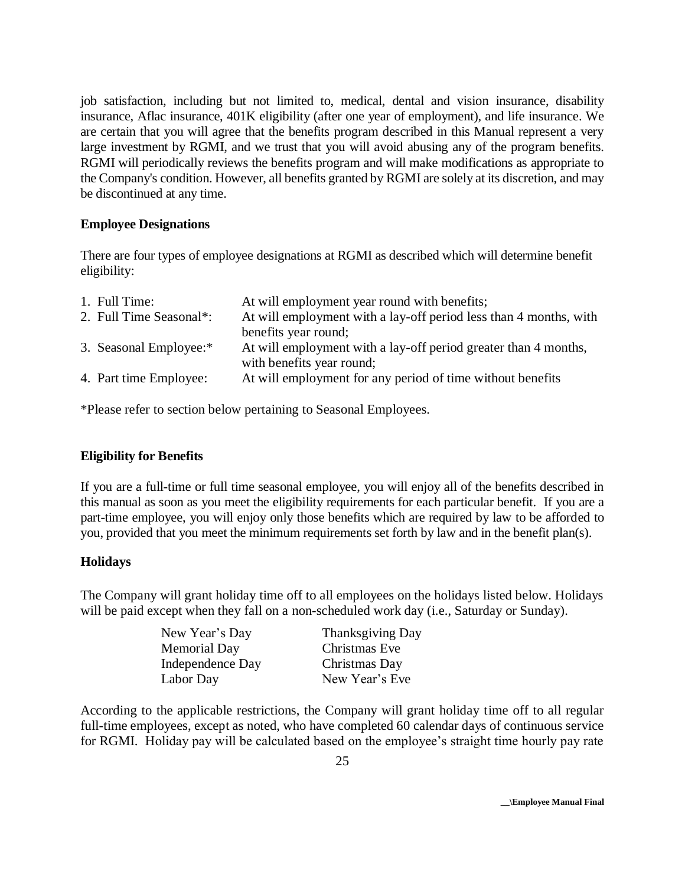job satisfaction, including but not limited to, medical, dental and vision insurance, disability insurance, Aflac insurance, 401K eligibility (after one year of employment), and life insurance. We are certain that you will agree that the benefits program described in this Manual represent a very large investment by RGMI, and we trust that you will avoid abusing any of the program benefits. RGMI will periodically reviews the benefits program and will make modifications as appropriate to the Company's condition. However, all benefits granted by RGMI are solely at its discretion, and may be discontinued at any time.

**Employee Designations**

There are four types of employee designations at RGMI as described which will determine benefit eligibility:

1. Full Time: At will employment year round with benefits;
2. Full Time Seasonal*: At will employment with a lay-off period less than 4 months, with benefits year round;
3. Seasonal Employee:* At will employment with a lay-off period greater than 4 months, with benefits year round;
4. Part time Employee: At will employment for any period of time without benefits

*Please refer to section below pertaining to Seasonal Employees.

**Eligibility for Benefits**

If you are a full-time or full time seasonal employee, you will enjoy all of the benefits described in this manual as soon as you meet the eligibility requirements for each particular benefit. If you are a part-time employee, you will enjoy only those benefits which are required by law to be afforded to you, provided that you meet the minimum requirements set forth by law and in the benefit plan(s).

**Holidays**

The Company will grant holiday time off to all employees on the holidays listed below. Holidays will be paid except when they fall on a non-scheduled work day (i.e., Saturday or Sunday).

| | |
|---|---|
| New Year's Day | Thanksgiving Day |
| Memorial Day | Christmas Eve |
| Independence Day | Christmas Day |
| Labor Day | New Year's Eve |

According to the applicable restrictions, the Company will grant holiday time off to all regular full-time employees, except as noted, who have completed 60 calendar days of continuous service for RGMI. Holiday pay will be calculated based on the employee's straight time hourly pay rate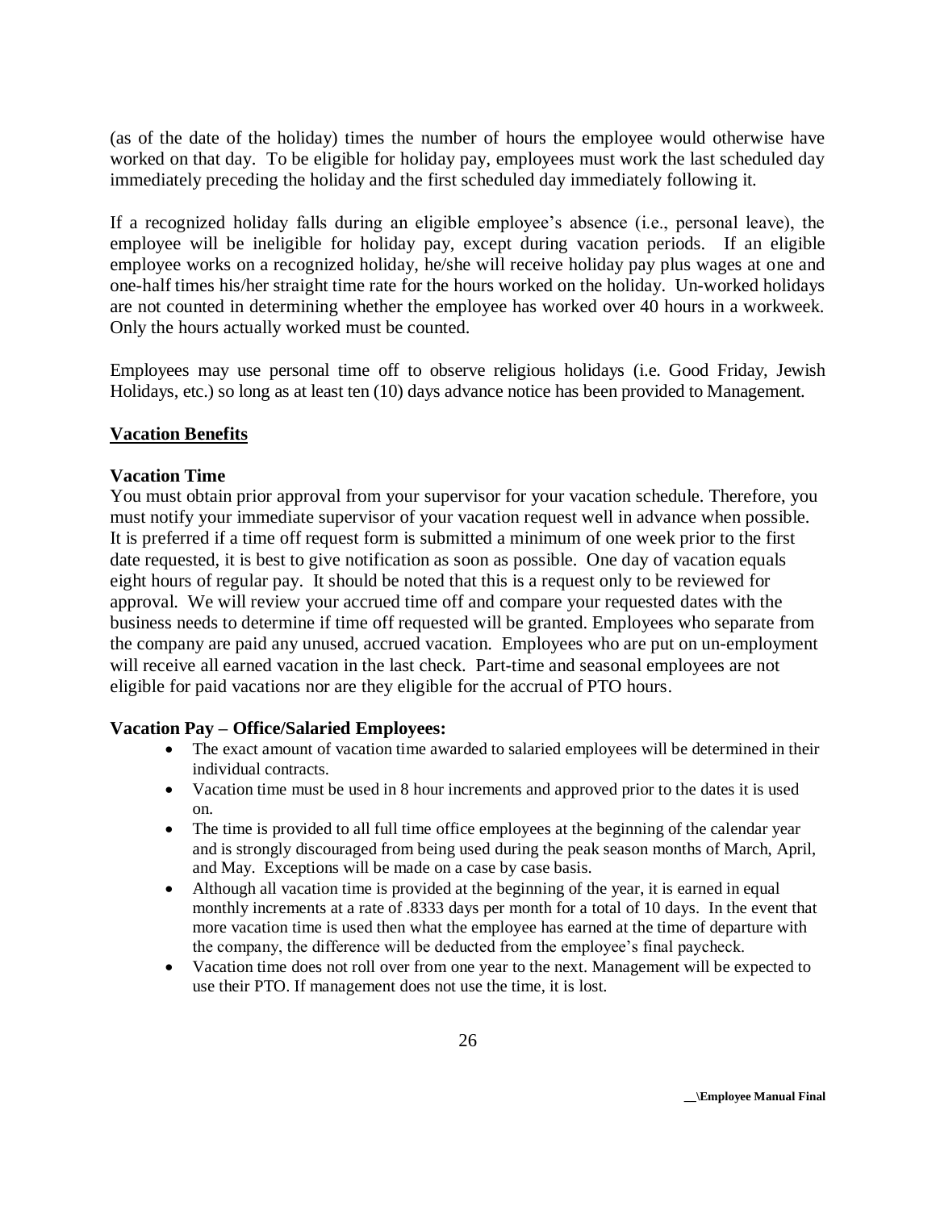(as of the date of the holiday) times the number of hours the employee would otherwise have worked on that day. To be eligible for holiday pay, employees must work the last scheduled day immediately preceding the holiday and the first scheduled day immediately following it.

If a recognized holiday falls during an eligible employee's absence (i.e., personal leave), the employee will be ineligible for holiday pay, except during vacation periods. If an eligible employee works on a recognized holiday, he/she will receive holiday pay plus wages at one and one-half times his/her straight time rate for the hours worked on the holiday. Un-worked holidays are not counted in determining whether the employee has worked over 40 hours in a workweek. Only the hours actually worked must be counted.

Employees may use personal time off to observe religious holidays (i.e. Good Friday, Jewish Holidays, etc.) so long as at least ten (10) days advance notice has been provided to Management.

## Vacation Benefits

### Vacation Time

You must obtain prior approval from your supervisor for your vacation schedule. Therefore, you must notify your immediate supervisor of your vacation request well in advance when possible. It is preferred if a time off request form is submitted a minimum of one week prior to the first date requested, it is best to give notification as soon as possible. One day of vacation equals eight hours of regular pay. It should be noted that this is a request only to be reviewed for approval. We will review your accrued time off and compare your requested dates with the business needs to determine if time off requested will be granted. Employees who separate from the company are paid any unused, accrued vacation. Employees who are put on un-employment will receive all earned vacation in the last check. Part-time and seasonal employees are not eligible for paid vacations nor are they eligible for the accrual of PTO hours.

### Vacation Pay – Office/Salaried Employees:

- The exact amount of vacation time awarded to salaried employees will be determined in their individual contracts.
- Vacation time must be used in 8 hour increments and approved prior to the dates it is used on.
- The time is provided to all full time office employees at the beginning of the calendar year and is strongly discouraged from being used during the peak season months of March, April, and May. Exceptions will be made on a case by case basis.
- Although all vacation time is provided at the beginning of the year, it is earned in equal monthly increments at a rate of .8333 days per month for a total of 10 days. In the event that more vacation time is used then what the employee has earned at the time of departure with the company, the difference will be deducted from the employee's final paycheck.
- Vacation time does not roll over from one year to the next. Management will be expected to use their PTO. If management does not use the time, it is lost.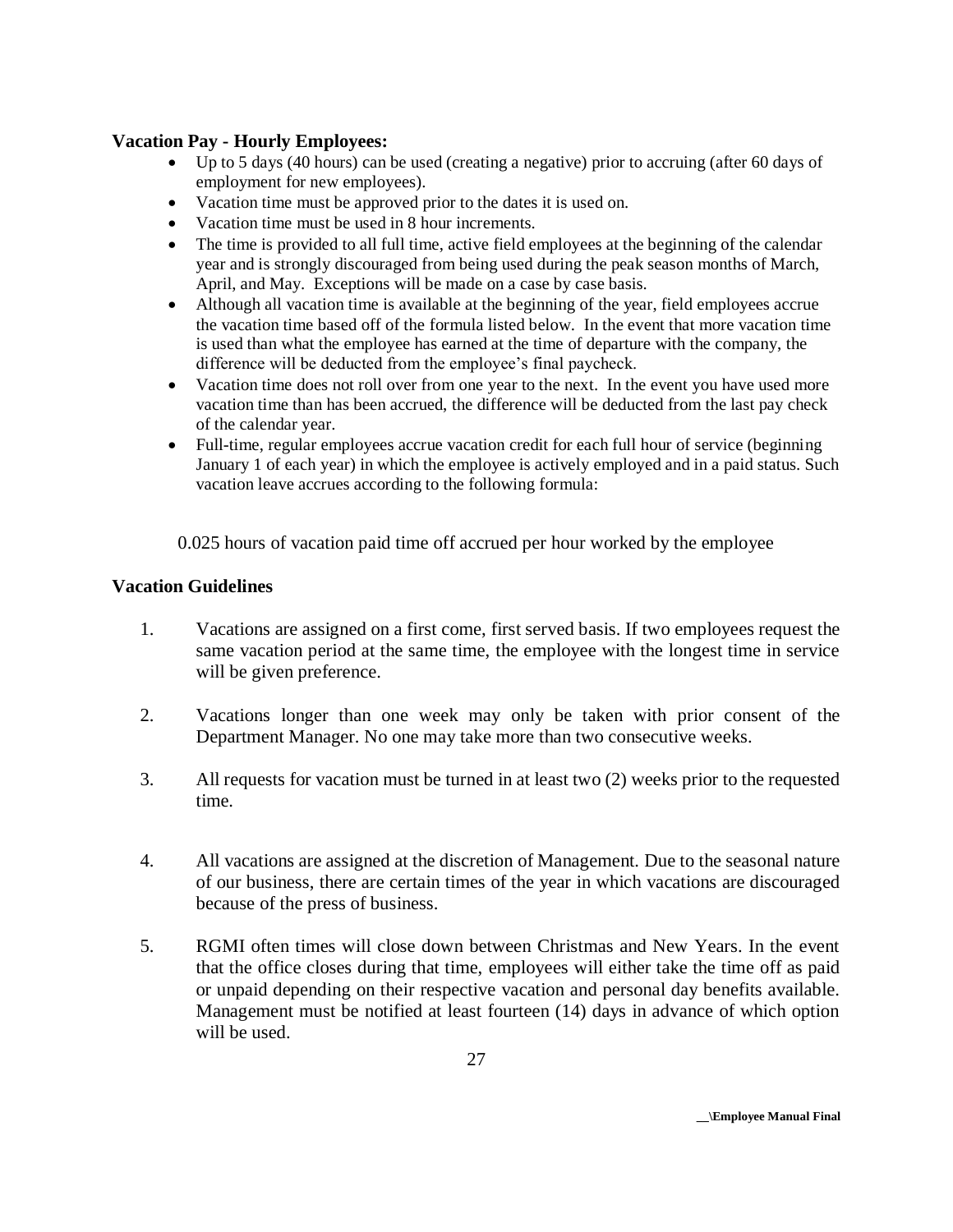**Vacation Pay - Hourly Employees:**

- Up to 5 days (40 hours) can be used (creating a negative) prior to accruing (after 60 days of employment for new employees).
- Vacation time must be approved prior to the dates it is used on.
- Vacation time must be used in 8 hour increments.
- The time is provided to all full time, active field employees at the beginning of the calendar year and is strongly discouraged from being used during the peak season months of March, April, and May. Exceptions will be made on a case by case basis.
- Although all vacation time is available at the beginning of the year, field employees accrue the vacation time based off of the formula listed below. In the event that more vacation time is used than what the employee has earned at the time of departure with the company, the difference will be deducted from the employee's final paycheck.
- Vacation time does not roll over from one year to the next. In the event you have used more vacation time than has been accrued, the difference will be deducted from the last pay check of the calendar year.
- Full-time, regular employees accrue vacation credit for each full hour of service (beginning January 1 of each year) in which the employee is actively employed and in a paid status. Such vacation leave accrues according to the following formula:

0.025 hours of vacation paid time off accrued per hour worked by the employee

**Vacation Guidelines**

1. Vacations are assigned on a first come, first served basis. If two employees request the same vacation period at the same time, the employee with the longest time in service will be given preference.

2. Vacations longer than one week may only be taken with prior consent of the Department Manager. No one may take more than two consecutive weeks.

3. All requests for vacation must be turned in at least two (2) weeks prior to the requested time.

4. All vacations are assigned at the discretion of Management. Due to the seasonal nature of our business, there are certain times of the year in which vacations are discouraged because of the press of business.

5. RGMI often times will close down between Christmas and New Years. In the event that the office closes during that time, employees will either take the time off as paid or unpaid depending on their respective vacation and personal day benefits available. Management must be notified at least fourteen (14) days in advance of which option will be used.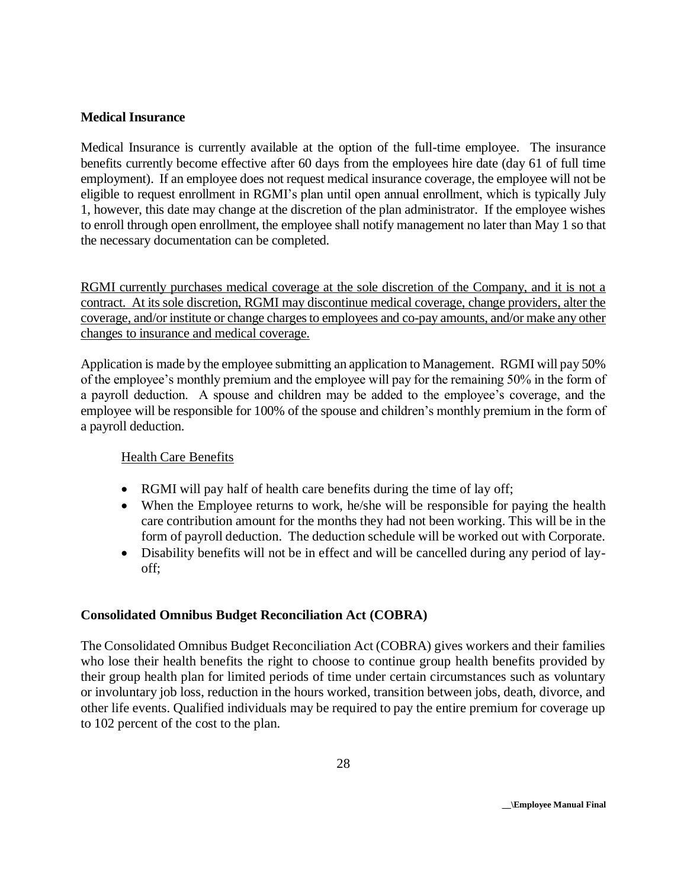**Medical Insurance**

Medical Insurance is currently available at the option of the full-time employee. The insurance benefits currently become effective after 60 days from the employees hire date (day 61 of full time employment). If an employee does not request medical insurance coverage, the employee will not be eligible to request enrollment in RGMI's plan until open annual enrollment, which is typically July 1, however, this date may change at the discretion of the plan administrator. If the employee wishes to enroll through open enrollment, the employee shall notify management no later than May 1 so that the necessary documentation can be completed.

<u>RGMI currently purchases medical coverage at the sole discretion of the Company, and it is not a contract. At its sole discretion, RGMI may discontinue medical coverage, change providers, alter the coverage, and/or institute or change charges to employees and co-pay amounts, and/or make any other changes to insurance and medical coverage.</u>

Application is made by the employee submitting an application to Management. RGMI will pay 50% of the employee's monthly premium and the employee will pay for the remaining 50% in the form of a payroll deduction. A spouse and children may be added to the employee's coverage, and the employee will be responsible for 100% of the spouse and children's monthly premium in the form of a payroll deduction.

<u>Health Care Benefits</u>

- RGMI will pay half of health care benefits during the time of lay off;
- When the Employee returns to work, he/she will be responsible for paying the health care contribution amount for the months they had not been working. This will be in the form of payroll deduction. The deduction schedule will be worked out with Corporate.
- Disability benefits will not be in effect and will be cancelled during any period of lay-off;

**Consolidated Omnibus Budget Reconciliation Act (COBRA)**

The Consolidated Omnibus Budget Reconciliation Act (COBRA) gives workers and their families who lose their health benefits the right to choose to continue group health benefits provided by their group health plan for limited periods of time under certain circumstances such as voluntary or involuntary job loss, reduction in the hours worked, transition between jobs, death, divorce, and other life events. Qualified individuals may be required to pay the entire premium for coverage up to 102 percent of the cost to the plan.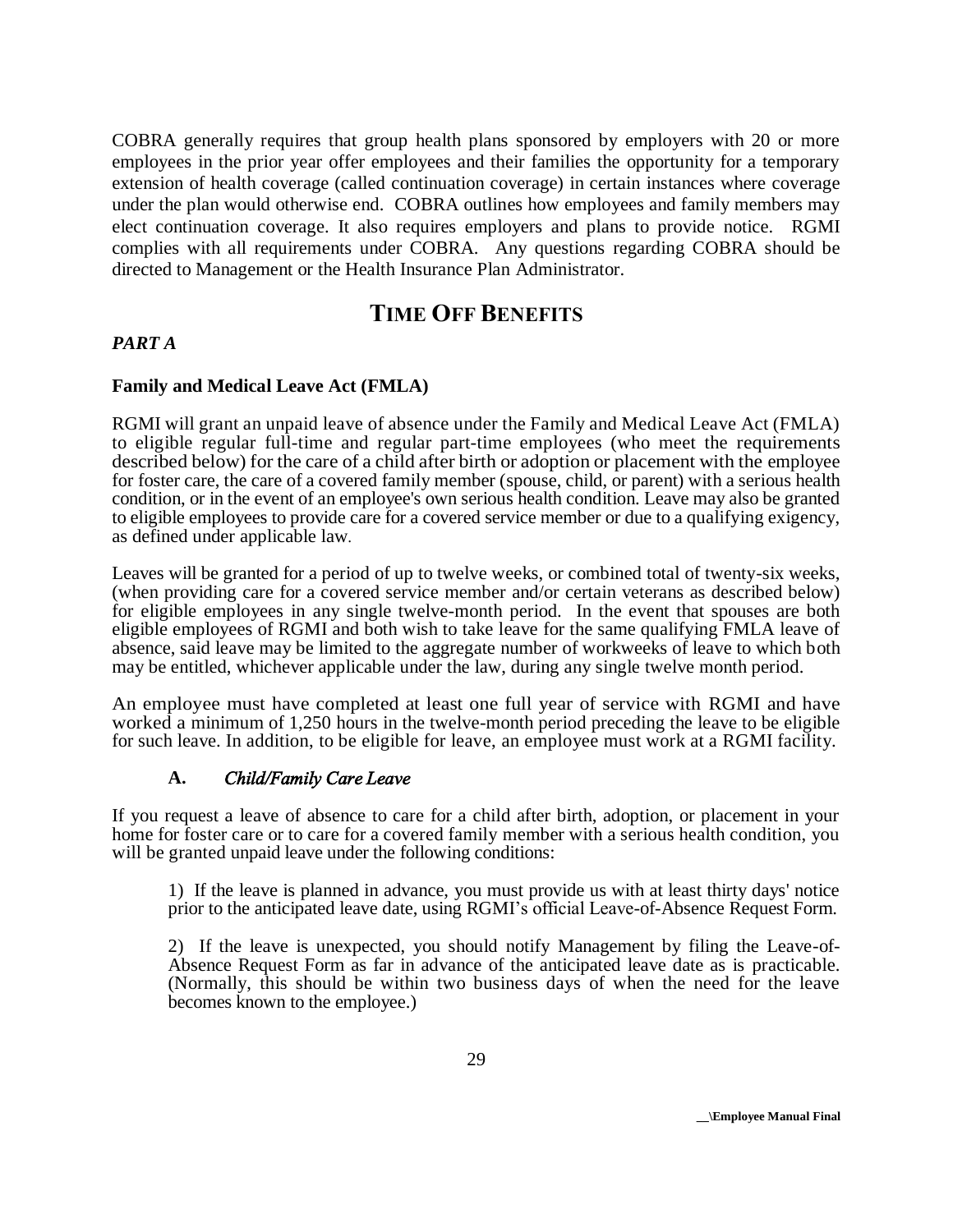COBRA generally requires that group health plans sponsored by employers with 20 or more employees in the prior year offer employees and their families the opportunity for a temporary extension of health coverage (called continuation coverage) in certain instances where coverage under the plan would otherwise end. COBRA outlines how employees and family members may elect continuation coverage. It also requires employers and plans to provide notice. RGMI complies with all requirements under COBRA. Any questions regarding COBRA should be directed to Management or the Health Insurance Plan Administrator.

# TIME OFF BENEFITS

***PART A***

**Family and Medical Leave Act (FMLA)**

RGMI will grant an unpaid leave of absence under the Family and Medical Leave Act (FMLA) to eligible regular full-time and regular part-time employees (who meet the requirements described below) for the care of a child after birth or adoption or placement with the employee for foster care, the care of a covered family member (spouse, child, or parent) with a serious health condition, or in the event of an employee's own serious health condition. Leave may also be granted to eligible employees to provide care for a covered service member or due to a qualifying exigency, as defined under applicable law.

Leaves will be granted for a period of up to twelve weeks, or combined total of twenty-six weeks, (when providing care for a covered service member and/or certain veterans as described below) for eligible employees in any single twelve-month period. In the event that spouses are both eligible employees of RGMI and both wish to take leave for the same qualifying FMLA leave of absence, said leave may be limited to the aggregate number of workweeks of leave to which both may be entitled, whichever applicable under the law, during any single twelve month period.

An employee must have completed at least one full year of service with RGMI and have worked a minimum of 1,250 hours in the twelve-month period preceding the leave to be eligible for such leave. In addition, to be eligible for leave, an employee must work at a RGMI facility.

**A.** ***Child/Family Care Leave***

If you request a leave of absence to care for a child after birth, adoption, or placement in your home for foster care or to care for a covered family member with a serious health condition, you will be granted unpaid leave under the following conditions:

1) If the leave is planned in advance, you must provide us with at least thirty days' notice prior to the anticipated leave date, using RGMI's official Leave-of-Absence Request Form.

2) If the leave is unexpected, you should notify Management by filing the Leave-of-Absence Request Form as far in advance of the anticipated leave date as is practicable. (Normally, this should be within two business days of when the need for the leave becomes known to the employee.)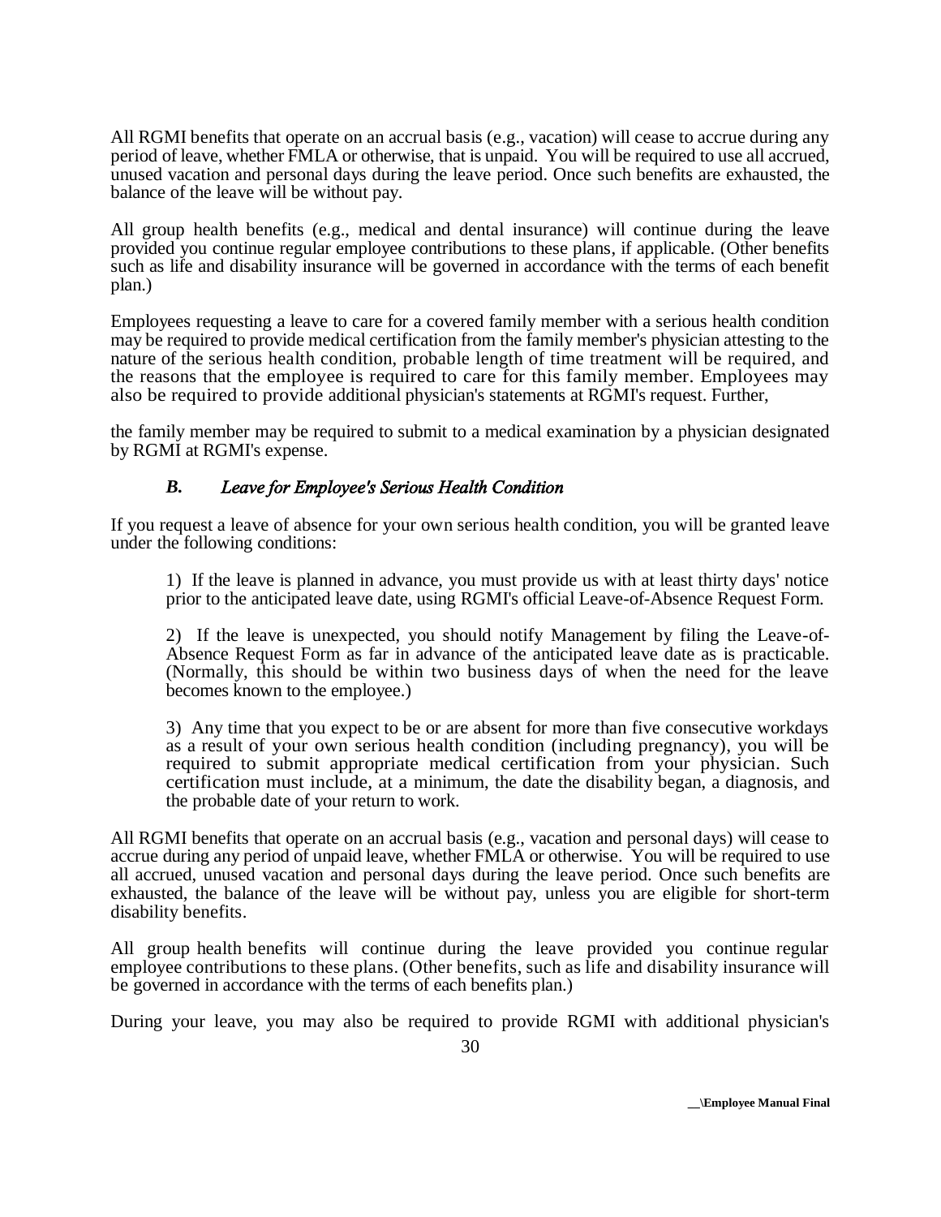All RGMI benefits that operate on an accrual basis (e.g., vacation) will cease to accrue during any period of leave, whether FMLA or otherwise, that is unpaid. You will be required to use all accrued, unused vacation and personal days during the leave period. Once such benefits are exhausted, the balance of the leave will be without pay.

All group health benefits (e.g., medical and dental insurance) will continue during the leave provided you continue regular employee contributions to these plans, if applicable. (Other benefits such as life and disability insurance will be governed in accordance with the terms of each benefit plan.)

Employees requesting a leave to care for a covered family member with a serious health condition may be required to provide medical certification from the family member's physician attesting to the nature of the serious health condition, probable length of time treatment will be required, and the reasons that the employee is required to care for this family member. Employees may also be required to provide additional physician's statements at RGMI's request. Further,

the family member may be required to submit to a medical examination by a physician designated by RGMI at RGMI's expense.

### *B. Leave for Employee's Serious Health Condition*

If you request a leave of absence for your own serious health condition, you will be granted leave under the following conditions:

1) If the leave is planned in advance, you must provide us with at least thirty days' notice prior to the anticipated leave date, using RGMI's official Leave-of-Absence Request Form.

2) If the leave is unexpected, you should notify Management by filing the Leave-of-Absence Request Form as far in advance of the anticipated leave date as is practicable. (Normally, this should be within two business days of when the need for the leave becomes known to the employee.)

3) Any time that you expect to be or are absent for more than five consecutive workdays as a result of your own serious health condition (including pregnancy), you will be required to submit appropriate medical certification from your physician. Such certification must include, at a minimum, the date the disability began, a diagnosis, and the probable date of your return to work.

All RGMI benefits that operate on an accrual basis (e.g., vacation and personal days) will cease to accrue during any period of unpaid leave, whether FMLA or otherwise. You will be required to use all accrued, unused vacation and personal days during the leave period. Once such benefits are exhausted, the balance of the leave will be without pay, unless you are eligible for short-term disability benefits.

All group health benefits will continue during the leave provided you continue regular employee contributions to these plans. (Other benefits, such as life and disability insurance will be governed in accordance with the terms of each benefits plan.)

During your leave, you may also be required to provide RGMI with additional physician's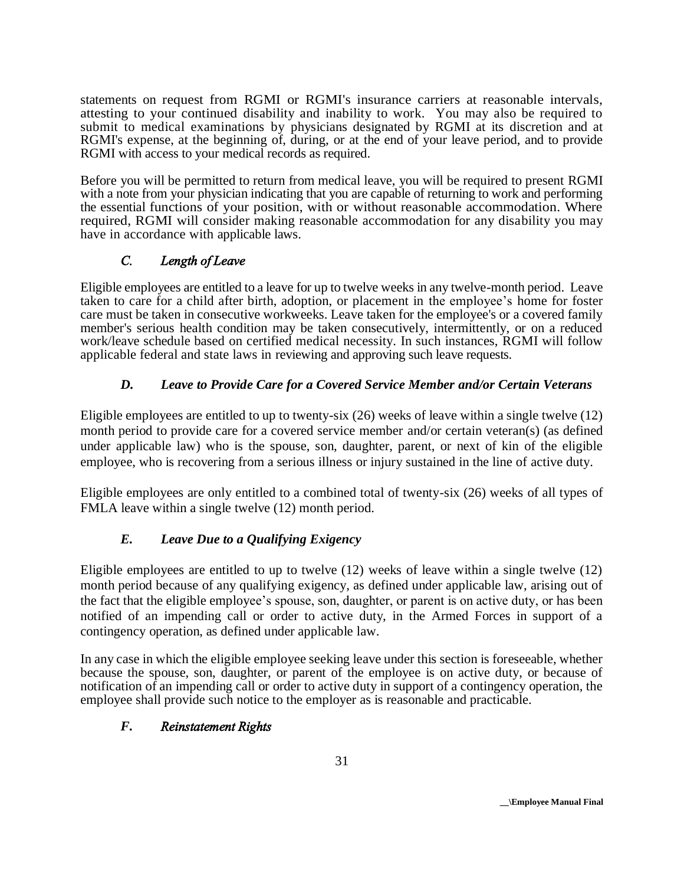statements on request from RGMI or RGMI's insurance carriers at reasonable intervals, attesting to your continued disability and inability to work. You may also be required to submit to medical examinations by physicians designated by RGMI at its discretion and at RGMI's expense, at the beginning of, during, or at the end of your leave period, and to provide RGMI with access to your medical records as required.

Before you will be permitted to return from medical leave, you will be required to present RGMI with a note from your physician indicating that you are capable of returning to work and performing the essential functions of your position, with or without reasonable accommodation. Where required, RGMI will consider making reasonable accommodation for any disability you may have in accordance with applicable laws.

### *C. Length of Leave*

Eligible employees are entitled to a leave for up to twelve weeks in any twelve-month period. Leave taken to care for a child after birth, adoption, or placement in the employee's home for foster care must be taken in consecutive workweeks. Leave taken for the employee's or a covered family member's serious health condition may be taken consecutively, intermittently, or on a reduced work/leave schedule based on certified medical necessity. In such instances, RGMI will follow applicable federal and state laws in reviewing and approving such leave requests.

### ***D. Leave to Provide Care for a Covered Service Member and/or Certain Veterans***

Eligible employees are entitled to up to twenty-six (26) weeks of leave within a single twelve (12) month period to provide care for a covered service member and/or certain veteran(s) (as defined under applicable law) who is the spouse, son, daughter, parent, or next of kin of the eligible employee, who is recovering from a serious illness or injury sustained in the line of active duty.

Eligible employees are only entitled to a combined total of twenty-six (26) weeks of all types of FMLA leave within a single twelve (12) month period.

### ***E. Leave Due to a Qualifying Exigency***

Eligible employees are entitled to up to twelve (12) weeks of leave within a single twelve (12) month period because of any qualifying exigency, as defined under applicable law, arising out of the fact that the eligible employee's spouse, son, daughter, or parent is on active duty, or has been notified of an impending call or order to active duty, in the Armed Forces in support of a contingency operation, as defined under applicable law.

In any case in which the eligible employee seeking leave under this section is foreseeable, whether because the spouse, son, daughter, or parent of the employee is on active duty, or because of notification of an impending call or order to active duty in support of a contingency operation, the employee shall provide such notice to the employer as is reasonable and practicable.

### ***F. Reinstatement Rights***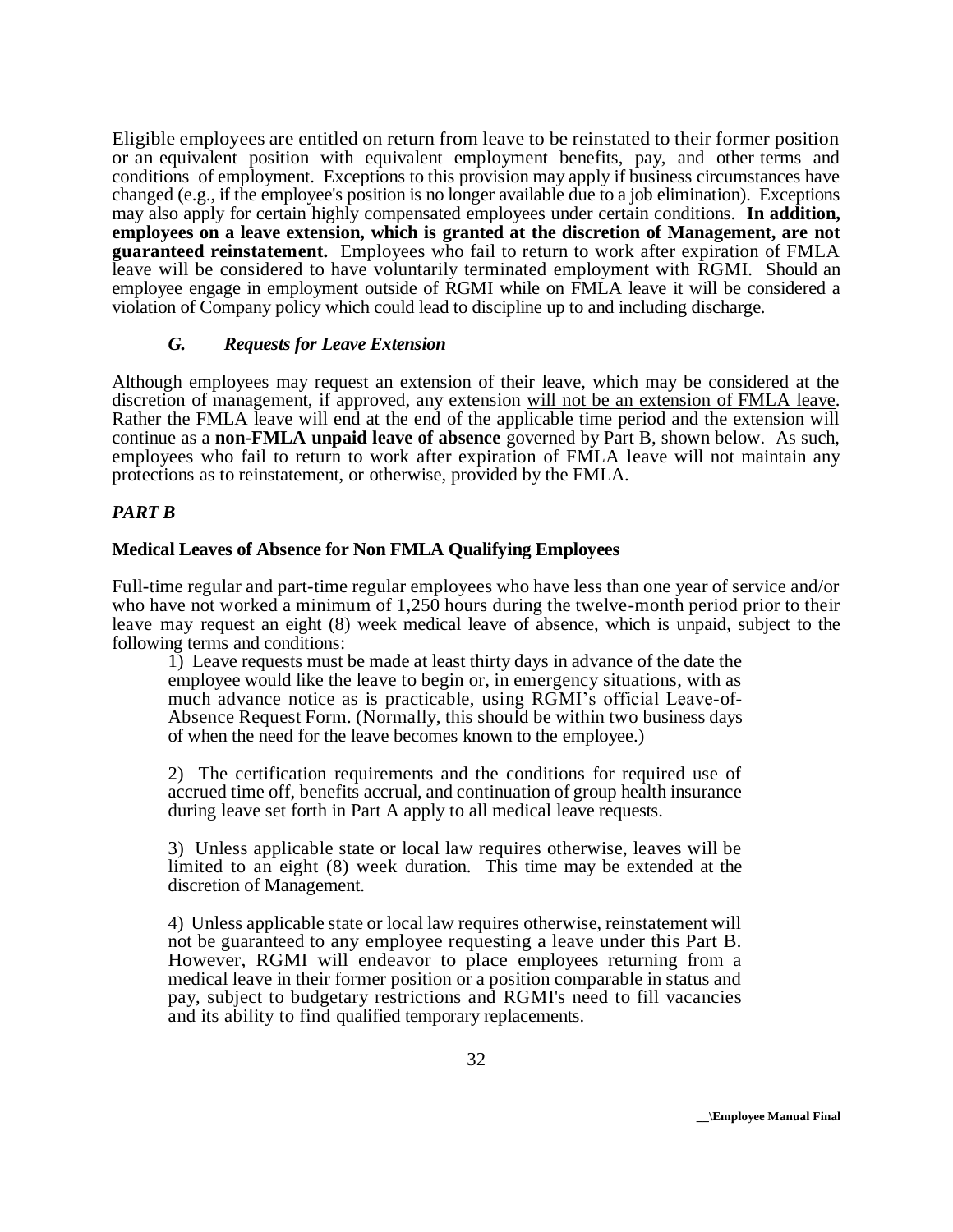Eligible employees are entitled on return from leave to be reinstated to their former position or an equivalent position with equivalent employment benefits, pay, and other terms and conditions of employment. Exceptions to this provision may apply if business circumstances have changed (e.g., if the employee's position is no longer available due to a job elimination). Exceptions may also apply for certain highly compensated employees under certain conditions. **In addition, employees on a leave extension, which is granted at the discretion of Management, are not guaranteed reinstatement.** Employees who fail to return to work after expiration of FMLA leave will be considered to have voluntarily terminated employment with RGMI. Should an employee engage in employment outside of RGMI while on FMLA leave it will be considered a violation of Company policy which could lead to discipline up to and including discharge.

### *G. Requests for Leave Extension*

Although employees may request an extension of their leave, which may be considered at the discretion of management, if approved, any extension <u>will not be an extension of FMLA leave</u>. Rather the FMLA leave will end at the end of the applicable time period and the extension will continue as a **non-FMLA unpaid leave of absence** governed by Part B, shown below. As such, employees who fail to return to work after expiration of FMLA leave will not maintain any protections as to reinstatement, or otherwise, provided by the FMLA.

## *PART B*

**Medical Leaves of Absence for Non FMLA Qualifying Employees**

Full-time regular and part-time regular employees who have less than one year of service and/or who have not worked a minimum of 1,250 hours during the twelve-month period prior to their leave may request an eight (8) week medical leave of absence, which is unpaid, subject to the following terms and conditions:

1) Leave requests must be made at least thirty days in advance of the date the employee would like the leave to begin or, in emergency situations, with as much advance notice as is practicable, using RGMI's official Leave-of-Absence Request Form. (Normally, this should be within two business days of when the need for the leave becomes known to the employee.)

2) The certification requirements and the conditions for required use of accrued time off, benefits accrual, and continuation of group health insurance during leave set forth in Part A apply to all medical leave requests.

3) Unless applicable state or local law requires otherwise, leaves will be limited to an eight (8) week duration. This time may be extended at the discretion of Management.

4) Unless applicable state or local law requires otherwise, reinstatement will not be guaranteed to any employee requesting a leave under this Part B. However, RGMI will endeavor to place employees returning from a medical leave in their former position or a position comparable in status and pay, subject to budgetary restrictions and RGMI's need to fill vacancies and its ability to find qualified temporary replacements.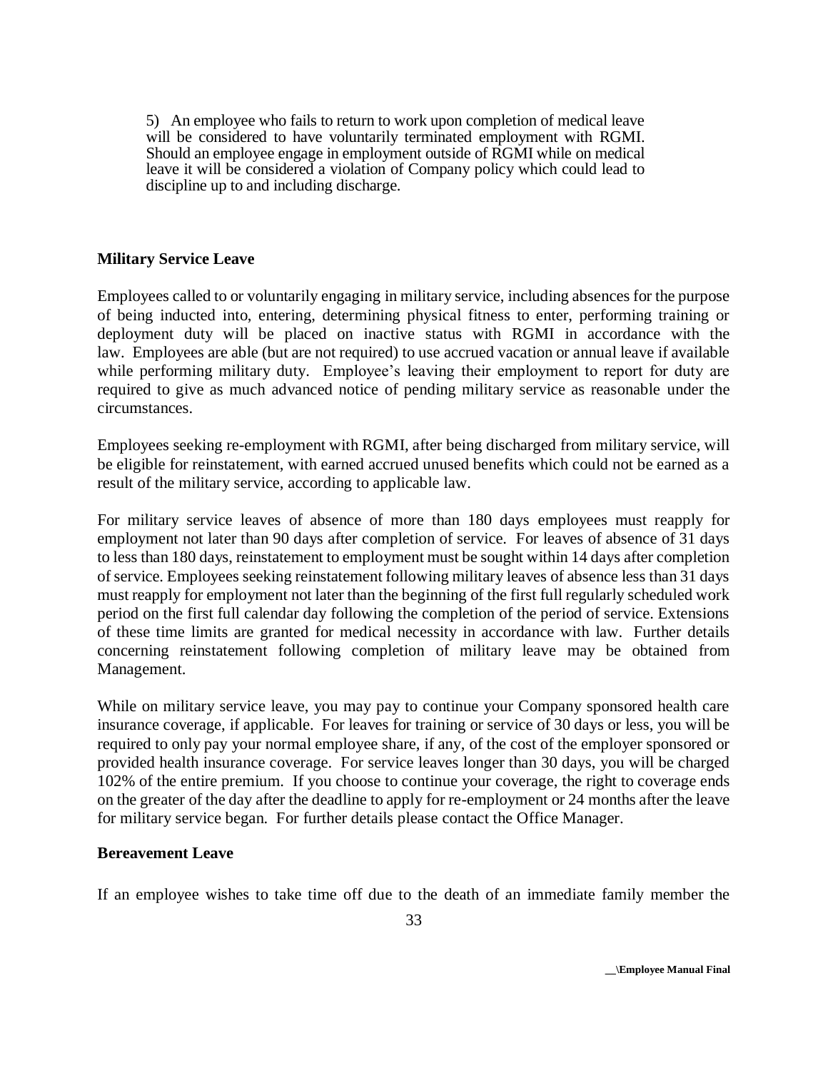5) An employee who fails to return to work upon completion of medical leave will be considered to have voluntarily terminated employment with RGMI. Should an employee engage in employment outside of RGMI while on medical leave it will be considered a violation of Company policy which could lead to discipline up to and including discharge.

**Military Service Leave**

Employees called to or voluntarily engaging in military service, including absences for the purpose of being inducted into, entering, determining physical fitness to enter, performing training or deployment duty will be placed on inactive status with RGMI in accordance with the law. Employees are able (but are not required) to use accrued vacation or annual leave if available while performing military duty. Employee's leaving their employment to report for duty are required to give as much advanced notice of pending military service as reasonable under the circumstances.

Employees seeking re-employment with RGMI, after being discharged from military service, will be eligible for reinstatement, with earned accrued unused benefits which could not be earned as a result of the military service, according to applicable law.

For military service leaves of absence of more than 180 days employees must reapply for employment not later than 90 days after completion of service. For leaves of absence of 31 days to less than 180 days, reinstatement to employment must be sought within 14 days after completion of service. Employees seeking reinstatement following military leaves of absence less than 31 days must reapply for employment not later than the beginning of the first full regularly scheduled work period on the first full calendar day following the completion of the period of service. Extensions of these time limits are granted for medical necessity in accordance with law. Further details concerning reinstatement following completion of military leave may be obtained from Management.

While on military service leave, you may pay to continue your Company sponsored health care insurance coverage, if applicable. For leaves for training or service of 30 days or less, you will be required to only pay your normal employee share, if any, of the cost of the employer sponsored or provided health insurance coverage. For service leaves longer than 30 days, you will be charged 102% of the entire premium. If you choose to continue your coverage, the right to coverage ends on the greater of the day after the deadline to apply for re-employment or 24 months after the leave for military service began. For further details please contact the Office Manager.

**Bereavement Leave**

If an employee wishes to take time off due to the death of an immediate family member the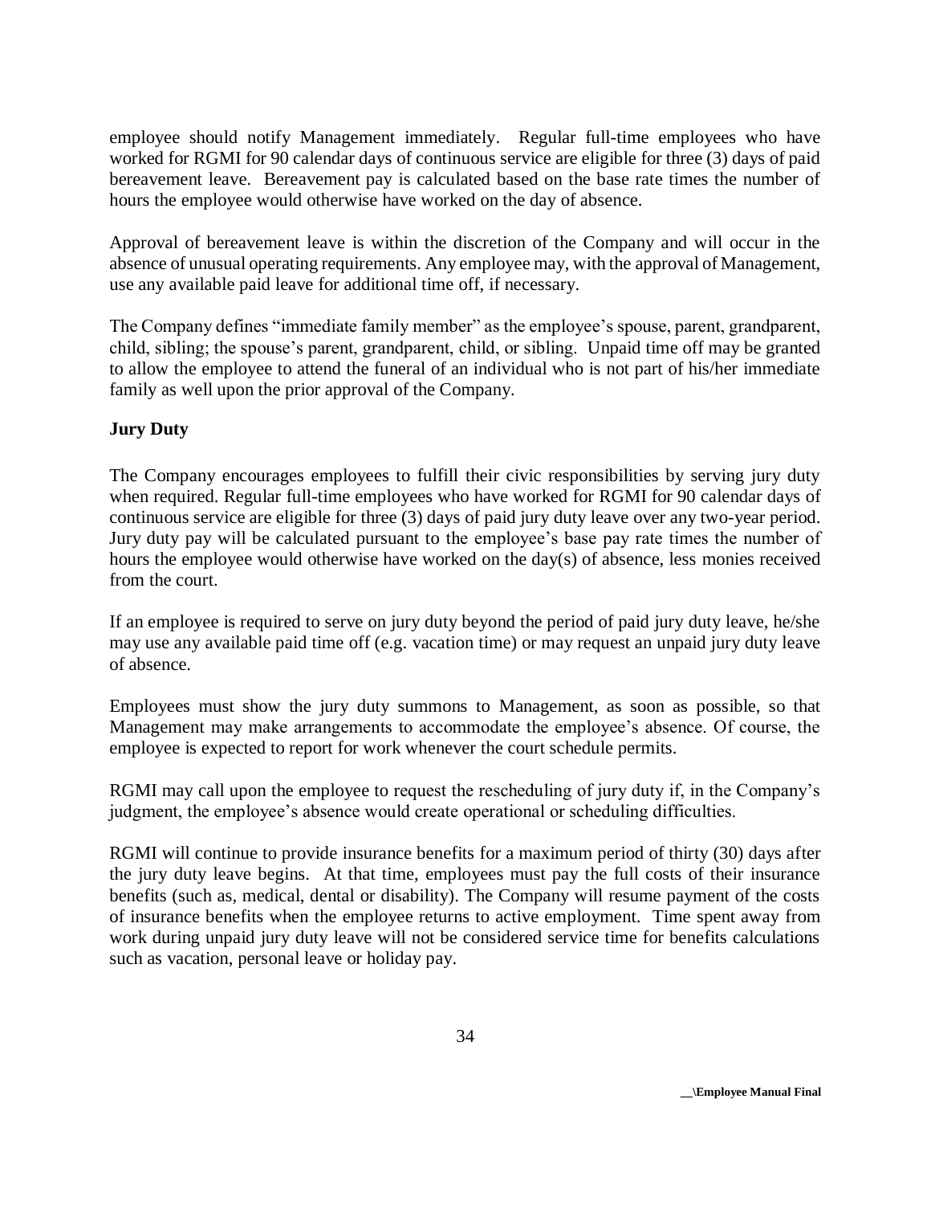employee should notify Management immediately. Regular full-time employees who have worked for RGMI for 90 calendar days of continuous service are eligible for three (3) days of paid bereavement leave. Bereavement pay is calculated based on the base rate times the number of hours the employee would otherwise have worked on the day of absence.

Approval of bereavement leave is within the discretion of the Company and will occur in the absence of unusual operating requirements. Any employee may, with the approval of Management, use any available paid leave for additional time off, if necessary.

The Company defines "immediate family member" as the employee's spouse, parent, grandparent, child, sibling; the spouse's parent, grandparent, child, or sibling. Unpaid time off may be granted to allow the employee to attend the funeral of an individual who is not part of his/her immediate family as well upon the prior approval of the Company.

**Jury Duty**

The Company encourages employees to fulfill their civic responsibilities by serving jury duty when required. Regular full-time employees who have worked for RGMI for 90 calendar days of continuous service are eligible for three (3) days of paid jury duty leave over any two-year period. Jury duty pay will be calculated pursuant to the employee's base pay rate times the number of hours the employee would otherwise have worked on the day(s) of absence, less monies received from the court.

If an employee is required to serve on jury duty beyond the period of paid jury duty leave, he/she may use any available paid time off (e.g. vacation time) or may request an unpaid jury duty leave of absence.

Employees must show the jury duty summons to Management, as soon as possible, so that Management may make arrangements to accommodate the employee's absence. Of course, the employee is expected to report for work whenever the court schedule permits.

RGMI may call upon the employee to request the rescheduling of jury duty if, in the Company's judgment, the employee's absence would create operational or scheduling difficulties.

RGMI will continue to provide insurance benefits for a maximum period of thirty (30) days after the jury duty leave begins. At that time, employees must pay the full costs of their insurance benefits (such as, medical, dental or disability). The Company will resume payment of the costs of insurance benefits when the employee returns to active employment. Time spent away from work during unpaid jury duty leave will not be considered service time for benefits calculations such as vacation, personal leave or holiday pay.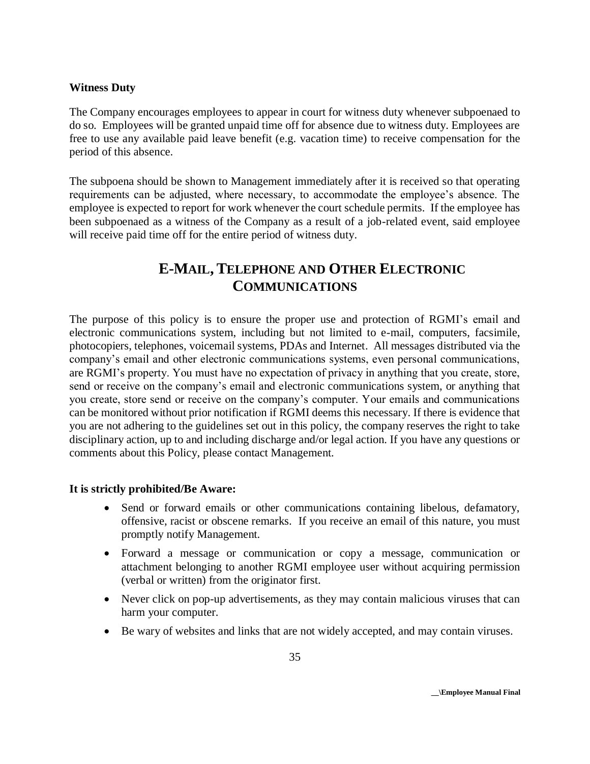**Witness Duty**

The Company encourages employees to appear in court for witness duty whenever subpoenaed to do so. Employees will be granted unpaid time off for absence due to witness duty. Employees are free to use any available paid leave benefit (e.g. vacation time) to receive compensation for the period of this absence.

The subpoena should be shown to Management immediately after it is received so that operating requirements can be adjusted, where necessary, to accommodate the employee's absence. The employee is expected to report for work whenever the court schedule permits. If the employee has been subpoenaed as a witness of the Company as a result of a job-related event, said employee will receive paid time off for the entire period of witness duty.

## E-MAIL, TELEPHONE AND OTHER ELECTRONIC COMMUNICATIONS

The purpose of this policy is to ensure the proper use and protection of RGMI's email and electronic communications system, including but not limited to e-mail, computers, facsimile, photocopiers, telephones, voicemail systems, PDAs and Internet. All messages distributed via the company's email and other electronic communications systems, even personal communications, are RGMI's property. You must have no expectation of privacy in anything that you create, store, send or receive on the company's email and electronic communications system, or anything that you create, store send or receive on the company's computer. Your emails and communications can be monitored without prior notification if RGMI deems this necessary. If there is evidence that you are not adhering to the guidelines set out in this policy, the company reserves the right to take disciplinary action, up to and including discharge and/or legal action. If you have any questions or comments about this Policy, please contact Management.

**It is strictly prohibited/Be Aware:**

- Send or forward emails or other communications containing libelous, defamatory, offensive, racist or obscene remarks. If you receive an email of this nature, you must promptly notify Management.
- Forward a message or communication or copy a message, communication or attachment belonging to another RGMI employee user without acquiring permission (verbal or written) from the originator first.
- Never click on pop-up advertisements, as they may contain malicious viruses that can harm your computer.
- Be wary of websites and links that are not widely accepted, and may contain viruses.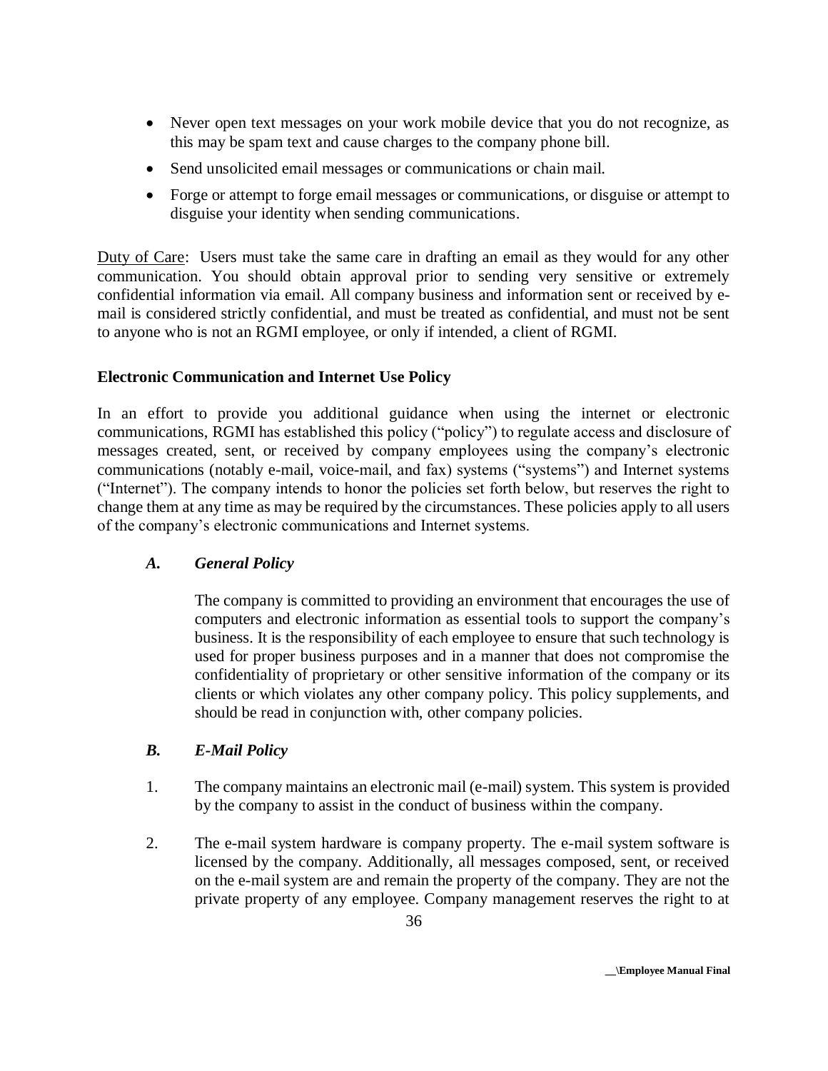- Never open text messages on your work mobile device that you do not recognize, as this may be spam text and cause charges to the company phone bill.
- Send unsolicited email messages or communications or chain mail.
- Forge or attempt to forge email messages or communications, or disguise or attempt to disguise your identity when sending communications.

<u>Duty of Care</u>: Users must take the same care in drafting an email as they would for any other communication. You should obtain approval prior to sending very sensitive or extremely confidential information via email. All company business and information sent or received by e-mail is considered strictly confidential, and must be treated as confidential, and must not be sent to anyone who is not an RGMI employee, or only if intended, a client of RGMI.

**Electronic Communication and Internet Use Policy**

In an effort to provide you additional guidance when using the internet or electronic communications, RGMI has established this policy ("policy") to regulate access and disclosure of messages created, sent, or received by company employees using the company's electronic communications (notably e-mail, voice-mail, and fax) systems ("systems") and Internet systems ("Internet"). The company intends to honor the policies set forth below, but reserves the right to change them at any time as may be required by the circumstances. These policies apply to all users of the company's electronic communications and Internet systems.

***A. General Policy***

The company is committed to providing an environment that encourages the use of computers and electronic information as essential tools to support the company's business. It is the responsibility of each employee to ensure that such technology is used for proper business purposes and in a manner that does not compromise the confidentiality of proprietary or other sensitive information of the company or its clients or which violates any other company policy. This policy supplements, and should be read in conjunction with, other company policies.

***B. E-Mail Policy***

1. The company maintains an electronic mail (e-mail) system. This system is provided by the company to assist in the conduct of business within the company.

2. The e-mail system hardware is company property. The e-mail system software is licensed by the company. Additionally, all messages composed, sent, or received on the e-mail system are and remain the property of the company. They are not the private property of any employee. Company management reserves the right to at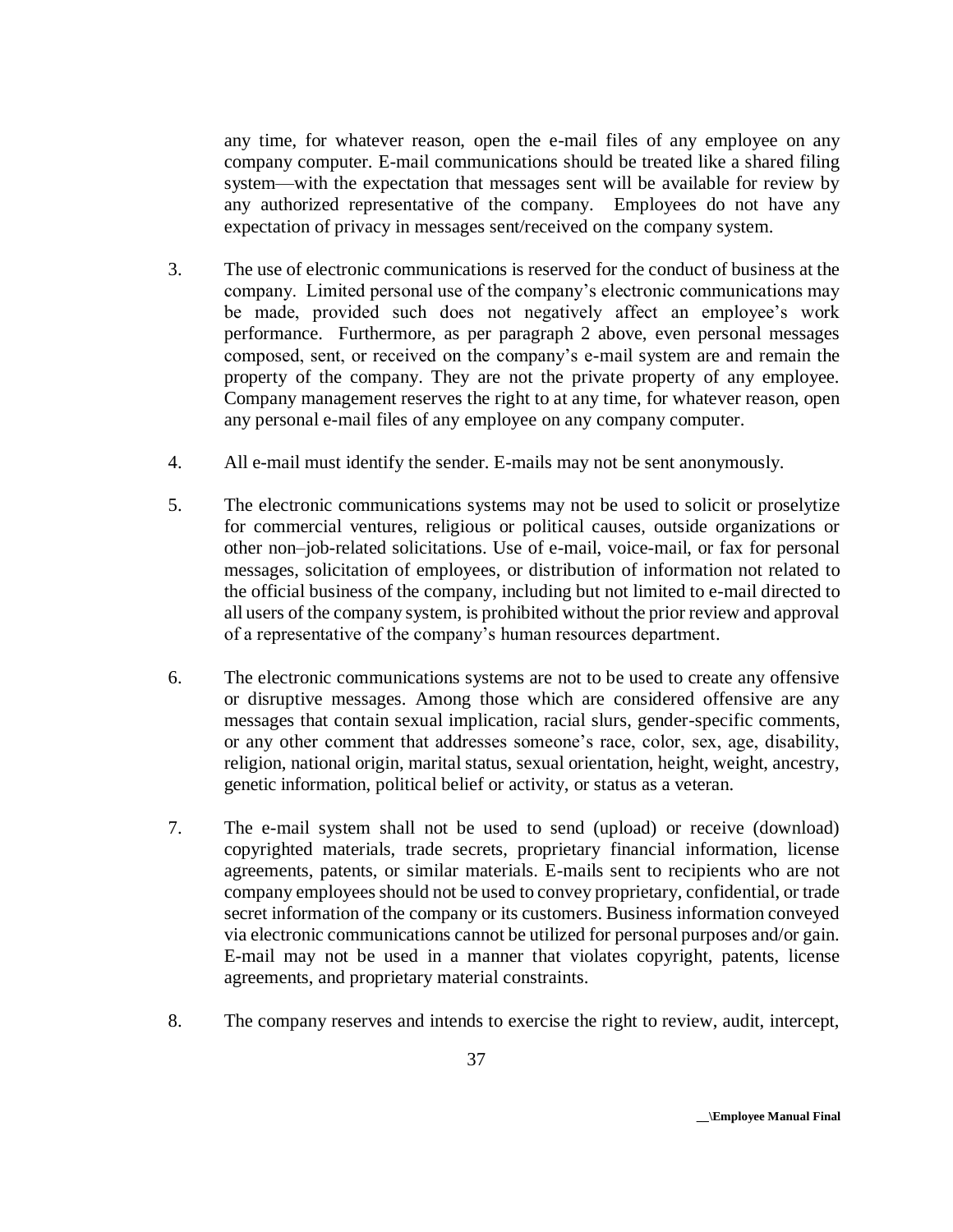any time, for whatever reason, open the e-mail files of any employee on any company computer. E-mail communications should be treated like a shared filing system—with the expectation that messages sent will be available for review by any authorized representative of the company. Employees do not have any expectation of privacy in messages sent/received on the company system.

3. The use of electronic communications is reserved for the conduct of business at the company. Limited personal use of the company's electronic communications may be made, provided such does not negatively affect an employee's work performance. Furthermore, as per paragraph 2 above, even personal messages composed, sent, or received on the company's e-mail system are and remain the property of the company. They are not the private property of any employee. Company management reserves the right to at any time, for whatever reason, open any personal e-mail files of any employee on any company computer.

4. All e-mail must identify the sender. E-mails may not be sent anonymously.

5. The electronic communications systems may not be used to solicit or proselytize for commercial ventures, religious or political causes, outside organizations or other non–job-related solicitations. Use of e-mail, voice-mail, or fax for personal messages, solicitation of employees, or distribution of information not related to the official business of the company, including but not limited to e-mail directed to all users of the company system, is prohibited without the prior review and approval of a representative of the company's human resources department.

6. The electronic communications systems are not to be used to create any offensive or disruptive messages. Among those which are considered offensive are any messages that contain sexual implication, racial slurs, gender-specific comments, or any other comment that addresses someone's race, color, sex, age, disability, religion, national origin, marital status, sexual orientation, height, weight, ancestry, genetic information, political belief or activity, or status as a veteran.

7. The e-mail system shall not be used to send (upload) or receive (download) copyrighted materials, trade secrets, proprietary financial information, license agreements, patents, or similar materials. E-mails sent to recipients who are not company employees should not be used to convey proprietary, confidential, or trade secret information of the company or its customers. Business information conveyed via electronic communications cannot be utilized for personal purposes and/or gain. E-mail may not be used in a manner that violates copyright, patents, license agreements, and proprietary material constraints.

8. The company reserves and intends to exercise the right to review, audit, intercept,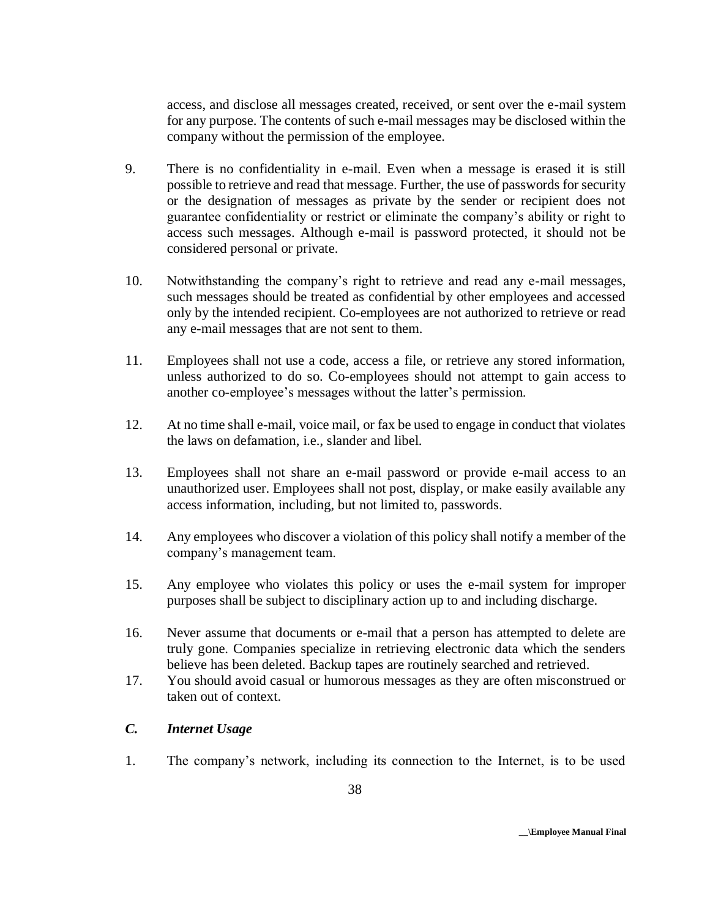access, and disclose all messages created, received, or sent over the e-mail system for any purpose. The contents of such e-mail messages may be disclosed within the company without the permission of the employee.

9. There is no confidentiality in e-mail. Even when a message is erased it is still possible to retrieve and read that message. Further, the use of passwords for security or the designation of messages as private by the sender or recipient does not guarantee confidentiality or restrict or eliminate the company's ability or right to access such messages. Although e-mail is password protected, it should not be considered personal or private.

10. Notwithstanding the company's right to retrieve and read any e-mail messages, such messages should be treated as confidential by other employees and accessed only by the intended recipient. Co-employees are not authorized to retrieve or read any e-mail messages that are not sent to them.

11. Employees shall not use a code, access a file, or retrieve any stored information, unless authorized to do so. Co-employees should not attempt to gain access to another co-employee's messages without the latter's permission.

12. At no time shall e-mail, voice mail, or fax be used to engage in conduct that violates the laws on defamation, i.e., slander and libel.

13. Employees shall not share an e-mail password or provide e-mail access to an unauthorized user. Employees shall not post, display, or make easily available any access information, including, but not limited to, passwords.

14. Any employees who discover a violation of this policy shall notify a member of the company's management team.

15. Any employee who violates this policy or uses the e-mail system for improper purposes shall be subject to disciplinary action up to and including discharge.

16. Never assume that documents or e-mail that a person has attempted to delete are truly gone. Companies specialize in retrieving electronic data which the senders believe has been deleted. Backup tapes are routinely searched and retrieved.

17. You should avoid casual or humorous messages as they are often misconstrued or taken out of context.

### *C. Internet Usage*

1. The company's network, including its connection to the Internet, is to be used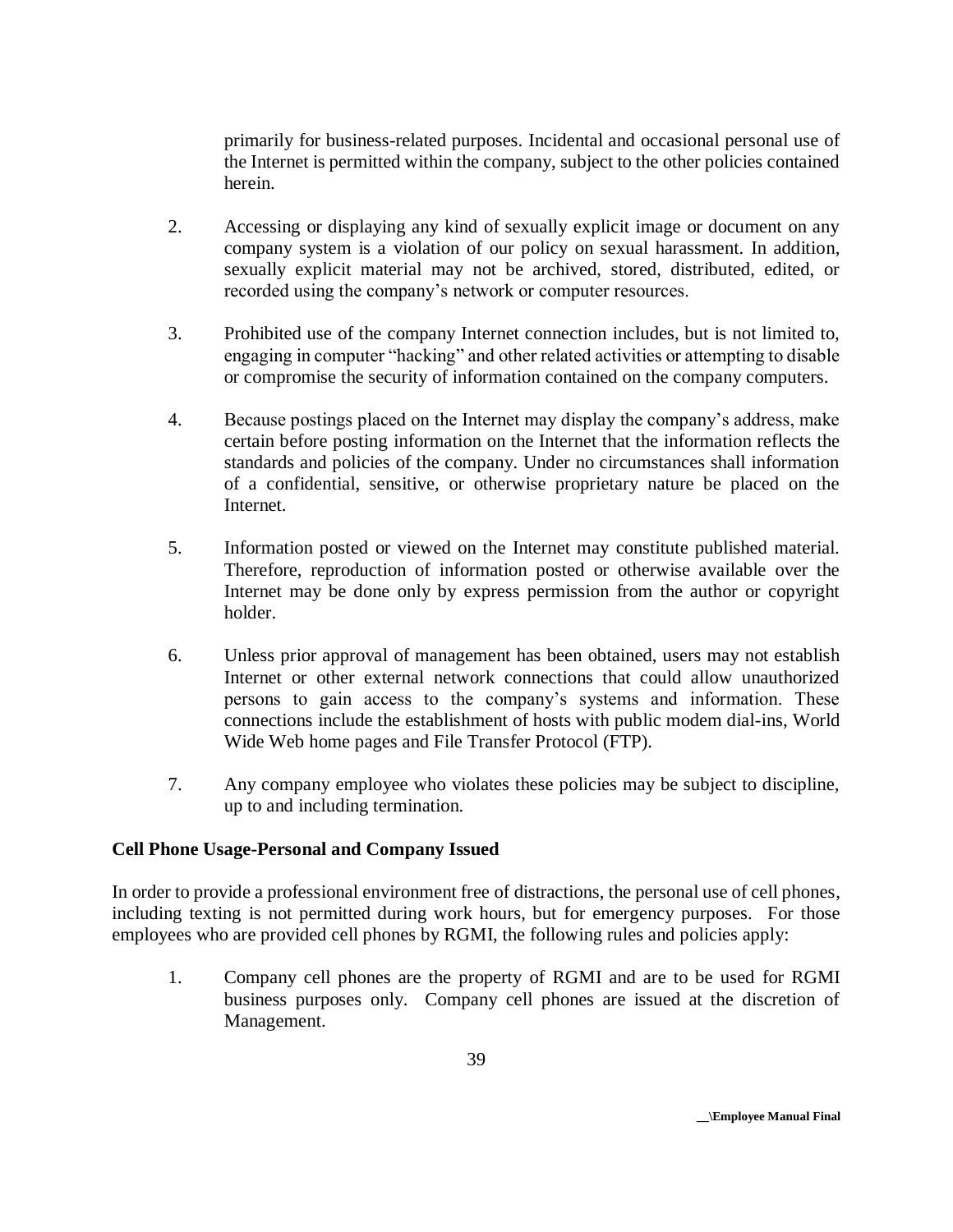primarily for business-related purposes. Incidental and occasional personal use of the Internet is permitted within the company, subject to the other policies contained herein.

2. Accessing or displaying any kind of sexually explicit image or document on any company system is a violation of our policy on sexual harassment. In addition, sexually explicit material may not be archived, stored, distributed, edited, or recorded using the company's network or computer resources.

3. Prohibited use of the company Internet connection includes, but is not limited to, engaging in computer "hacking" and other related activities or attempting to disable or compromise the security of information contained on the company computers.

4. Because postings placed on the Internet may display the company's address, make certain before posting information on the Internet that the information reflects the standards and policies of the company. Under no circumstances shall information of a confidential, sensitive, or otherwise proprietary nature be placed on the Internet.

5. Information posted or viewed on the Internet may constitute published material. Therefore, reproduction of information posted or otherwise available over the Internet may be done only by express permission from the author or copyright holder.

6. Unless prior approval of management has been obtained, users may not establish Internet or other external network connections that could allow unauthorized persons to gain access to the company's systems and information. These connections include the establishment of hosts with public modem dial-ins, World Wide Web home pages and File Transfer Protocol (FTP).

7. Any company employee who violates these policies may be subject to discipline, up to and including termination.

**Cell Phone Usage-Personal and Company Issued**

In order to provide a professional environment free of distractions, the personal use of cell phones, including texting is not permitted during work hours, but for emergency purposes. For those employees who are provided cell phones by RGMI, the following rules and policies apply:

1. Company cell phones are the property of RGMI and are to be used for RGMI business purposes only. Company cell phones are issued at the discretion of Management.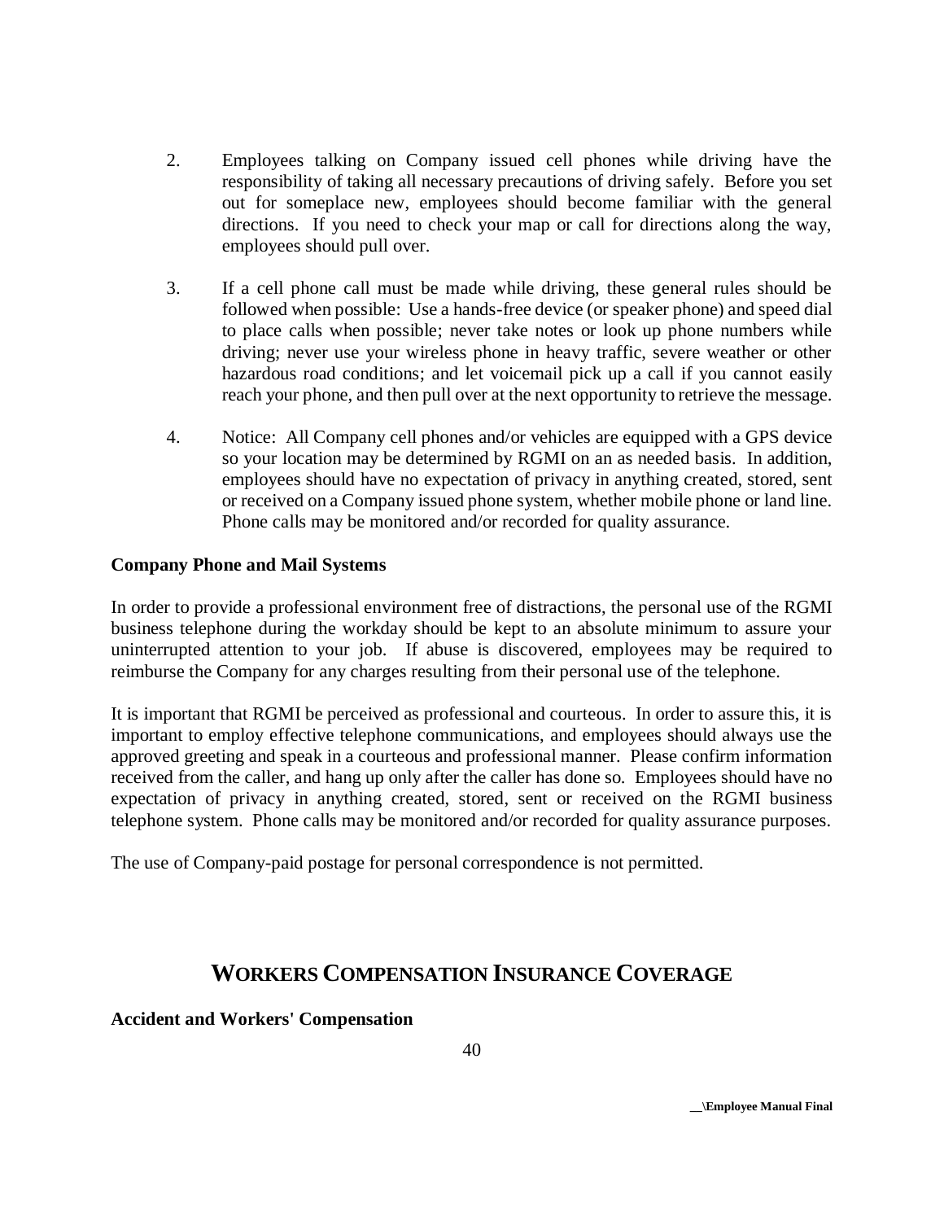2. Employees talking on Company issued cell phones while driving have the responsibility of taking all necessary precautions of driving safely. Before you set out for someplace new, employees should become familiar with the general directions. If you need to check your map or call for directions along the way, employees should pull over.

3. If a cell phone call must be made while driving, these general rules should be followed when possible: Use a hands-free device (or speaker phone) and speed dial to place calls when possible; never take notes or look up phone numbers while driving; never use your wireless phone in heavy traffic, severe weather or other hazardous road conditions; and let voicemail pick up a call if you cannot easily reach your phone, and then pull over at the next opportunity to retrieve the message.

4. Notice: All Company cell phones and/or vehicles are equipped with a GPS device so your location may be determined by RGMI on an as needed basis. In addition, employees should have no expectation of privacy in anything created, stored, sent or received on a Company issued phone system, whether mobile phone or land line. Phone calls may be monitored and/or recorded for quality assurance.

**Company Phone and Mail Systems**

In order to provide a professional environment free of distractions, the personal use of the RGMI business telephone during the workday should be kept to an absolute minimum to assure your uninterrupted attention to your job. If abuse is discovered, employees may be required to reimburse the Company for any charges resulting from their personal use of the telephone.

It is important that RGMI be perceived as professional and courteous. In order to assure this, it is important to employ effective telephone communications, and employees should always use the approved greeting and speak in a courteous and professional manner. Please confirm information received from the caller, and hang up only after the caller has done so. Employees should have no expectation of privacy in anything created, stored, sent or received on the RGMI business telephone system. Phone calls may be monitored and/or recorded for quality assurance purposes.

The use of Company-paid postage for personal correspondence is not permitted.

## WORKERS COMPENSATION INSURANCE COVERAGE

**Accident and Workers' Compensation**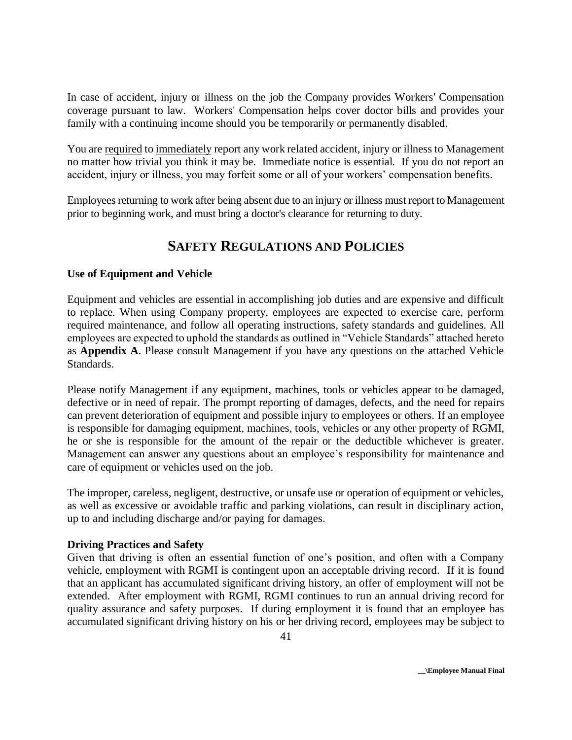In case of accident, injury or illness on the job the Company provides Workers' Compensation coverage pursuant to law. Workers' Compensation helps cover doctor bills and provides your family with a continuing income should you be temporarily or permanently disabled.

You are required to immediately report any work related accident, injury or illness to Management no matter how trivial you think it may be. Immediate notice is essential. If you do not report an accident, injury or illness, you may forfeit some or all of your workers' compensation benefits.

Employees returning to work after being absent due to an injury or illness must report to Management prior to beginning work, and must bring a doctor's clearance for returning to duty.

## SAFETY REGULATIONS AND POLICIES

**Use of Equipment and Vehicle**

Equipment and vehicles are essential in accomplishing job duties and are expensive and difficult to replace. When using Company property, employees are expected to exercise care, perform required maintenance, and follow all operating instructions, safety standards and guidelines. All employees are expected to uphold the standards as outlined in "Vehicle Standards" attached hereto as **Appendix A**. Please consult Management if you have any questions on the attached Vehicle Standards.

Please notify Management if any equipment, machines, tools or vehicles appear to be damaged, defective or in need of repair. The prompt reporting of damages, defects, and the need for repairs can prevent deterioration of equipment and possible injury to employees or others. If an employee is responsible for damaging equipment, machines, tools, vehicles or any other property of RGMI, he or she is responsible for the amount of the repair or the deductible whichever is greater. Management can answer any questions about an employee's responsibility for maintenance and care of equipment or vehicles used on the job.

The improper, careless, negligent, destructive, or unsafe use or operation of equipment or vehicles, as well as excessive or avoidable traffic and parking violations, can result in disciplinary action, up to and including discharge and/or paying for damages.

**Driving Practices and Safety**

Given that driving is often an essential function of one's position, and often with a Company vehicle, employment with RGMI is contingent upon an acceptable driving record. If it is found that an applicant has accumulated significant driving history, an offer of employment will not be extended. After employment with RGMI, RGMI continues to run an annual driving record for quality assurance and safety purposes. If during employment it is found that an employee has accumulated significant driving history on his or her driving record, employees may be subject to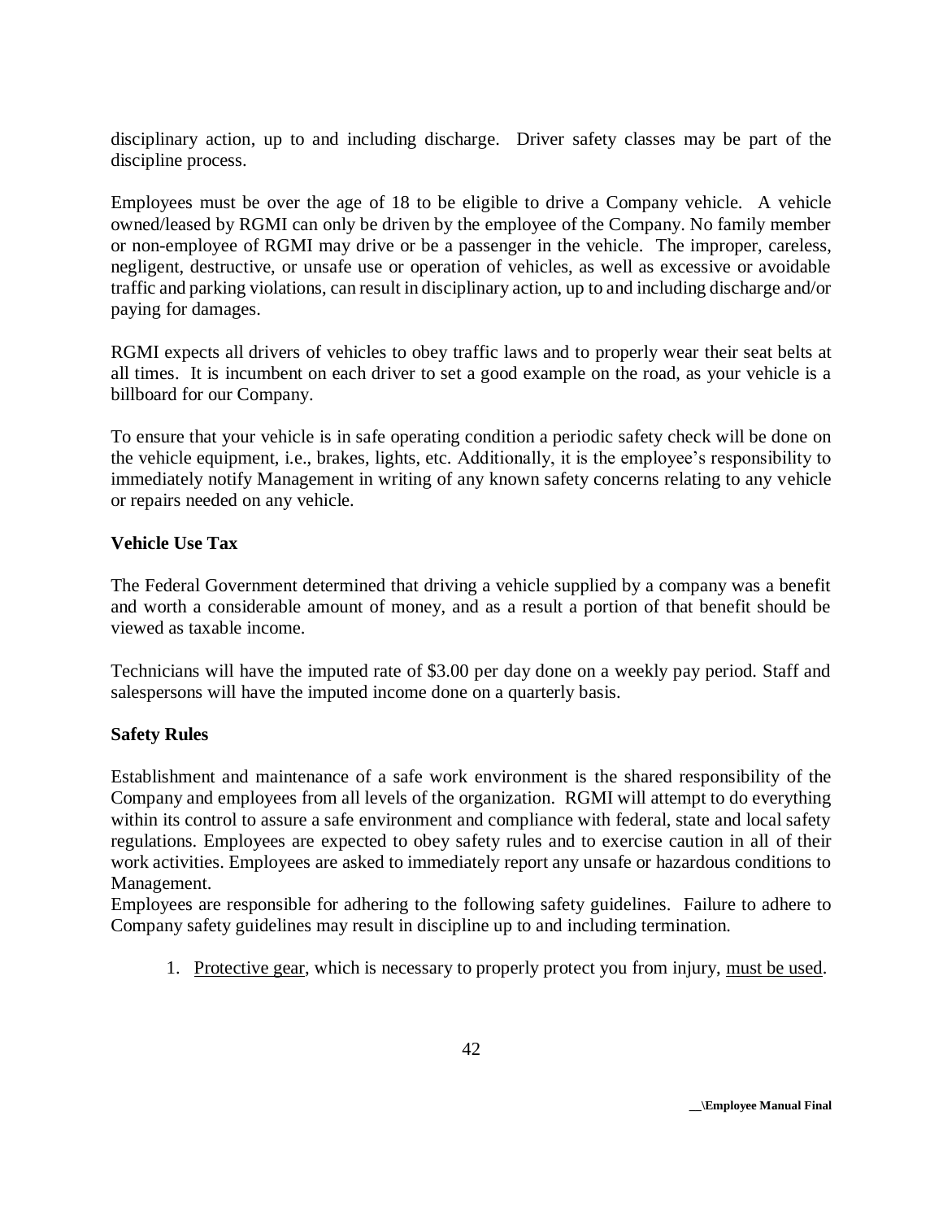disciplinary action, up to and including discharge. Driver safety classes may be part of the discipline process.

Employees must be over the age of 18 to be eligible to drive a Company vehicle. A vehicle owned/leased by RGMI can only be driven by the employee of the Company. No family member or non-employee of RGMI may drive or be a passenger in the vehicle. The improper, careless, negligent, destructive, or unsafe use or operation of vehicles, as well as excessive or avoidable traffic and parking violations, can result in disciplinary action, up to and including discharge and/or paying for damages.

RGMI expects all drivers of vehicles to obey traffic laws and to properly wear their seat belts at all times. It is incumbent on each driver to set a good example on the road, as your vehicle is a billboard for our Company.

To ensure that your vehicle is in safe operating condition a periodic safety check will be done on the vehicle equipment, i.e., brakes, lights, etc. Additionally, it is the employee's responsibility to immediately notify Management in writing of any known safety concerns relating to any vehicle or repairs needed on any vehicle.

**Vehicle Use Tax**

The Federal Government determined that driving a vehicle supplied by a company was a benefit and worth a considerable amount of money, and as a result a portion of that benefit should be viewed as taxable income.

Technicians will have the imputed rate of $3.00 per day done on a weekly pay period. Staff and salespersons will have the imputed income done on a quarterly basis.

**Safety Rules**

Establishment and maintenance of a safe work environment is the shared responsibility of the Company and employees from all levels of the organization. RGMI will attempt to do everything within its control to assure a safe environment and compliance with federal, state and local safety regulations. Employees are expected to obey safety rules and to exercise caution in all of their work activities. Employees are asked to immediately report any unsafe or hazardous conditions to Management.

Employees are responsible for adhering to the following safety guidelines. Failure to adhere to Company safety guidelines may result in discipline up to and including termination.

1. <u>Protective gear</u>, which is necessary to properly protect you from injury, <u>must be used</u>.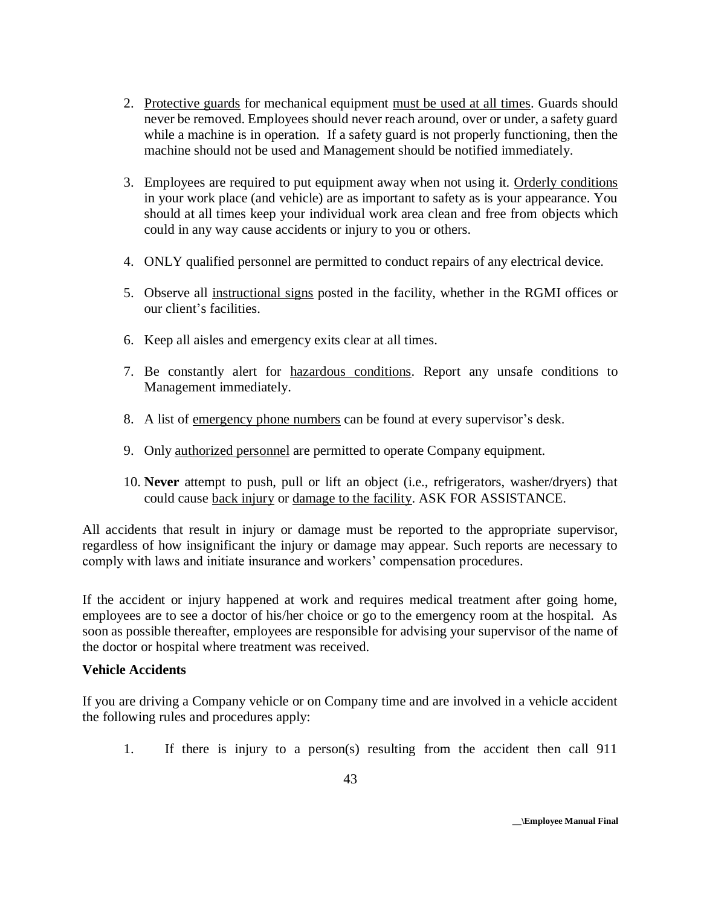2. Protective guards for mechanical equipment must be used at all times. Guards should never be removed. Employees should never reach around, over or under, a safety guard while a machine is in operation. If a safety guard is not properly functioning, then the machine should not be used and Management should be notified immediately.

3. Employees are required to put equipment away when not using it. Orderly conditions in your work place (and vehicle) are as important to safety as is your appearance. You should at all times keep your individual work area clean and free from objects which could in any way cause accidents or injury to you or others.

4. ONLY qualified personnel are permitted to conduct repairs of any electrical device.

5. Observe all instructional signs posted in the facility, whether in the RGMI offices or our client's facilities.

6. Keep all aisles and emergency exits clear at all times.

7. Be constantly alert for hazardous conditions. Report any unsafe conditions to Management immediately.

8. A list of emergency phone numbers can be found at every supervisor's desk.

9. Only authorized personnel are permitted to operate Company equipment.

10. **Never** attempt to push, pull or lift an object (i.e., refrigerators, washer/dryers) that could cause back injury or damage to the facility. ASK FOR ASSISTANCE.

All accidents that result in injury or damage must be reported to the appropriate supervisor, regardless of how insignificant the injury or damage may appear. Such reports are necessary to comply with laws and initiate insurance and workers' compensation procedures.

If the accident or injury happened at work and requires medical treatment after going home, employees are to see a doctor of his/her choice or go to the emergency room at the hospital. As soon as possible thereafter, employees are responsible for advising your supervisor of the name of the doctor or hospital where treatment was received.

**Vehicle Accidents**

If you are driving a Company vehicle or on Company time and are involved in a vehicle accident the following rules and procedures apply:

1. If there is injury to a person(s) resulting from the accident then call 911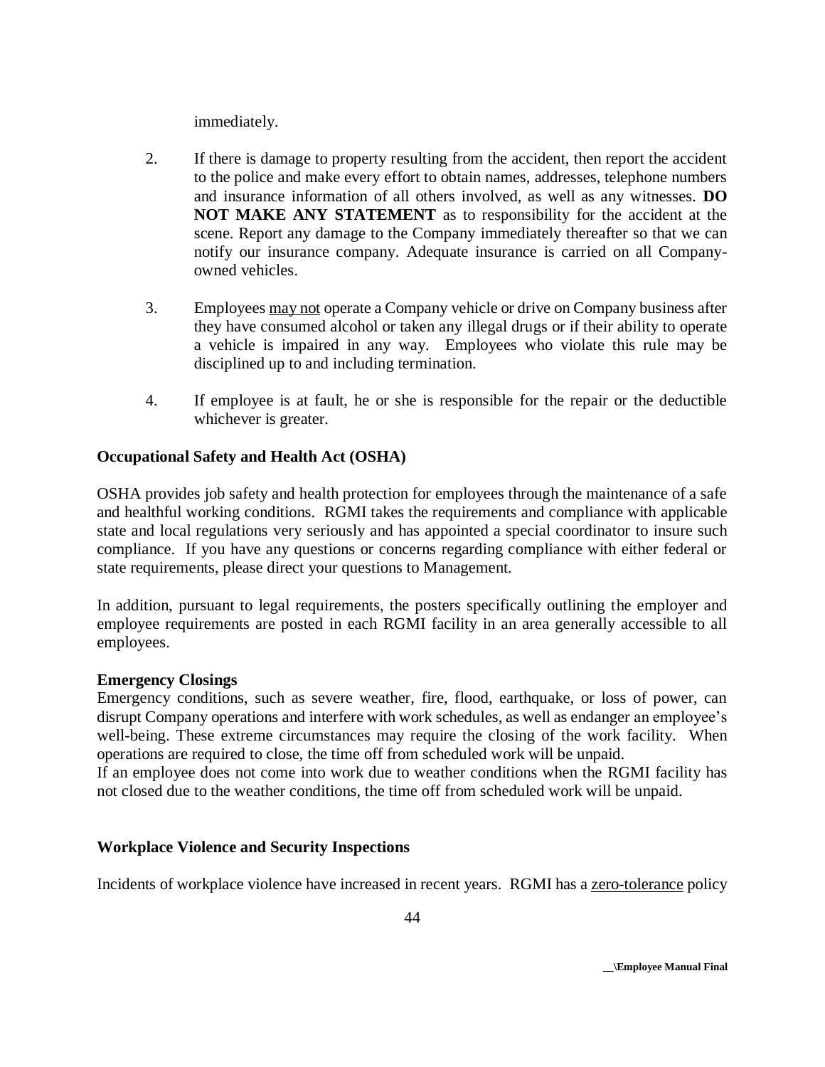immediately.

2. If there is damage to property resulting from the accident, then report the accident to the police and make every effort to obtain names, addresses, telephone numbers and insurance information of all others involved, as well as any witnesses. **DO NOT MAKE ANY STATEMENT** as to responsibility for the accident at the scene. Report any damage to the Company immediately thereafter so that we can notify our insurance company. Adequate insurance is carried on all Company-owned vehicles.

3. Employees <u>may not</u> operate a Company vehicle or drive on Company business after they have consumed alcohol or taken any illegal drugs or if their ability to operate a vehicle is impaired in any way. Employees who violate this rule may be disciplined up to and including termination.

4. If employee is at fault, he or she is responsible for the repair or the deductible whichever is greater.

**Occupational Safety and Health Act (OSHA)**

OSHA provides job safety and health protection for employees through the maintenance of a safe and healthful working conditions. RGMI takes the requirements and compliance with applicable state and local regulations very seriously and has appointed a special coordinator to insure such compliance. If you have any questions or concerns regarding compliance with either federal or state requirements, please direct your questions to Management.

In addition, pursuant to legal requirements, the posters specifically outlining the employer and employee requirements are posted in each RGMI facility in an area generally accessible to all employees.

**Emergency Closings**

Emergency conditions, such as severe weather, fire, flood, earthquake, or loss of power, can disrupt Company operations and interfere with work schedules, as well as endanger an employee's well-being. These extreme circumstances may require the closing of the work facility. When operations are required to close, the time off from scheduled work will be unpaid.

If an employee does not come into work due to weather conditions when the RGMI facility has not closed due to the weather conditions, the time off from scheduled work will be unpaid.

**Workplace Violence and Security Inspections**

Incidents of workplace violence have increased in recent years. RGMI has a <u>zero-tolerance</u> policy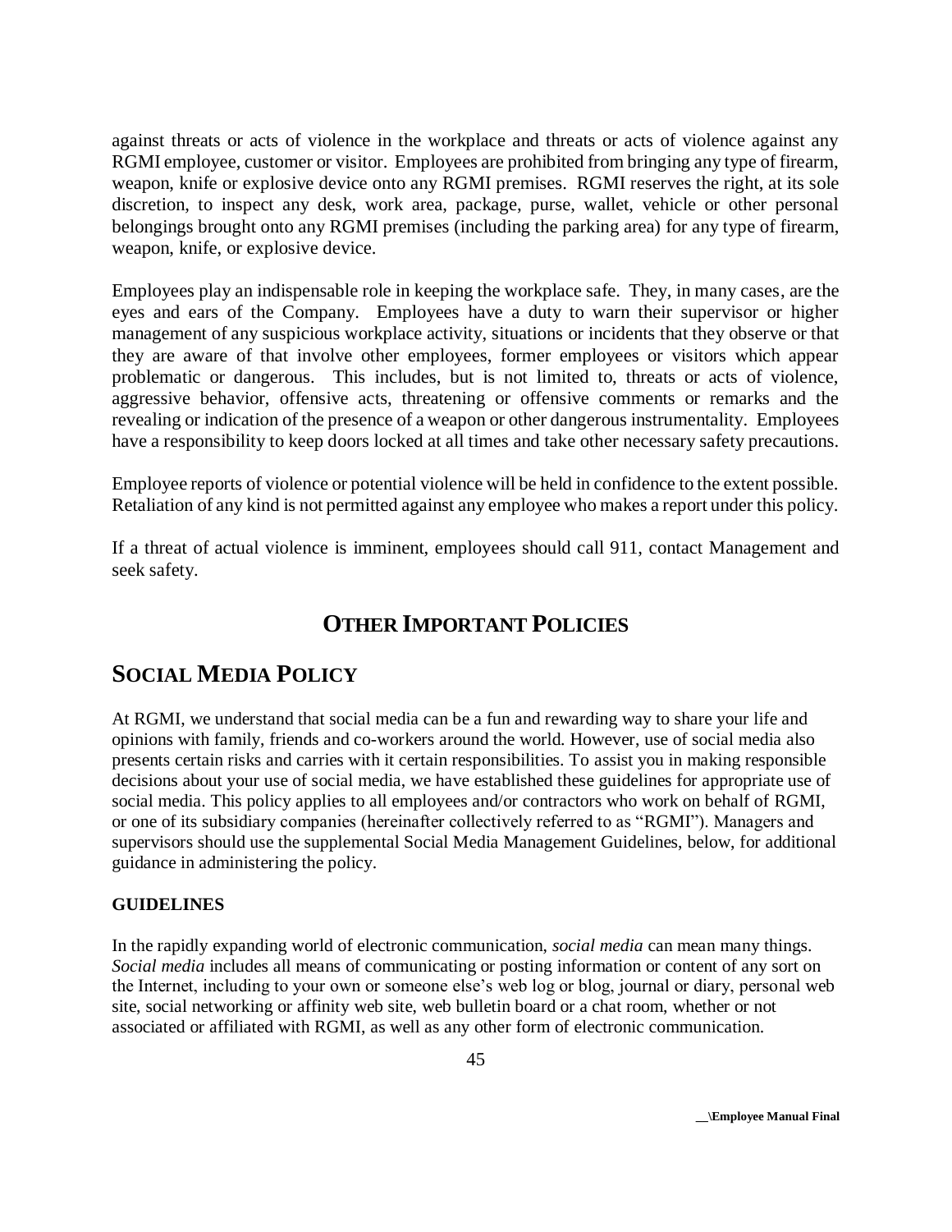against threats or acts of violence in the workplace and threats or acts of violence against any RGMI employee, customer or visitor. Employees are prohibited from bringing any type of firearm, weapon, knife or explosive device onto any RGMI premises. RGMI reserves the right, at its sole discretion, to inspect any desk, work area, package, purse, wallet, vehicle or other personal belongings brought onto any RGMI premises (including the parking area) for any type of firearm, weapon, knife, or explosive device.

Employees play an indispensable role in keeping the workplace safe. They, in many cases, are the eyes and ears of the Company. Employees have a duty to warn their supervisor or higher management of any suspicious workplace activity, situations or incidents that they observe or that they are aware of that involve other employees, former employees or visitors which appear problematic or dangerous. This includes, but is not limited to, threats or acts of violence, aggressive behavior, offensive acts, threatening or offensive comments or remarks and the revealing or indication of the presence of a weapon or other dangerous instrumentality. Employees have a responsibility to keep doors locked at all times and take other necessary safety precautions.

Employee reports of violence or potential violence will be held in confidence to the extent possible. Retaliation of any kind is not permitted against any employee who makes a report under this policy.

If a threat of actual violence is imminent, employees should call 911, contact Management and seek safety.

# OTHER IMPORTANT POLICIES

## SOCIAL MEDIA POLICY

At RGMI, we understand that social media can be a fun and rewarding way to share your life and opinions with family, friends and co-workers around the world. However, use of social media also presents certain risks and carries with it certain responsibilities. To assist you in making responsible decisions about your use of social media, we have established these guidelines for appropriate use of social media. This policy applies to all employees and/or contractors who work on behalf of RGMI, or one of its subsidiary companies (hereinafter collectively referred to as "RGMI"). Managers and supervisors should use the supplemental Social Media Management Guidelines, below, for additional guidance in administering the policy.

### GUIDELINES

In the rapidly expanding world of electronic communication, *social media* can mean many things. *Social media* includes all means of communicating or posting information or content of any sort on the Internet, including to your own or someone else's web log or blog, journal or diary, personal web site, social networking or affinity web site, web bulletin board or a chat room, whether or not associated or affiliated with RGMI, as well as any other form of electronic communication.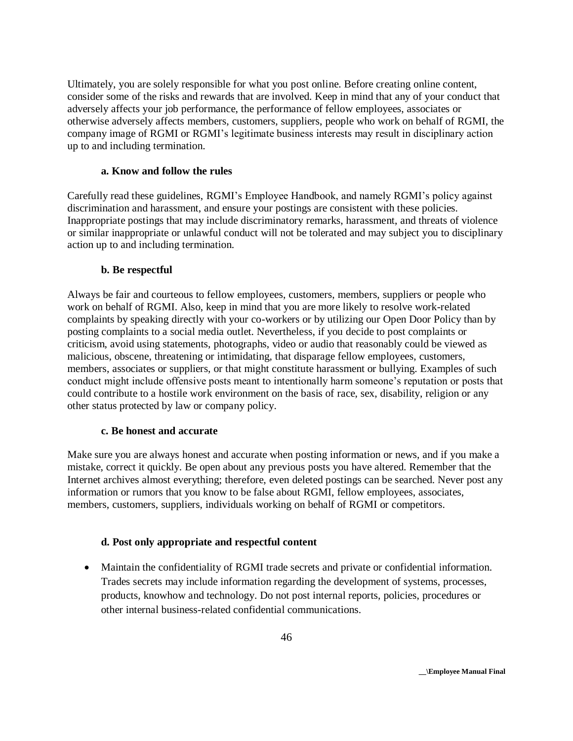Ultimately, you are solely responsible for what you post online. Before creating online content, consider some of the risks and rewards that are involved. Keep in mind that any of your conduct that adversely affects your job performance, the performance of fellow employees, associates or otherwise adversely affects members, customers, suppliers, people who work on behalf of RGMI, the company image of RGMI or RGMI's legitimate business interests may result in disciplinary action up to and including termination.

**a. Know and follow the rules**

Carefully read these guidelines, RGMI's Employee Handbook, and namely RGMI's policy against discrimination and harassment, and ensure your postings are consistent with these policies. Inappropriate postings that may include discriminatory remarks, harassment, and threats of violence or similar inappropriate or unlawful conduct will not be tolerated and may subject you to disciplinary action up to and including termination.

**b. Be respectful**

Always be fair and courteous to fellow employees, customers, members, suppliers or people who work on behalf of RGMI. Also, keep in mind that you are more likely to resolve work-related complaints by speaking directly with your co-workers or by utilizing our Open Door Policy than by posting complaints to a social media outlet. Nevertheless, if you decide to post complaints or criticism, avoid using statements, photographs, video or audio that reasonably could be viewed as malicious, obscene, threatening or intimidating, that disparage fellow employees, customers, members, associates or suppliers, or that might constitute harassment or bullying. Examples of such conduct might include offensive posts meant to intentionally harm someone's reputation or posts that could contribute to a hostile work environment on the basis of race, sex, disability, religion or any other status protected by law or company policy.

**c. Be honest and accurate**

Make sure you are always honest and accurate when posting information or news, and if you make a mistake, correct it quickly. Be open about any previous posts you have altered. Remember that the Internet archives almost everything; therefore, even deleted postings can be searched. Never post any information or rumors that you know to be false about RGMI, fellow employees, associates, members, customers, suppliers, individuals working on behalf of RGMI or competitors.

**d. Post only appropriate and respectful content**

- Maintain the confidentiality of RGMI trade secrets and private or confidential information. Trades secrets may include information regarding the development of systems, processes, products, knowhow and technology. Do not post internal reports, policies, procedures or other internal business-related confidential communications.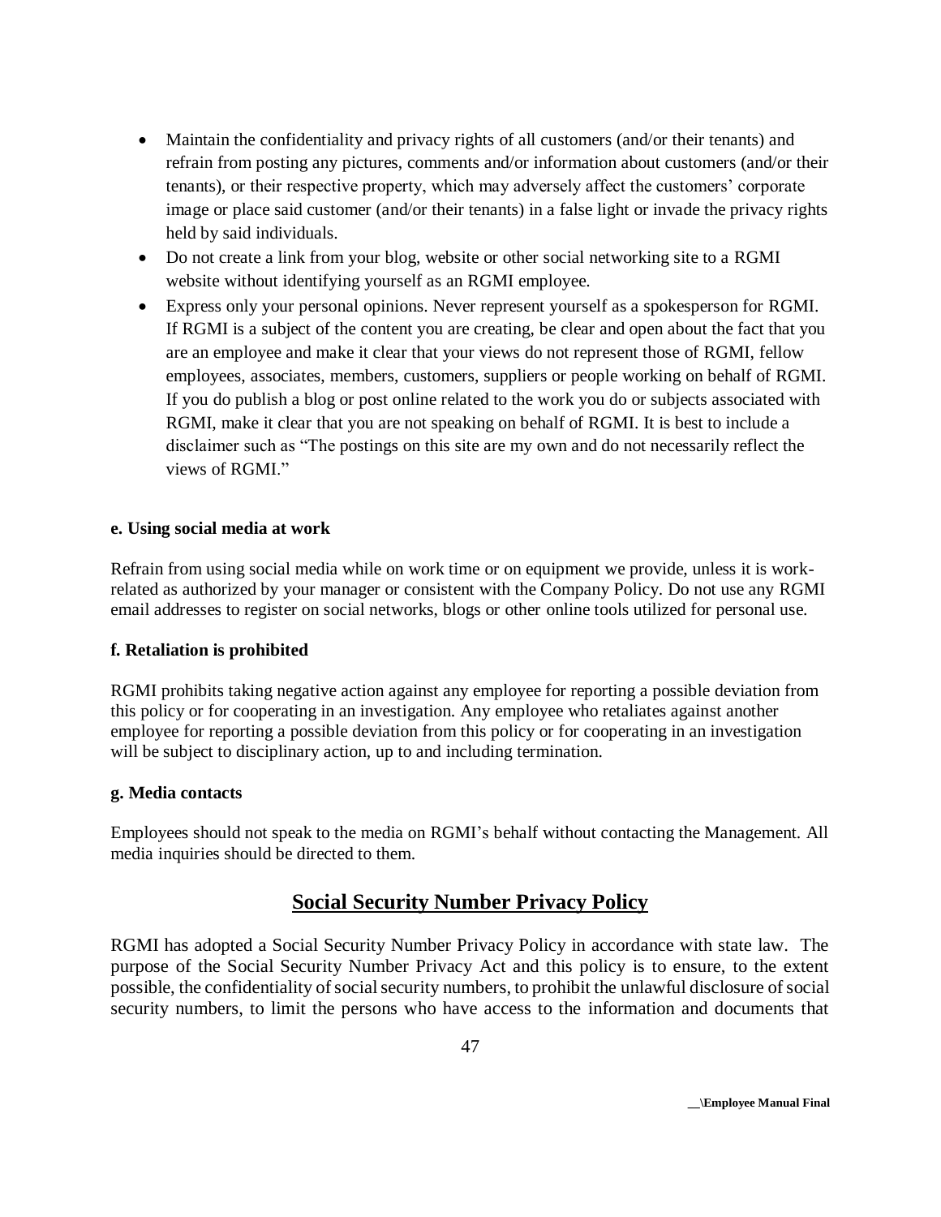- Maintain the confidentiality and privacy rights of all customers (and/or their tenants) and refrain from posting any pictures, comments and/or information about customers (and/or their tenants), or their respective property, which may adversely affect the customers' corporate image or place said customer (and/or their tenants) in a false light or invade the privacy rights held by said individuals.
- Do not create a link from your blog, website or other social networking site to a RGMI website without identifying yourself as an RGMI employee.
- Express only your personal opinions. Never represent yourself as a spokesperson for RGMI. If RGMI is a subject of the content you are creating, be clear and open about the fact that you are an employee and make it clear that your views do not represent those of RGMI, fellow employees, associates, members, customers, suppliers or people working on behalf of RGMI. If you do publish a blog or post online related to the work you do or subjects associated with RGMI, make it clear that you are not speaking on behalf of RGMI. It is best to include a disclaimer such as "The postings on this site are my own and do not necessarily reflect the views of RGMI."

**e. Using social media at work**

Refrain from using social media while on work time or on equipment we provide, unless it is work-related as authorized by your manager or consistent with the Company Policy. Do not use any RGMI email addresses to register on social networks, blogs or other online tools utilized for personal use.

**f. Retaliation is prohibited**

RGMI prohibits taking negative action against any employee for reporting a possible deviation from this policy or for cooperating in an investigation. Any employee who retaliates against another employee for reporting a possible deviation from this policy or for cooperating in an investigation will be subject to disciplinary action, up to and including termination.

**g. Media contacts**

Employees should not speak to the media on RGMI's behalf without contacting the Management. All media inquiries should be directed to them.

## Social Security Number Privacy Policy

RGMI has adopted a Social Security Number Privacy Policy in accordance with state law. The purpose of the Social Security Number Privacy Act and this policy is to ensure, to the extent possible, the confidentiality of social security numbers, to prohibit the unlawful disclosure of social security numbers, to limit the persons who have access to the information and documents that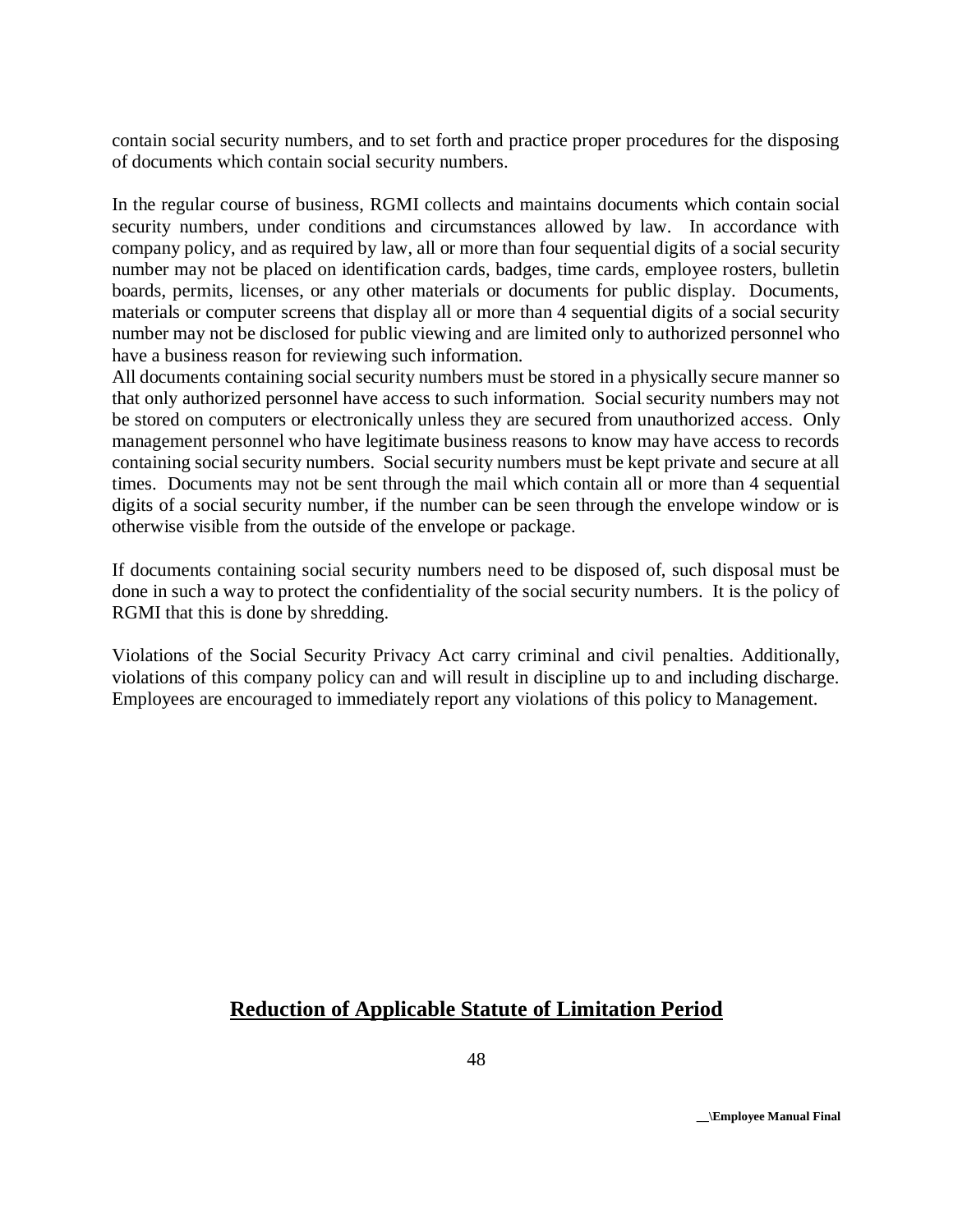contain social security numbers, and to set forth and practice proper procedures for the disposing of documents which contain social security numbers.

In the regular course of business, RGMI collects and maintains documents which contain social security numbers, under conditions and circumstances allowed by law. In accordance with company policy, and as required by law, all or more than four sequential digits of a social security number may not be placed on identification cards, badges, time cards, employee rosters, bulletin boards, permits, licenses, or any other materials or documents for public display. Documents, materials or computer screens that display all or more than 4 sequential digits of a social security number may not be disclosed for public viewing and are limited only to authorized personnel who have a business reason for reviewing such information.
All documents containing social security numbers must be stored in a physically secure manner so that only authorized personnel have access to such information. Social security numbers may not be stored on computers or electronically unless they are secured from unauthorized access. Only management personnel who have legitimate business reasons to know may have access to records containing social security numbers. Social security numbers must be kept private and secure at all times. Documents may not be sent through the mail which contain all or more than 4 sequential digits of a social security number, if the number can be seen through the envelope window or is otherwise visible from the outside of the envelope or package.

If documents containing social security numbers need to be disposed of, such disposal must be done in such a way to protect the confidentiality of the social security numbers. It is the policy of RGMI that this is done by shredding.

Violations of the Social Security Privacy Act carry criminal and civil penalties. Additionally, violations of this company policy can and will result in discipline up to and including discharge. Employees are encouraged to immediately report any violations of this policy to Management.

## Reduction of Applicable Statute of Limitation Period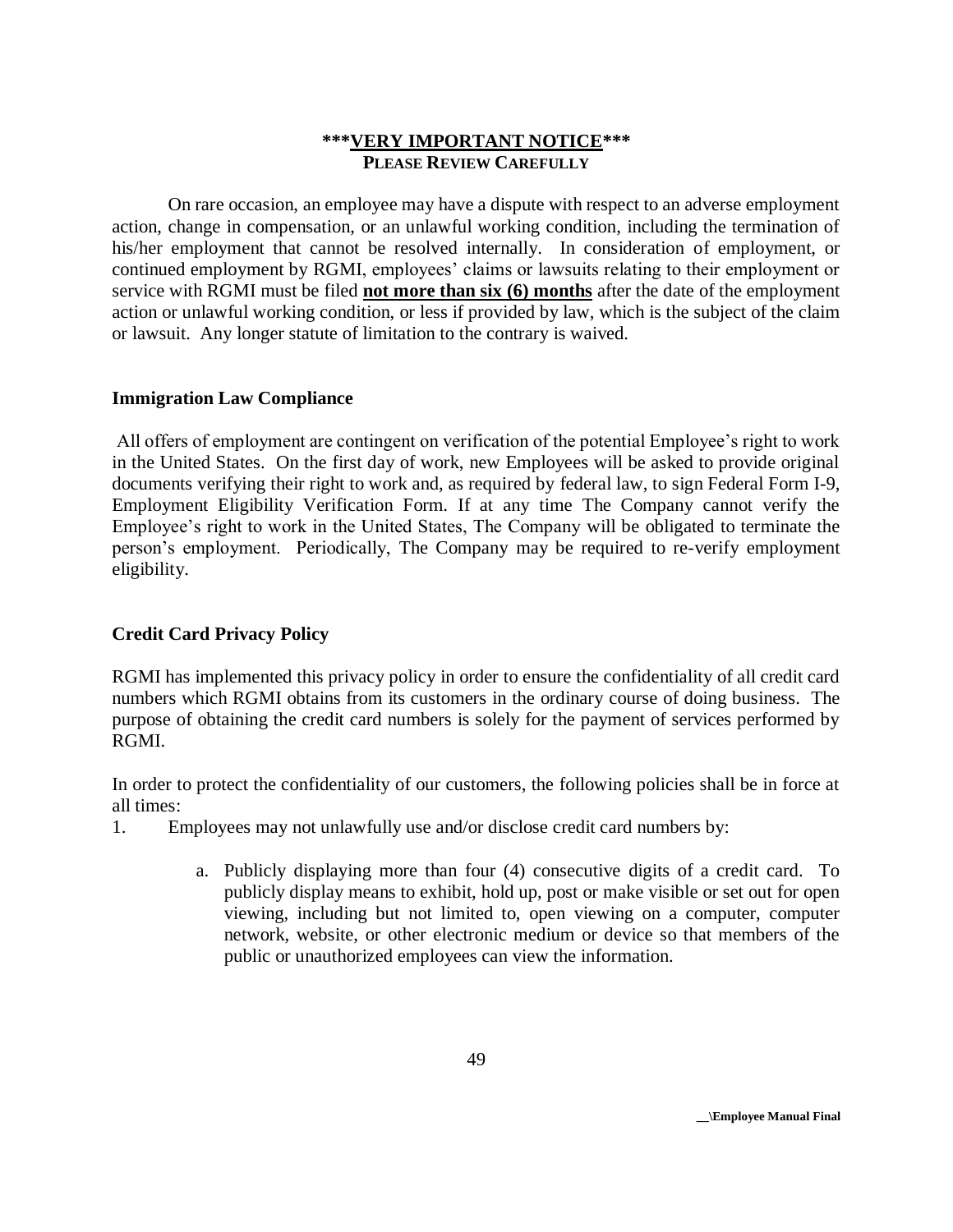**\*\*\*<u>VERY IMPORTANT NOTICE</u>\*\*\***

**PLEASE REVIEW CAREFULLY**

On rare occasion, an employee may have a dispute with respect to an adverse employment action, change in compensation, or an unlawful working condition, including the termination of his/her employment that cannot be resolved internally. In consideration of employment, or continued employment by RGMI, employees' claims or lawsuits relating to their employment or service with RGMI must be filed **<u>not more than six (6) months</u>** after the date of the employment action or unlawful working condition, or less if provided by law, which is the subject of the claim or lawsuit. Any longer statute of limitation to the contrary is waived.

### Immigration Law Compliance

All offers of employment are contingent on verification of the potential Employee's right to work in the United States. On the first day of work, new Employees will be asked to provide original documents verifying their right to work and, as required by federal law, to sign Federal Form I-9, Employment Eligibility Verification Form. If at any time The Company cannot verify the Employee's right to work in the United States, The Company will be obligated to terminate the person's employment. Periodically, The Company may be required to re-verify employment eligibility.

### Credit Card Privacy Policy

RGMI has implemented this privacy policy in order to ensure the confidentiality of all credit card numbers which RGMI obtains from its customers in the ordinary course of doing business. The purpose of obtaining the credit card numbers is solely for the payment of services performed by RGMI.

In order to protect the confidentiality of our customers, the following policies shall be in force at all times:

1. Employees may not unlawfully use and/or disclose credit card numbers by:

   a. Publicly displaying more than four (4) consecutive digits of a credit card. To publicly display means to exhibit, hold up, post or make visible or set out for open viewing, including but not limited to, open viewing on a computer, computer network, website, or other electronic medium or device so that members of the public or unauthorized employees can view the information.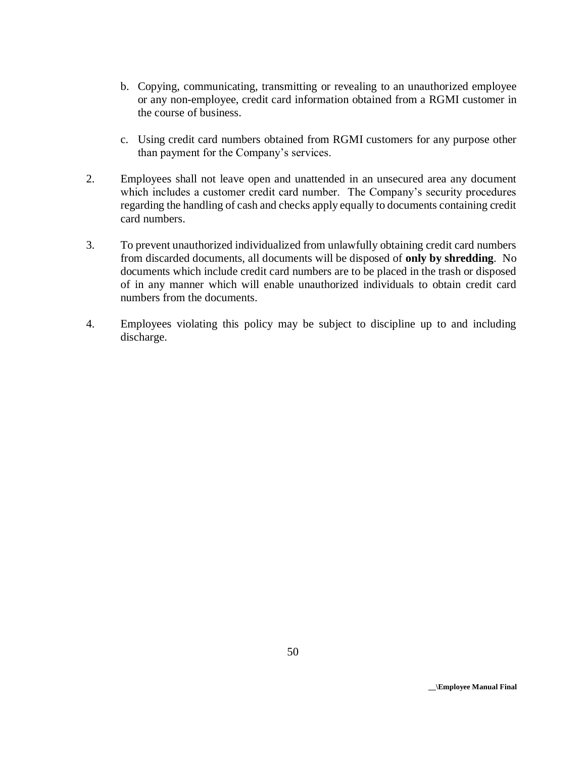b. Copying, communicating, transmitting or revealing to an unauthorized employee or any non-employee, credit card information obtained from a RGMI customer in the course of business.

c. Using credit card numbers obtained from RGMI customers for any purpose other than payment for the Company's services.

2. Employees shall not leave open and unattended in an unsecured area any document which includes a customer credit card number. The Company's security procedures regarding the handling of cash and checks apply equally to documents containing credit card numbers.

3. To prevent unauthorized individualized from unlawfully obtaining credit card numbers from discarded documents, all documents will be disposed of **only by shredding**. No documents which include credit card numbers are to be placed in the trash or disposed of in any manner which will enable unauthorized individuals to obtain credit card numbers from the documents.

4. Employees violating this policy may be subject to discipline up to and including discharge.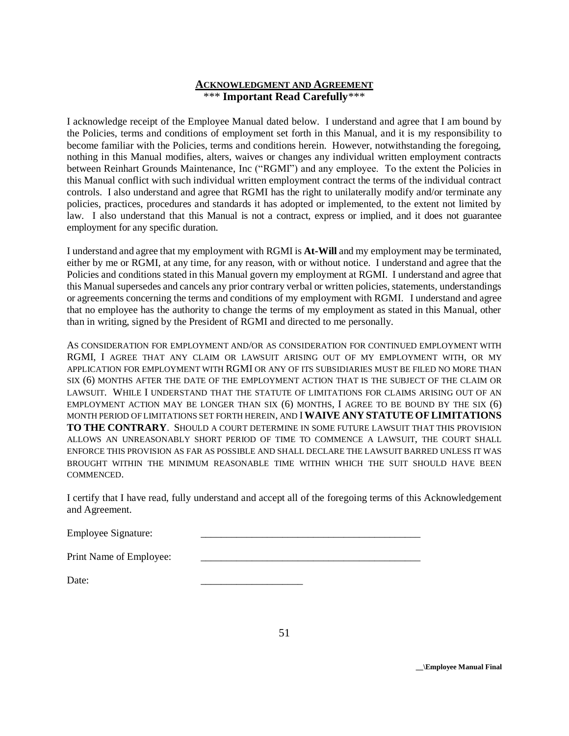## ACKNOWLEDGMENT AND AGREEMENT

\*\*\* **Important Read Carefully**\*\*\*

I acknowledge receipt of the Employee Manual dated below. I understand and agree that I am bound by the Policies, terms and conditions of employment set forth in this Manual, and it is my responsibility to become familiar with the Policies, terms and conditions herein. However, notwithstanding the foregoing, nothing in this Manual modifies, alters, waives or changes any individual written employment contracts between Reinhart Grounds Maintenance, Inc ("RGMI") and any employee. To the extent the Policies in this Manual conflict with such individual written employment contract the terms of the individual contract controls. I also understand and agree that RGMI has the right to unilaterally modify and/or terminate any policies, practices, procedures and standards it has adopted or implemented, to the extent not limited by law. I also understand that this Manual is not a contract, express or implied, and it does not guarantee employment for any specific duration.

I understand and agree that my employment with RGMI is **At-Will** and my employment may be terminated, either by me or RGMI, at any time, for any reason, with or without notice. I understand and agree that the Policies and conditions stated in this Manual govern my employment at RGMI. I understand and agree that this Manual supersedes and cancels any prior contrary verbal or written policies, statements, understandings or agreements concerning the terms and conditions of my employment with RGMI. I understand and agree that no employee has the authority to change the terms of my employment as stated in this Manual, other than in writing, signed by the President of RGMI and directed to me personally.

AS CONSIDERATION FOR EMPLOYMENT AND/OR AS CONSIDERATION FOR CONTINUED EMPLOYMENT WITH RGMI, I AGREE THAT ANY CLAIM OR LAWSUIT ARISING OUT OF MY EMPLOYMENT WITH, OR MY APPLICATION FOR EMPLOYMENT WITH RGMI OR ANY OF ITS SUBSIDIARIES MUST BE FILED NO MORE THAN SIX (6) MONTHS AFTER THE DATE OF THE EMPLOYMENT ACTION THAT IS THE SUBJECT OF THE CLAIM OR LAWSUIT. WHILE I UNDERSTAND THAT THE STATUTE OF LIMITATIONS FOR CLAIMS ARISING OUT OF AN EMPLOYMENT ACTION MAY BE LONGER THAN SIX (6) MONTHS, I AGREE TO BE BOUND BY THE SIX (6) MONTH PERIOD OF LIMITATIONS SET FORTH HEREIN, AND I **WAIVE ANY STATUTE OF LIMITATIONS TO THE CONTRARY**. SHOULD A COURT DETERMINE IN SOME FUTURE LAWSUIT THAT THIS PROVISION ALLOWS AN UNREASONABLY SHORT PERIOD OF TIME TO COMMENCE A LAWSUIT, THE COURT SHALL ENFORCE THIS PROVISION AS FAR AS POSSIBLE AND SHALL DECLARE THE LAWSUIT BARRED UNLESS IT WAS BROUGHT WITHIN THE MINIMUM REASONABLE TIME WITHIN WHICH THE SUIT SHOULD HAVE BEEN COMMENCED.

I certify that I have read, fully understand and accept all of the foregoing terms of this Acknowledgement and Agreement.

Employee Signature: ____________________________________________

Print Name of Employee: ____________________________________________

Date: ____________________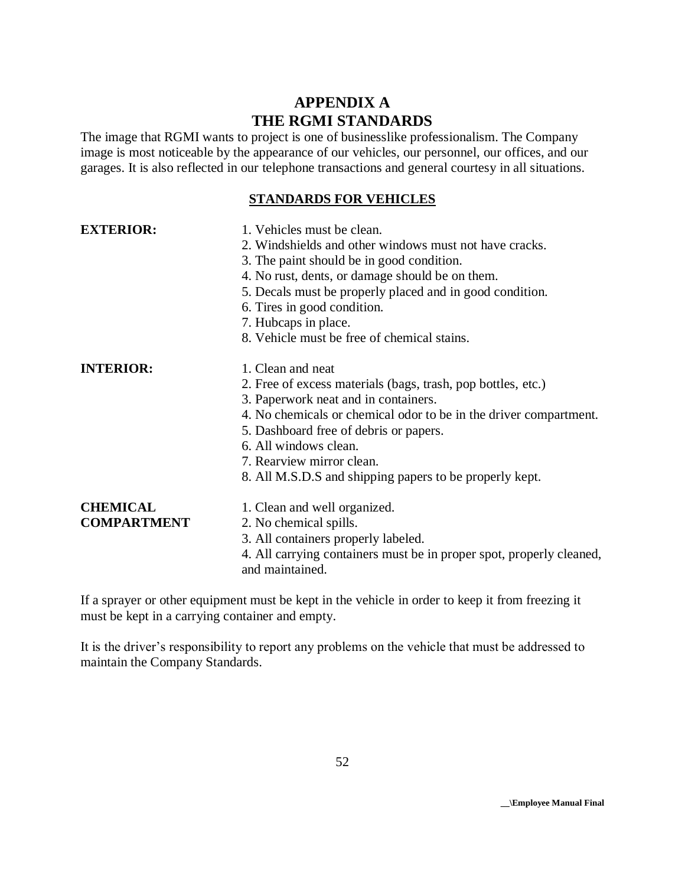# APPENDIX A
# THE RGMI STANDARDS

The image that RGMI wants to project is one of businesslike professionalism. The Company image is most noticeable by the appearance of our vehicles, our personnel, our offices, and our garages. It is also reflected in our telephone transactions and general courtesy in all situations.

## STANDARDS FOR VEHICLES

**EXTERIOR:**

1. Vehicles must be clean.
2. Windshields and other windows must not have cracks.
3. The paint should be in good condition.
4. No rust, dents, or damage should be on them.
5. Decals must be properly placed and in good condition.
6. Tires in good condition.
7. Hubcaps in place.
8. Vehicle must be free of chemical stains.

**INTERIOR:**

1. Clean and neat
2. Free of excess materials (bags, trash, pop bottles, etc.)
3. Paperwork neat and in containers.
4. No chemicals or chemical odor to be in the driver compartment.
5. Dashboard free of debris or papers.
6. All windows clean.
7. Rearview mirror clean.
8. All M.S.D.S and shipping papers to be properly kept.

**CHEMICAL COMPARTMENT**

1. Clean and well organized.
2. No chemical spills.
3. All containers properly labeled.
4. All carrying containers must be in proper spot, properly cleaned, and maintained.

If a sprayer or other equipment must be kept in the vehicle in order to keep it from freezing it must be kept in a carrying container and empty.

It is the driver's responsibility to report any problems on the vehicle that must be addressed to maintain the Company Standards.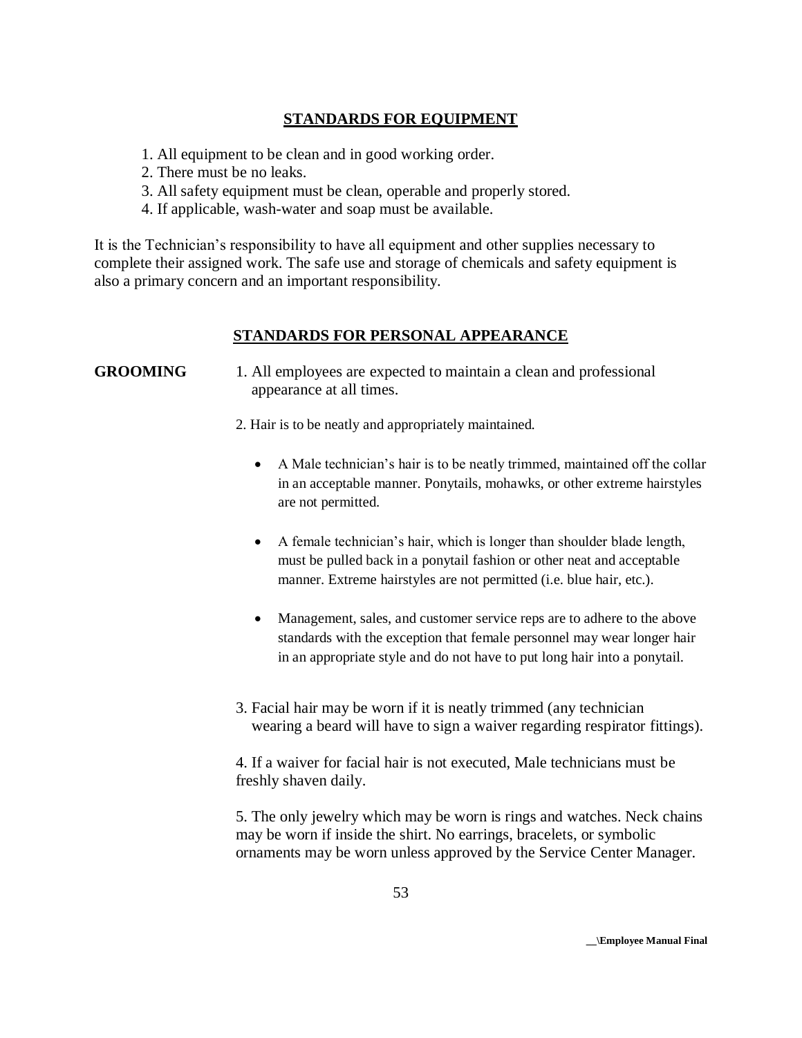## STANDARDS FOR EQUIPMENT

1. All equipment to be clean and in good working order.
2. There must be no leaks.
3. All safety equipment must be clean, operable and properly stored.
4. If applicable, wash-water and soap must be available.

It is the Technician's responsibility to have all equipment and other supplies necessary to complete their assigned work. The safe use and storage of chemicals and safety equipment is also a primary concern and an important responsibility.

## STANDARDS FOR PERSONAL APPEARANCE

**GROOMING**

1. All employees are expected to maintain a clean and professional appearance at all times.

2. Hair is to be neatly and appropriately maintained.

   - A Male technician's hair is to be neatly trimmed, maintained off the collar in an acceptable manner. Ponytails, mohawks, or other extreme hairstyles are not permitted.
   - A female technician's hair, which is longer than shoulder blade length, must be pulled back in a ponytail fashion or other neat and acceptable manner. Extreme hairstyles are not permitted (i.e. blue hair, etc.).
   - Management, sales, and customer service reps are to adhere to the above standards with the exception that female personnel may wear longer hair in an appropriate style and do not have to put long hair into a ponytail.

3. Facial hair may be worn if it is neatly trimmed (any technician wearing a beard will have to sign a waiver regarding respirator fittings).

4. If a waiver for facial hair is not executed, Male technicians must be freshly shaven daily.

5. The only jewelry which may be worn is rings and watches. Neck chains may be worn if inside the shirt. No earrings, bracelets, or symbolic ornaments may be worn unless approved by the Service Center Manager.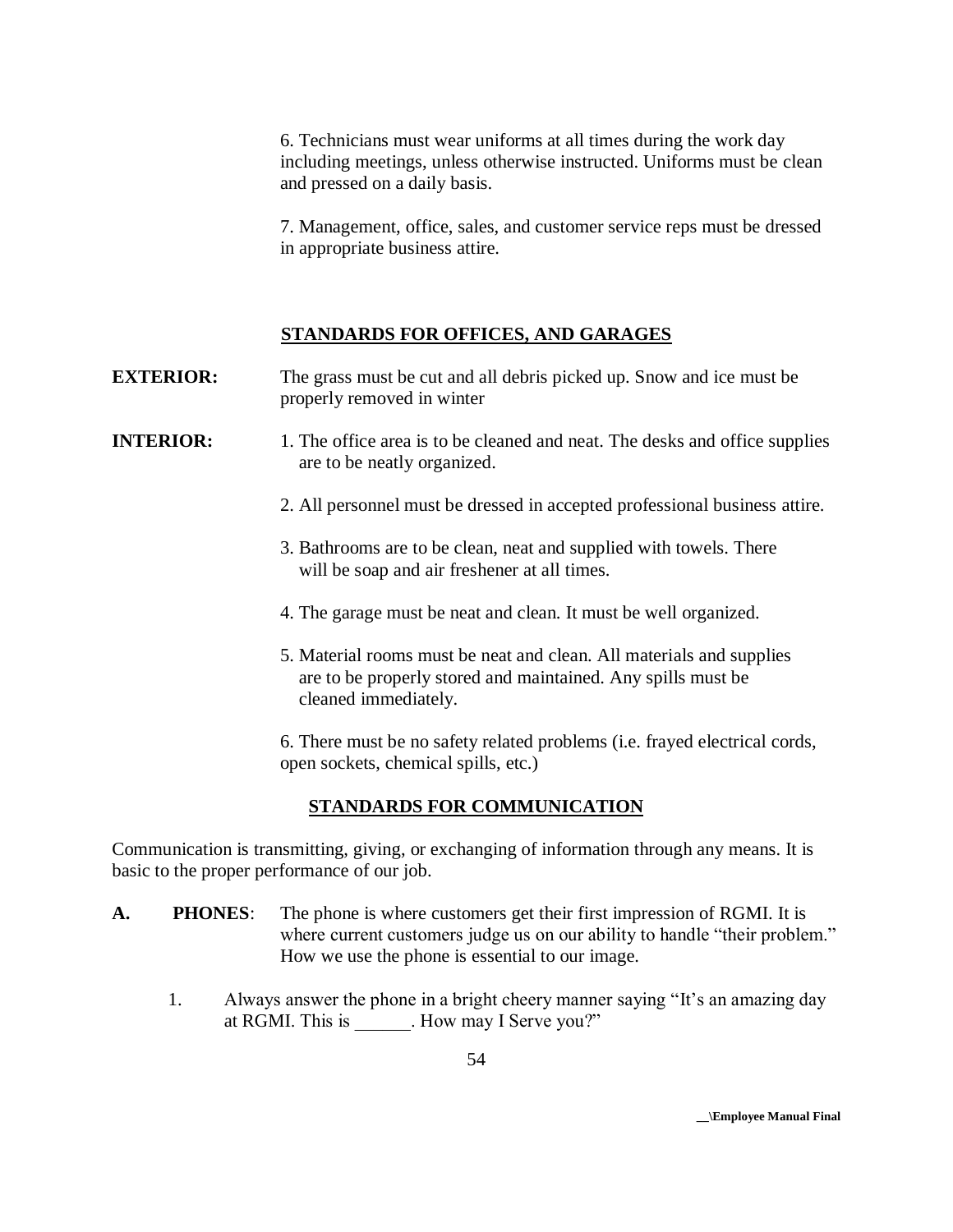6. Technicians must wear uniforms at all times during the work day including meetings, unless otherwise instructed. Uniforms must be clean and pressed on a daily basis.

7. Management, office, sales, and customer service reps must be dressed in appropriate business attire.

## STANDARDS FOR OFFICES, AND GARAGES

**EXTERIOR:** The grass must be cut and all debris picked up. Snow and ice must be properly removed in winter

**INTERIOR:**

1. The office area is to be cleaned and neat. The desks and office supplies are to be neatly organized.

2. All personnel must be dressed in accepted professional business attire.

3. Bathrooms are to be clean, neat and supplied with towels. There will be soap and air freshener at all times.

4. The garage must be neat and clean. It must be well organized.

5. Material rooms must be neat and clean. All materials and supplies are to be properly stored and maintained. Any spills must be cleaned immediately.

6. There must be no safety related problems (i.e. frayed electrical cords, open sockets, chemical spills, etc.)

## STANDARDS FOR COMMUNICATION

Communication is transmitting, giving, or exchanging of information through any means. It is basic to the proper performance of our job.

**A. PHONES**: The phone is where customers get their first impression of RGMI. It is where current customers judge us on our ability to handle "their problem." How we use the phone is essential to our image.

1. Always answer the phone in a bright cheery manner saying "It's an amazing day at RGMI. This is ______. How may I Serve you?"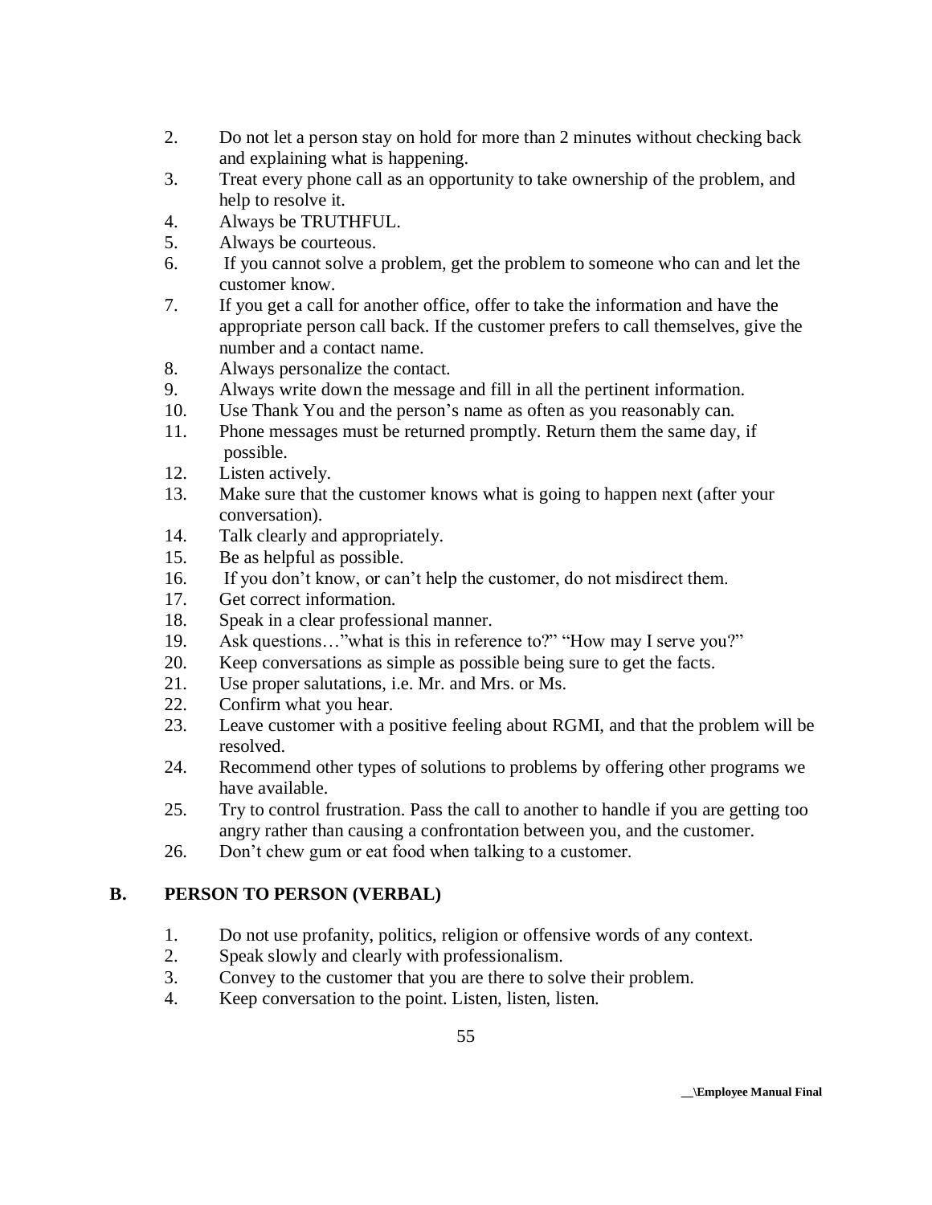2. Do not let a person stay on hold for more than 2 minutes without checking back and explaining what is happening.
3. Treat every phone call as an opportunity to take ownership of the problem, and help to resolve it.
4. Always be TRUTHFUL.
5. Always be courteous.
6. If you cannot solve a problem, get the problem to someone who can and let the customer know.
7. If you get a call for another office, offer to take the information and have the appropriate person call back. If the customer prefers to call themselves, give the number and a contact name.
8. Always personalize the contact.
9. Always write down the message and fill in all the pertinent information.
10. Use Thank You and the person's name as often as you reasonably can.
11. Phone messages must be returned promptly. Return them the same day, if possible.
12. Listen actively.
13. Make sure that the customer knows what is going to happen next (after your conversation).
14. Talk clearly and appropriately.
15. Be as helpful as possible.
16. If you don't know, or can't help the customer, do not misdirect them.
17. Get correct information.
18. Speak in a clear professional manner.
19. Ask questions…"what is this in reference to?" "How may I serve you?"
20. Keep conversations as simple as possible being sure to get the facts.
21. Use proper salutations, i.e. Mr. and Mrs. or Ms.
22. Confirm what you hear.
23. Leave customer with a positive feeling about RGMI, and that the problem will be resolved.
24. Recommend other types of solutions to problems by offering other programs we have available.
25. Try to control frustration. Pass the call to another to handle if you are getting too angry rather than causing a confrontation between you, and the customer.
26. Don't chew gum or eat food when talking to a customer.

## B. PERSON TO PERSON (VERBAL)

1. Do not use profanity, politics, religion or offensive words of any context.
2. Speak slowly and clearly with professionalism.
3. Convey to the customer that you are there to solve their problem.
4. Keep conversation to the point. Listen, listen, listen.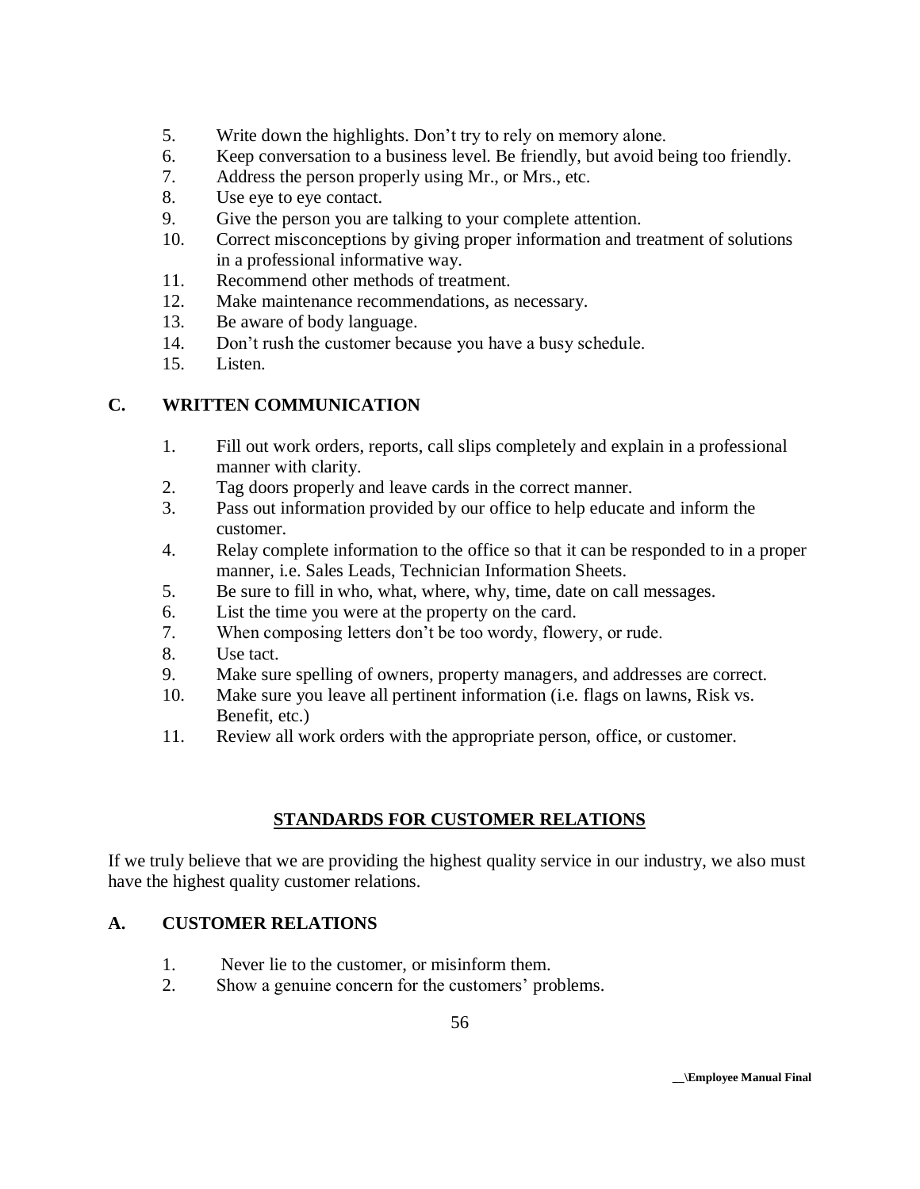5. Write down the highlights. Don't try to rely on memory alone.
6. Keep conversation to a business level. Be friendly, but avoid being too friendly.
7. Address the person properly using Mr., or Mrs., etc.
8. Use eye to eye contact.
9. Give the person you are talking to your complete attention.
10. Correct misconceptions by giving proper information and treatment of solutions in a professional informative way.
11. Recommend other methods of treatment.
12. Make maintenance recommendations, as necessary.
13. Be aware of body language.
14. Don't rush the customer because you have a busy schedule.
15. Listen.

## C. WRITTEN COMMUNICATION

1. Fill out work orders, reports, call slips completely and explain in a professional manner with clarity.
2. Tag doors properly and leave cards in the correct manner.
3. Pass out information provided by our office to help educate and inform the customer.
4. Relay complete information to the office so that it can be responded to in a proper manner, i.e. Sales Leads, Technician Information Sheets.
5. Be sure to fill in who, what, where, why, time, date on call messages.
6. List the time you were at the property on the card.
7. When composing letters don't be too wordy, flowery, or rude.
8. Use tact.
9. Make sure spelling of owners, property managers, and addresses are correct.
10. Make sure you leave all pertinent information (i.e. flags on lawns, Risk vs. Benefit, etc.)
11. Review all work orders with the appropriate person, office, or customer.

# STANDARDS FOR CUSTOMER RELATIONS

If we truly believe that we are providing the highest quality service in our industry, we also must have the highest quality customer relations.

## A. CUSTOMER RELATIONS

1. Never lie to the customer, or misinform them.
2. Show a genuine concern for the customers' problems.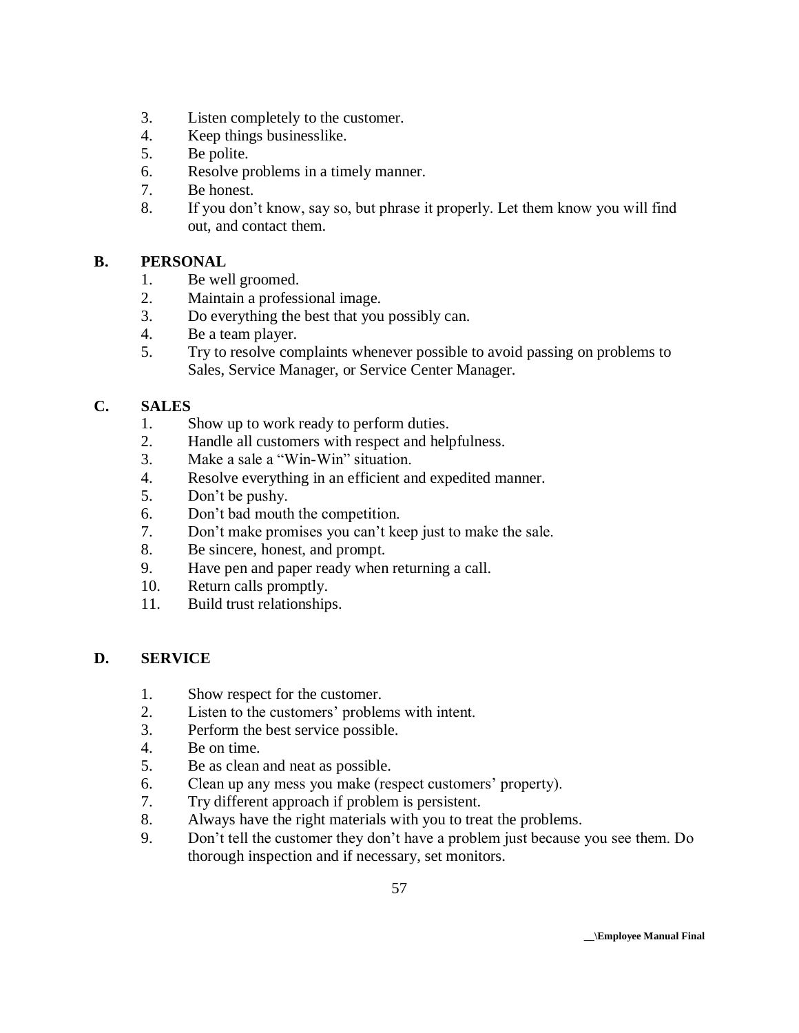3. Listen completely to the customer.
4. Keep things businesslike.
5. Be polite.
6. Resolve problems in a timely manner.
7. Be honest.
8. If you don't know, say so, but phrase it properly. Let them know you will find out, and contact them.

## B. PERSONAL

1. Be well groomed.
2. Maintain a professional image.
3. Do everything the best that you possibly can.
4. Be a team player.
5. Try to resolve complaints whenever possible to avoid passing on problems to Sales, Service Manager, or Service Center Manager.

## C. SALES

1. Show up to work ready to perform duties.
2. Handle all customers with respect and helpfulness.
3. Make a sale a "Win-Win" situation.
4. Resolve everything in an efficient and expedited manner.
5. Don't be pushy.
6. Don't bad mouth the competition.
7. Don't make promises you can't keep just to make the sale.
8. Be sincere, honest, and prompt.
9. Have pen and paper ready when returning a call.
10. Return calls promptly.
11. Build trust relationships.

## D. SERVICE

1. Show respect for the customer.
2. Listen to the customers' problems with intent.
3. Perform the best service possible.
4. Be on time.
5. Be as clean and neat as possible.
6. Clean up any mess you make (respect customers' property).
7. Try different approach if problem is persistent.
8. Always have the right materials with you to treat the problems.
9. Don't tell the customer they don't have a problem just because you see them. Do thorough inspection and if necessary, set monitors.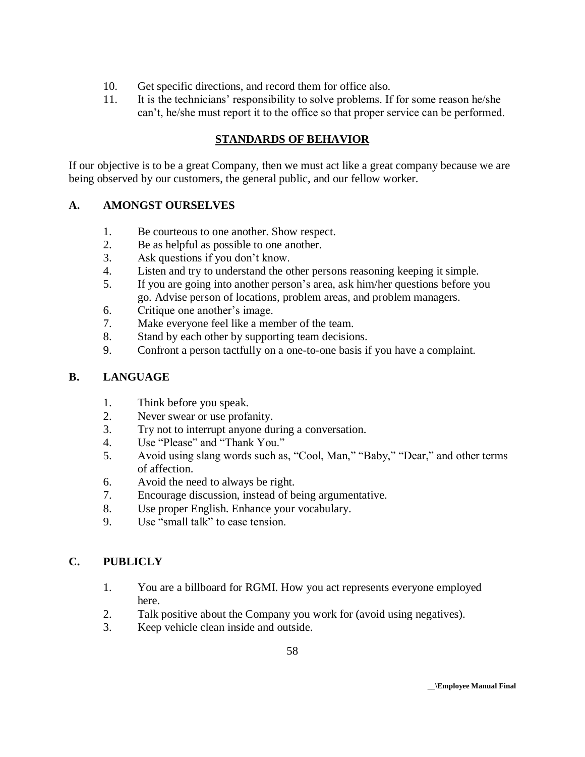10. Get specific directions, and record them for office also.
11. It is the technicians' responsibility to solve problems. If for some reason he/she can't, he/she must report it to the office so that proper service can be performed.

## STANDARDS OF BEHAVIOR

If our objective is to be a great Company, then we must act like a great company because we are being observed by our customers, the general public, and our fellow worker.

### A. AMONGST OURSELVES

1. Be courteous to one another. Show respect.
2. Be as helpful as possible to one another.
3. Ask questions if you don't know.
4. Listen and try to understand the other persons reasoning keeping it simple.
5. If you are going into another person's area, ask him/her questions before you go. Advise person of locations, problem areas, and problem managers.
6. Critique one another's image.
7. Make everyone feel like a member of the team.
8. Stand by each other by supporting team decisions.
9. Confront a person tactfully on a one-to-one basis if you have a complaint.

### B. LANGUAGE

1. Think before you speak.
2. Never swear or use profanity.
3. Try not to interrupt anyone during a conversation.
4. Use "Please" and "Thank You."
5. Avoid using slang words such as, "Cool, Man," "Baby," "Dear," and other terms of affection.
6. Avoid the need to always be right.
7. Encourage discussion, instead of being argumentative.
8. Use proper English. Enhance your vocabulary.
9. Use "small talk" to ease tension.

### C. PUBLICLY

1. You are a billboard for RGMI. How you act represents everyone employed here.
2. Talk positive about the Company you work for (avoid using negatives).
3. Keep vehicle clean inside and outside.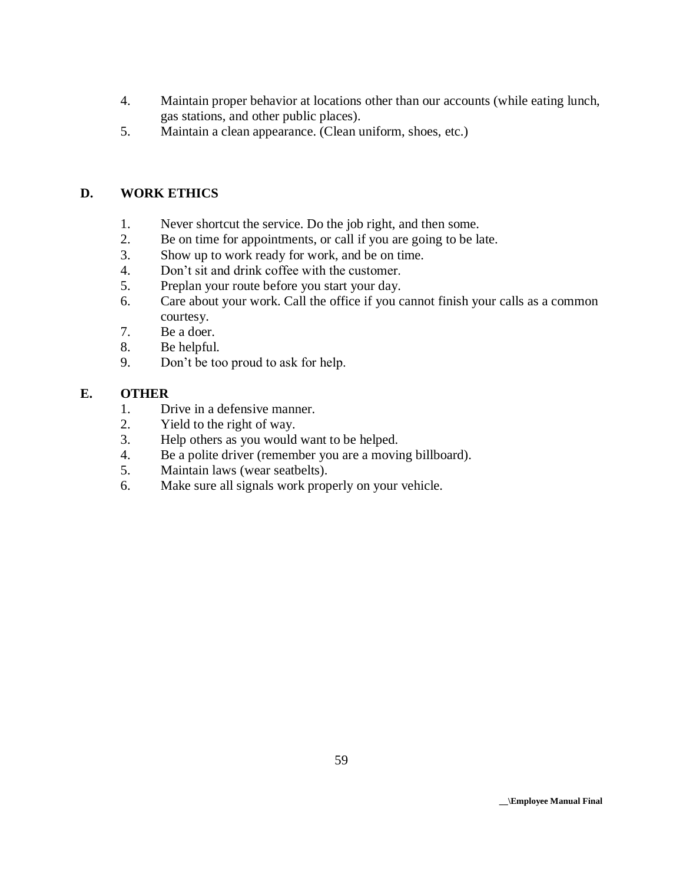4. Maintain proper behavior at locations other than our accounts (while eating lunch, gas stations, and other public places).
5. Maintain a clean appearance. (Clean uniform, shoes, etc.)

## D. WORK ETHICS

1. Never shortcut the service. Do the job right, and then some.
2. Be on time for appointments, or call if you are going to be late.
3. Show up to work ready for work, and be on time.
4. Don't sit and drink coffee with the customer.
5. Preplan your route before you start your day.
6. Care about your work. Call the office if you cannot finish your calls as a common courtesy.
7. Be a doer.
8. Be helpful.
9. Don't be too proud to ask for help.

## E. OTHER

1. Drive in a defensive manner.
2. Yield to the right of way.
3. Help others as you would want to be helped.
4. Be a polite driver (remember you are a moving billboard).
5. Maintain laws (wear seatbelts).
6. Make sure all signals work properly on your vehicle.